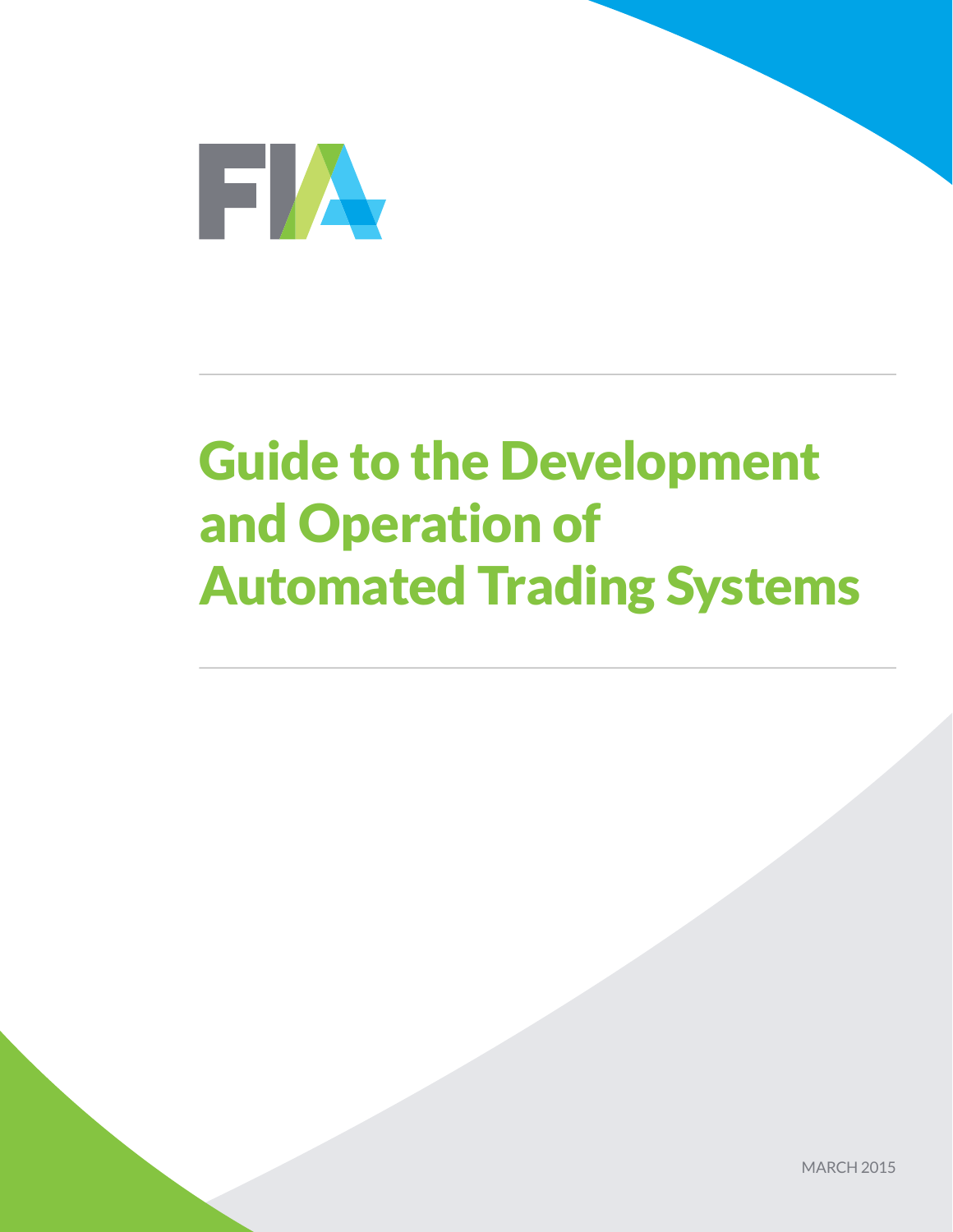FIA

# Guide to the Development and Operation of Automated Trading Systems

MARCH 2015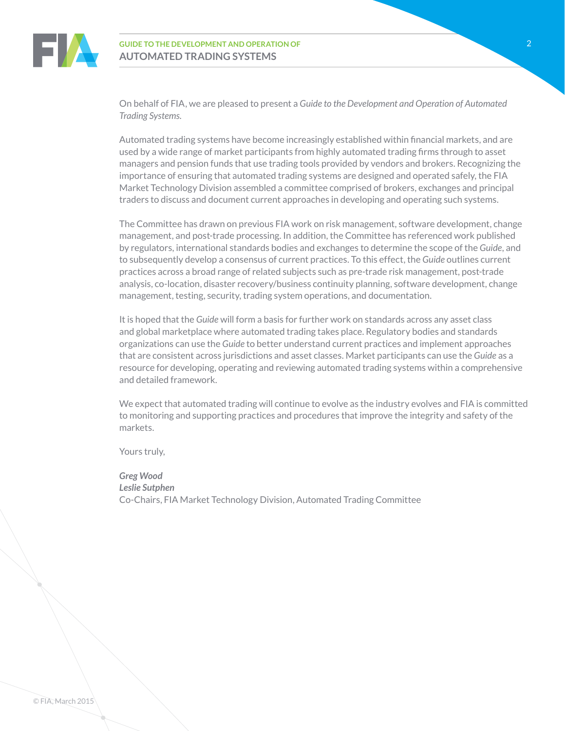On behalf of FIA, we are pleased to present a *Guide to the Development and Operation of Automated Trading Systems.*

Automated trading systems have become increasingly established within financial markets, and are used by a wide range of market participants from highly automated trading firms through to asset managers and pension funds that use trading tools provided by vendors and brokers. Recognizing the importance of ensuring that automated trading systems are designed and operated safely, the FIA Market Technology Division assembled a committee comprised of brokers, exchanges and principal traders to discuss and document current approaches in developing and operating such systems.

The Committee has drawn on previous FIA work on risk management, software development, change management, and post-trade processing. In addition, the Committee has referenced work published by regulators, international standards bodies and exchanges to determine the scope of the *Guide*, and to subsequently develop a consensus of current practices. To this effect, the *Guide* outlines current practices across a broad range of related subjects such as pre-trade risk management, post-trade analysis, co-location, disaster recovery/business continuity planning, software development, change management, testing, security, trading system operations, and documentation.

It is hoped that the *Guide* will form a basis for further work on standards across any asset class and global marketplace where automated trading takes place. Regulatory bodies and standards organizations can use the *Guide* to better understand current practices and implement approaches that are consistent across jurisdictions and asset classes. Market participants can use the *Guide* as a resource for developing, operating and reviewing automated trading systems within a comprehensive and detailed framework.

We expect that automated trading will continue to evolve as the industry evolves and FIA is committed to monitoring and supporting practices and procedures that improve the integrity and safety of the markets.

Yours truly,

***Greg Wood***
***Leslie Sutphen***
Co-Chairs, FIA Market Technology Division, Automated Trading Committee

© FIA, March 2015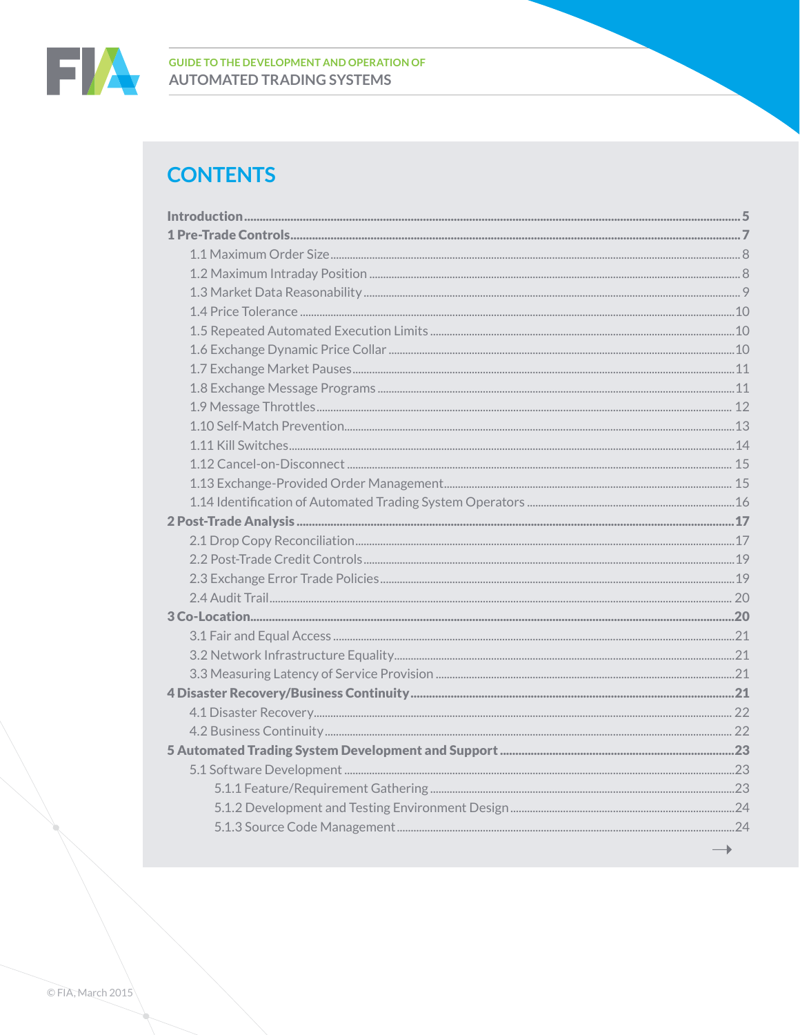## CONTENTS

**Introduction** ..... **5**

**1 Pre-Trade Controls** ..... **7**

- 1.1 Maximum Order Size ..... 8
- 1.2 Maximum Intraday Position ..... 8
- 1.3 Market Data Reasonability ..... 9
- 1.4 Price Tolerance ..... 10
- 1.5 Repeated Automated Execution Limits ..... 10
- 1.6 Exchange Dynamic Price Collar ..... 10
- 1.7 Exchange Market Pauses ..... 11
- 1.8 Exchange Message Programs ..... 11
- 1.9 Message Throttles ..... 12
- 1.10 Self-Match Prevention ..... 13
- 1.11 Kill Switches ..... 14
- 1.12 Cancel-on-Disconnect ..... 15
- 1.13 Exchange-Provided Order Management ..... 15
- 1.14 Identification of Automated Trading System Operators ..... 16

**2 Post-Trade Analysis** ..... **17**

- 2.1 Drop Copy Reconciliation ..... 17
- 2.2 Post-Trade Credit Controls ..... 19
- 2.3 Exchange Error Trade Policies ..... 19
- 2.4 Audit Trail ..... 20

**3 Co-Location** ..... **20**

- 3.1 Fair and Equal Access ..... 21
- 3.2 Network Infrastructure Equality ..... 21
- 3.3 Measuring Latency of Service Provision ..... 21

**4 Disaster Recovery/Business Continuity** ..... **21**

- 4.1 Disaster Recovery ..... 22
- 4.2 Business Continuity ..... 22

**5 Automated Trading System Development and Support** ..... **23**

- 5.1 Software Development ..... 23
  - 5.1.1 Feature/Requirement Gathering ..... 23
  - 5.1.2 Development and Testing Environment Design ..... 24
  - 5.1.3 Source Code Management ..... 24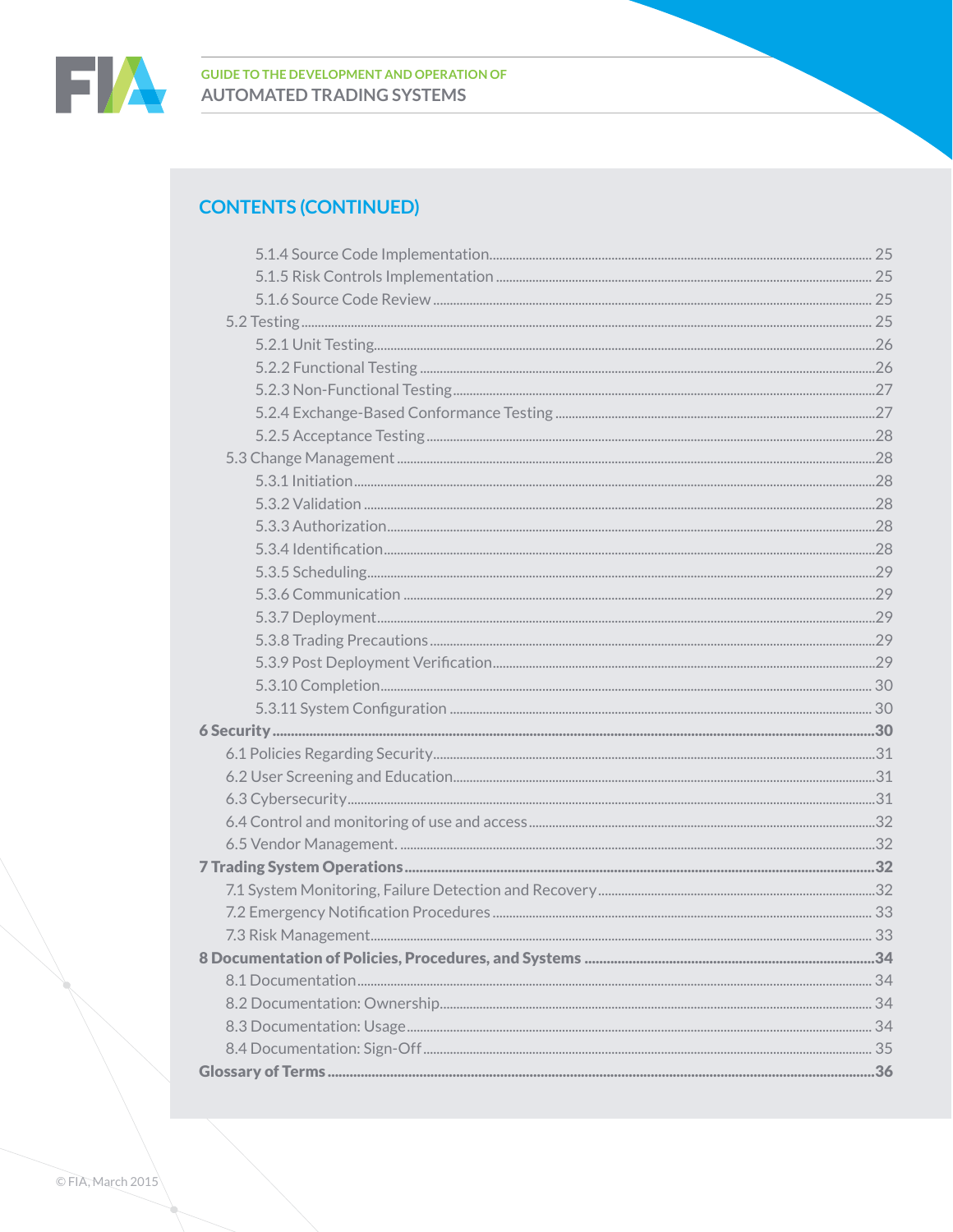## CONTENTS (CONTINUED)

- 5.1.4 Source Code Implementation ..... 25
- 5.1.5 Risk Controls Implementation ..... 25
- 5.1.6 Source Code Review ..... 25
- 5.2 Testing ..... 25
  - 5.2.1 Unit Testing ..... 26
  - 5.2.2 Functional Testing ..... 26
  - 5.2.3 Non-Functional Testing ..... 27
  - 5.2.4 Exchange-Based Conformance Testing ..... 27
  - 5.2.5 Acceptance Testing ..... 28
- 5.3 Change Management ..... 28
  - 5.3.1 Initiation ..... 28
  - 5.3.2 Validation ..... 28
  - 5.3.3 Authorization ..... 28
  - 5.3.4 Identification ..... 28
  - 5.3.5 Scheduling ..... 29
  - 5.3.6 Communication ..... 29
  - 5.3.7 Deployment ..... 29
  - 5.3.8 Trading Precautions ..... 29
  - 5.3.9 Post Deployment Verification ..... 29
  - 5.3.10 Completion ..... 30
  - 5.3.11 System Configuration ..... 30

**6 Security ..... 30**

- 6.1 Policies Regarding Security ..... 31
- 6.2 User Screening and Education ..... 31
- 6.3 Cybersecurity ..... 31
- 6.4 Control and monitoring of use and access ..... 32
- 6.5 Vendor Management. ..... 32

**7 Trading System Operations ..... 32**

- 7.1 System Monitoring, Failure Detection and Recovery ..... 32
- 7.2 Emergency Notification Procedures ..... 33
- 7.3 Risk Management ..... 33

**8 Documentation of Policies, Procedures, and Systems ..... 34**

- 8.1 Documentation ..... 34
- 8.2 Documentation: Ownership ..... 34
- 8.3 Documentation: Usage ..... 34
- 8.4 Documentation: Sign-Off ..... 35

**Glossary of Terms ..... 36**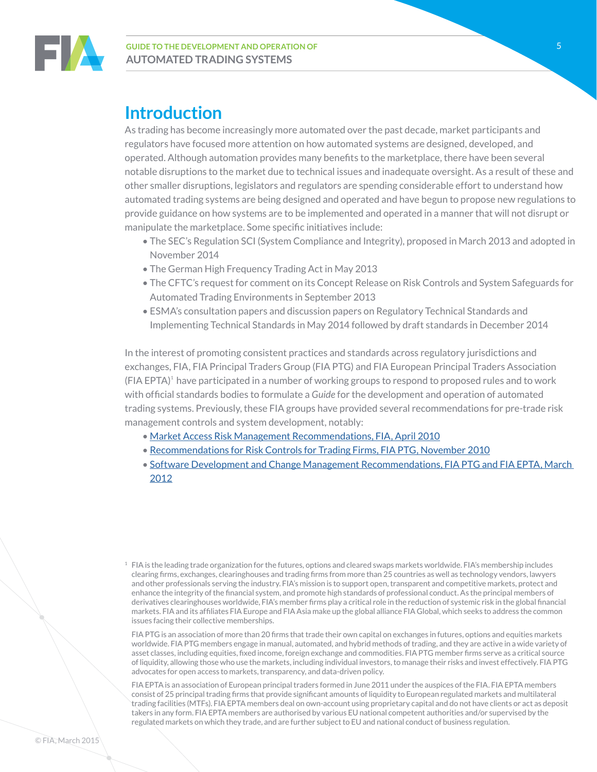# Introduction

As trading has become increasingly more automated over the past decade, market participants and regulators have focused more attention on how automated systems are designed, developed, and operated. Although automation provides many benefits to the marketplace, there have been several notable disruptions to the market due to technical issues and inadequate oversight. As a result of these and other smaller disruptions, legislators and regulators are spending considerable effort to understand how automated trading systems are being designed and operated and have begun to propose new regulations to provide guidance on how systems are to be implemented and operated in a manner that will not disrupt or manipulate the marketplace. Some specific initiatives include:

- The SEC's Regulation SCI (System Compliance and Integrity), proposed in March 2013 and adopted in November 2014
- The German High Frequency Trading Act in May 2013
- The CFTC's request for comment on its Concept Release on Risk Controls and System Safeguards for Automated Trading Environments in September 2013
- ESMA's consultation papers and discussion papers on Regulatory Technical Standards and Implementing Technical Standards in May 2014 followed by draft standards in December 2014

In the interest of promoting consistent practices and standards across regulatory jurisdictions and exchanges, FIA, FIA Principal Traders Group (FIA PTG) and FIA European Principal Traders Association (FIA EPTA)[1] have participated in a number of working groups to respond to proposed rules and to work with official standards bodies to formulate a *Guide* for the development and operation of automated trading systems. Previously, these FIA groups have provided several recommendations for pre-trade risk management controls and system development, notably:

- Market Access Risk Management Recommendations, FIA, April 2010
- Recommendations for Risk Controls for Trading Firms, FIA PTG, November 2010
- Software Development and Change Management Recommendations, FIA PTG and FIA EPTA, March 2012

[1] FIA is the leading trade organization for the futures, options and cleared swaps markets worldwide. FIA's membership includes clearing firms, exchanges, clearinghouses and trading firms from more than 25 countries as well as technology vendors, lawyers and other professionals serving the industry. FIA's mission is to support open, transparent and competitive markets, protect and enhance the integrity of the financial system, and promote high standards of professional conduct. As the principal members of derivatives clearinghouses worldwide, FIA's member firms play a critical role in the reduction of systemic risk in the global financial markets. FIA and its affiliates FIA Europe and FIA Asia make up the global alliance FIA Global, which seeks to address the common issues facing their collective memberships.

FIA PTG is an association of more than 20 firms that trade their own capital on exchanges in futures, options and equities markets worldwide. FIA PTG members engage in manual, automated, and hybrid methods of trading, and they are active in a wide variety of asset classes, including equities, fixed income, foreign exchange and commodities. FIA PTG member firms serve as a critical source of liquidity, allowing those who use the markets, including individual investors, to manage their risks and invest effectively. FIA PTG advocates for open access to markets, transparency, and data-driven policy.

FIA EPTA is an association of European principal traders formed in June 2011 under the auspices of the FIA. FIA EPTA members consist of 25 principal trading firms that provide significant amounts of liquidity to European regulated markets and multilateral trading facilities (MTFs). FIA EPTA members deal on own-account using proprietary capital and do not have clients or act as deposit takers in any form. FIA EPTA members are authorised by various EU national competent authorities and/or supervised by the regulated markets on which they trade, and are further subject to EU and national conduct of business regulation.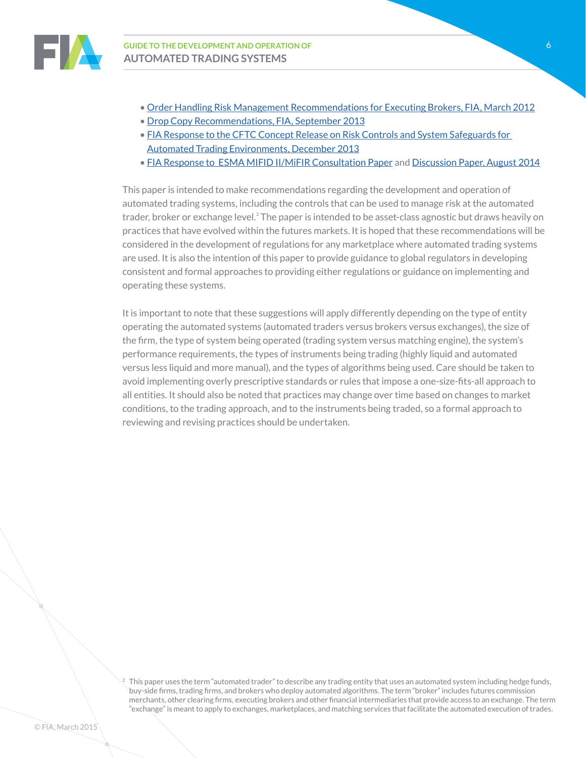- Order Handling Risk Management Recommendations for Executing Brokers, FIA, March 2012
- Drop Copy Recommendations, FIA, September 2013
- FIA Response to the CFTC Concept Release on Risk Controls and System Safeguards for Automated Trading Environments, December 2013
- FIA Response to ESMA MIFID II/MiFIR Consultation Paper and Discussion Paper, August 2014

This paper is intended to make recommendations regarding the development and operation of automated trading systems, including the controls that can be used to manage risk at the automated trader, broker or exchange level.[2] The paper is intended to be asset-class agnostic but draws heavily on practices that have evolved within the futures markets. It is hoped that these recommendations will be considered in the development of regulations for any marketplace where automated trading systems are used. It is also the intention of this paper to provide guidance to global regulators in developing consistent and formal approaches to providing either regulations or guidance on implementing and operating these systems.

It is important to note that these suggestions will apply differently depending on the type of entity operating the automated systems (automated traders versus brokers versus exchanges), the size of the firm, the type of system being operated (trading system versus matching engine), the system's performance requirements, the types of instruments being trading (highly liquid and automated versus less liquid and more manual), and the types of algorithms being used. Care should be taken to avoid implementing overly prescriptive standards or rules that impose a one-size-fits-all approach to all entities. It should also be noted that practices may change over time based on changes to market conditions, to the trading approach, and to the instruments being traded, so a formal approach to reviewing and revising practices should be undertaken.

[2] This paper uses the term "automated trader" to describe any trading entity that uses an automated system including hedge funds, buy-side firms, trading firms, and brokers who deploy automated algorithms. The term "broker" includes futures commission merchants, other clearing firms, executing brokers and other financial intermediaries that provide access to an exchange. The term "exchange" is meant to apply to exchanges, marketplaces, and matching services that facilitate the automated execution of trades.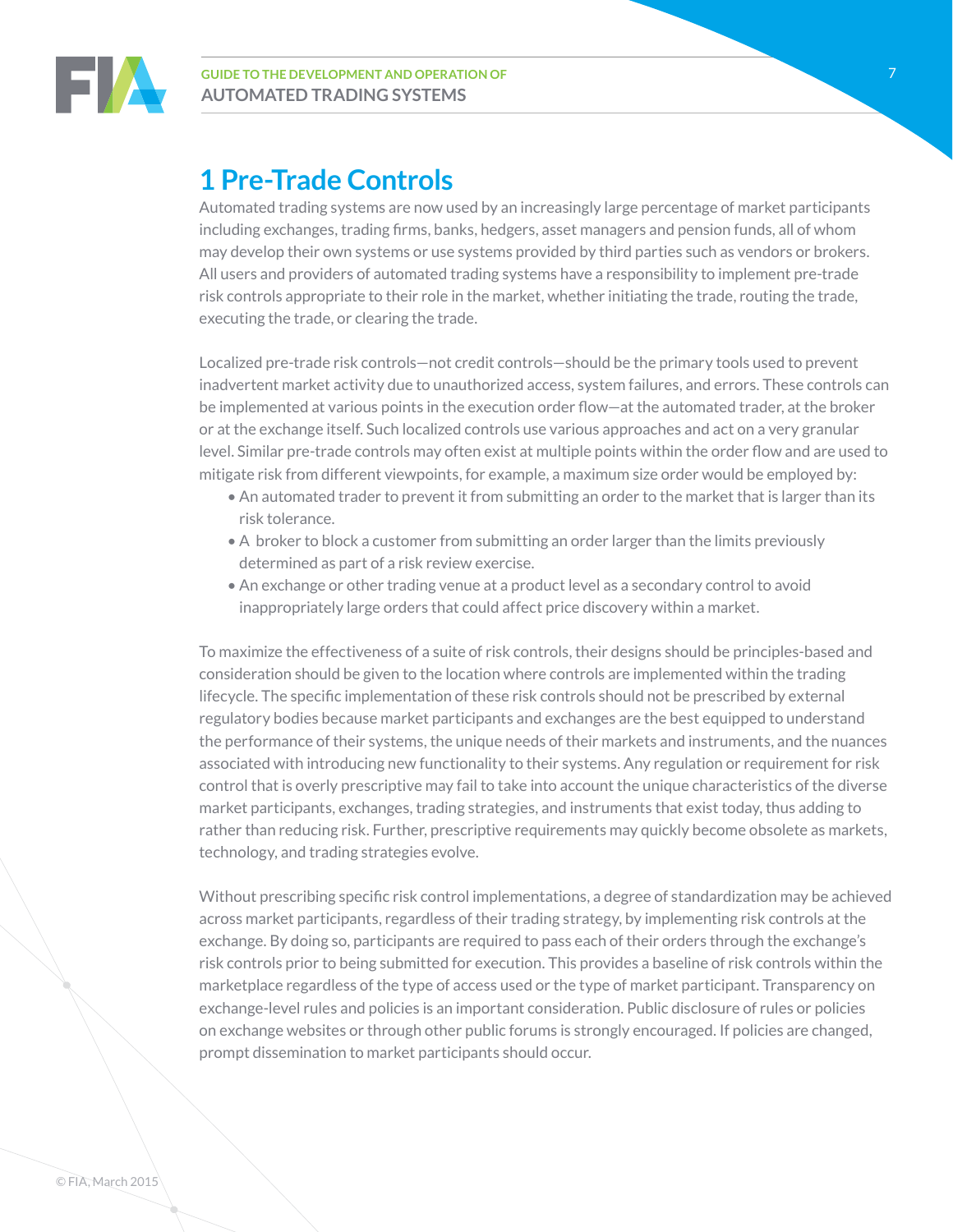# 1 Pre-Trade Controls

Automated trading systems are now used by an increasingly large percentage of market participants including exchanges, trading firms, banks, hedgers, asset managers and pension funds, all of whom may develop their own systems or use systems provided by third parties such as vendors or brokers. All users and providers of automated trading systems have a responsibility to implement pre-trade risk controls appropriate to their role in the market, whether initiating the trade, routing the trade, executing the trade, or clearing the trade.

Localized pre-trade risk controls—not credit controls—should be the primary tools used to prevent inadvertent market activity due to unauthorized access, system failures, and errors. These controls can be implemented at various points in the execution order flow—at the automated trader, at the broker or at the exchange itself. Such localized controls use various approaches and act on a very granular level. Similar pre-trade controls may often exist at multiple points within the order flow and are used to mitigate risk from different viewpoints, for example, a maximum size order would be employed by:

- An automated trader to prevent it from submitting an order to the market that is larger than its risk tolerance.
- A broker to block a customer from submitting an order larger than the limits previously determined as part of a risk review exercise.
- An exchange or other trading venue at a product level as a secondary control to avoid inappropriately large orders that could affect price discovery within a market.

To maximize the effectiveness of a suite of risk controls, their designs should be principles-based and consideration should be given to the location where controls are implemented within the trading lifecycle. The specific implementation of these risk controls should not be prescribed by external regulatory bodies because market participants and exchanges are the best equipped to understand the performance of their systems, the unique needs of their markets and instruments, and the nuances associated with introducing new functionality to their systems. Any regulation or requirement for risk control that is overly prescriptive may fail to take into account the unique characteristics of the diverse market participants, exchanges, trading strategies, and instruments that exist today, thus adding to rather than reducing risk. Further, prescriptive requirements may quickly become obsolete as markets, technology, and trading strategies evolve.

Without prescribing specific risk control implementations, a degree of standardization may be achieved across market participants, regardless of their trading strategy, by implementing risk controls at the exchange. By doing so, participants are required to pass each of their orders through the exchange's risk controls prior to being submitted for execution. This provides a baseline of risk controls within the marketplace regardless of the type of access used or the type of market participant. Transparency on exchange-level rules and policies is an important consideration. Public disclosure of rules or policies on exchange websites or through other public forums is strongly encouraged. If policies are changed, prompt dissemination to market participants should occur.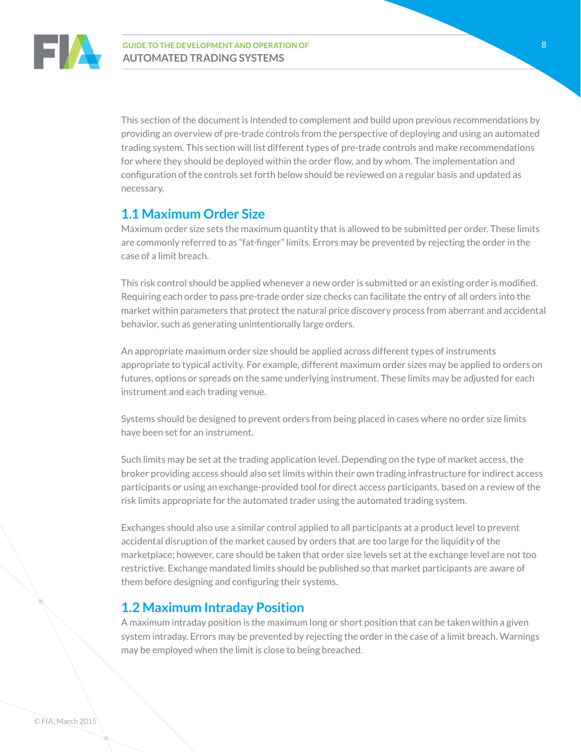This section of the document is intended to complement and build upon previous recommendations by providing an overview of pre-trade controls from the perspective of deploying and using an automated trading system. This section will list different types of pre-trade controls and make recommendations for where they should be deployed within the order flow, and by whom. The implementation and configuration of the controls set forth below should be reviewed on a regular basis and updated as necessary.

## 1.1 Maximum Order Size

Maximum order size sets the maximum quantity that is allowed to be submitted per order. These limits are commonly referred to as "fat-finger" limits. Errors may be prevented by rejecting the order in the case of a limit breach.

This risk control should be applied whenever a new order is submitted or an existing order is modified. Requiring each order to pass pre-trade order size checks can facilitate the entry of all orders into the market within parameters that protect the natural price discovery process from aberrant and accidental behavior, such as generating unintentionally large orders.

An appropriate maximum order size should be applied across different types of instruments appropriate to typical activity. For example, different maximum order sizes may be applied to orders on futures, options or spreads on the same underlying instrument. These limits may be adjusted for each instrument and each trading venue.

Systems should be designed to prevent orders from being placed in cases where no order size limits have been set for an instrument.

Such limits may be set at the trading application level. Depending on the type of market access, the broker providing access should also set limits within their own trading infrastructure for indirect access participants or using an exchange-provided tool for direct access participants, based on a review of the risk limits appropriate for the automated trader using the automated trading system.

Exchanges should also use a similar control applied to all participants at a product level to prevent accidental disruption of the market caused by orders that are too large for the liquidity of the marketplace; however, care should be taken that order size levels set at the exchange level are not too restrictive. Exchange mandated limits should be published so that market participants are aware of them before designing and configuring their systems.

## 1.2 Maximum Intraday Position

A maximum intraday position is the maximum long or short position that can be taken within a given system intraday. Errors may be prevented by rejecting the order in the case of a limit breach. Warnings may be employed when the limit is close to being breached.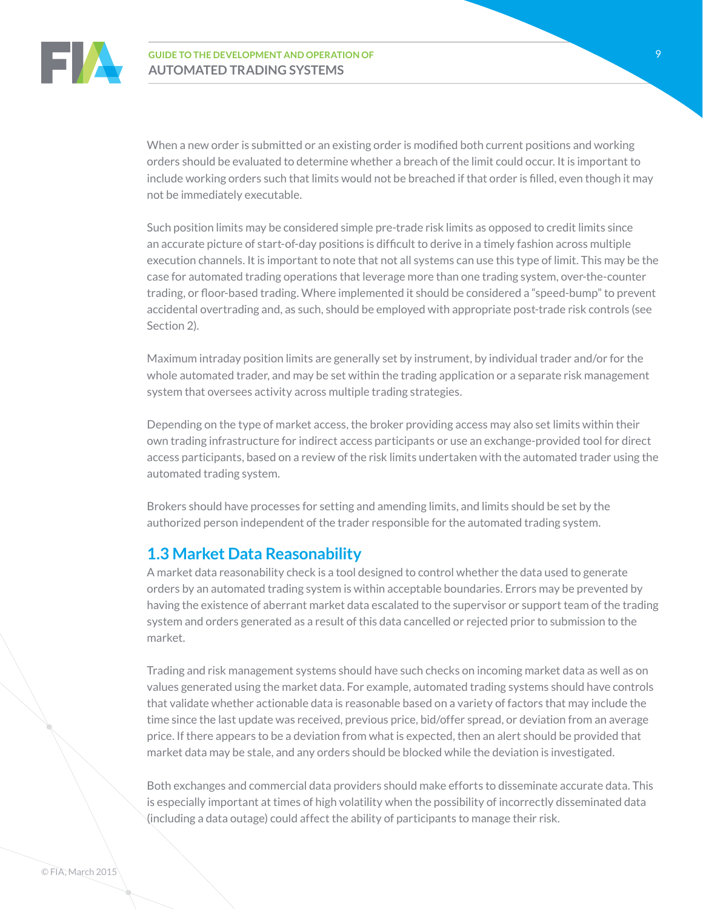When a new order is submitted or an existing order is modified both current positions and working orders should be evaluated to determine whether a breach of the limit could occur. It is important to include working orders such that limits would not be breached if that order is filled, even though it may not be immediately executable.

Such position limits may be considered simple pre-trade risk limits as opposed to credit limits since an accurate picture of start-of-day positions is difficult to derive in a timely fashion across multiple execution channels. It is important to note that not all systems can use this type of limit. This may be the case for automated trading operations that leverage more than one trading system, over-the-counter trading, or floor-based trading. Where implemented it should be considered a "speed-bump" to prevent accidental overtrading and, as such, should be employed with appropriate post-trade risk controls (see Section 2).

Maximum intraday position limits are generally set by instrument, by individual trader and/or for the whole automated trader, and may be set within the trading application or a separate risk management system that oversees activity across multiple trading strategies.

Depending on the type of market access, the broker providing access may also set limits within their own trading infrastructure for indirect access participants or use an exchange-provided tool for direct access participants, based on a review of the risk limits undertaken with the automated trader using the automated trading system.

Brokers should have processes for setting and amending limits, and limits should be set by the authorized person independent of the trader responsible for the automated trading system.

## 1.3 Market Data Reasonability

A market data reasonability check is a tool designed to control whether the data used to generate orders by an automated trading system is within acceptable boundaries. Errors may be prevented by having the existence of aberrant market data escalated to the supervisor or support team of the trading system and orders generated as a result of this data cancelled or rejected prior to submission to the market.

Trading and risk management systems should have such checks on incoming market data as well as on values generated using the market data. For example, automated trading systems should have controls that validate whether actionable data is reasonable based on a variety of factors that may include the time since the last update was received, previous price, bid/offer spread, or deviation from an average price. If there appears to be a deviation from what is expected, then an alert should be provided that market data may be stale, and any orders should be blocked while the deviation is investigated.

Both exchanges and commercial data providers should make efforts to disseminate accurate data. This is especially important at times of high volatility when the possibility of incorrectly disseminated data (including a data outage) could affect the ability of participants to manage their risk.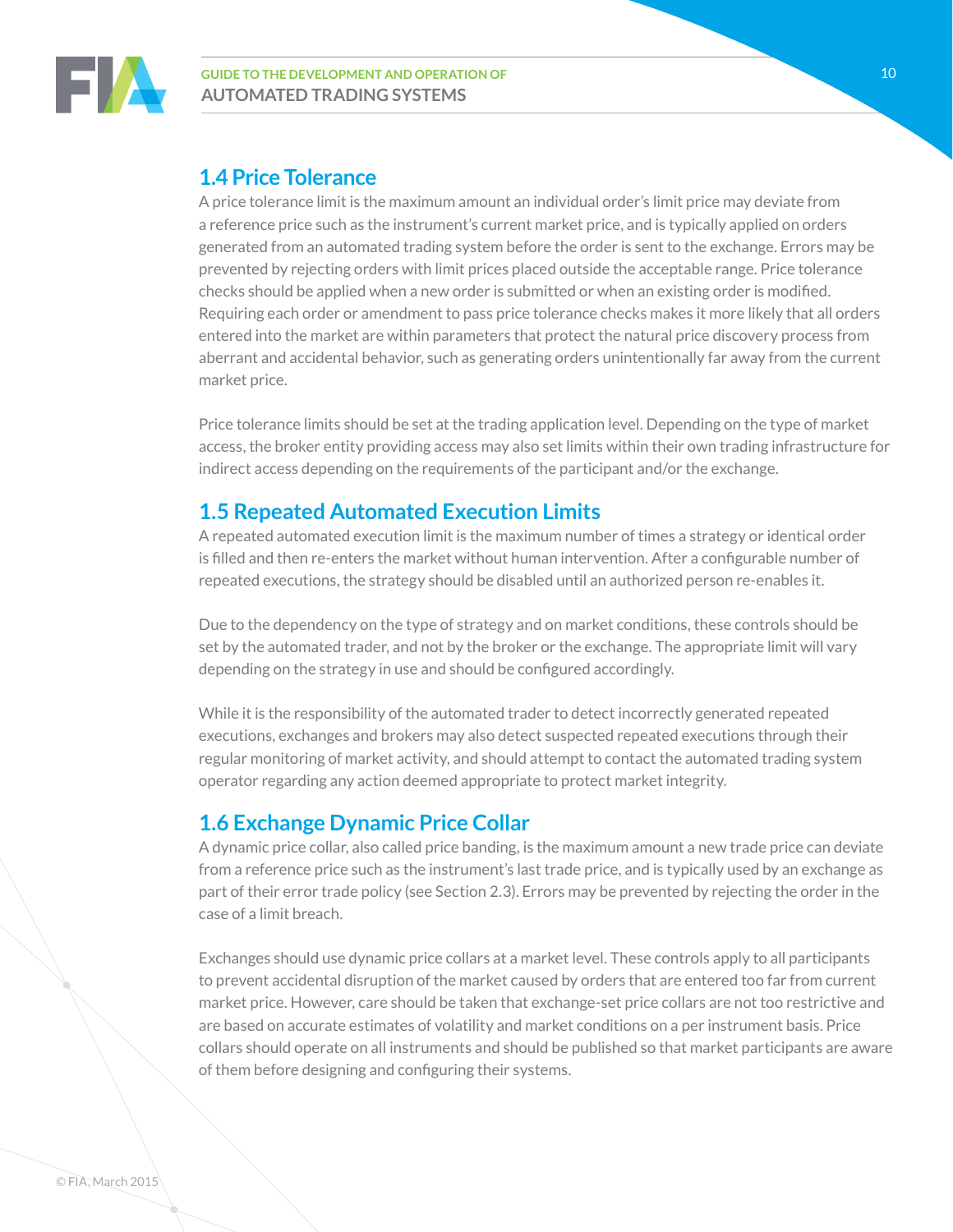## 1.4 Price Tolerance

A price tolerance limit is the maximum amount an individual order's limit price may deviate from a reference price such as the instrument's current market price, and is typically applied on orders generated from an automated trading system before the order is sent to the exchange. Errors may be prevented by rejecting orders with limit prices placed outside the acceptable range. Price tolerance checks should be applied when a new order is submitted or when an existing order is modified. Requiring each order or amendment to pass price tolerance checks makes it more likely that all orders entered into the market are within parameters that protect the natural price discovery process from aberrant and accidental behavior, such as generating orders unintentionally far away from the current market price.

Price tolerance limits should be set at the trading application level. Depending on the type of market access, the broker entity providing access may also set limits within their own trading infrastructure for indirect access depending on the requirements of the participant and/or the exchange.

## 1.5 Repeated Automated Execution Limits

A repeated automated execution limit is the maximum number of times a strategy or identical order is filled and then re-enters the market without human intervention. After a configurable number of repeated executions, the strategy should be disabled until an authorized person re-enables it.

Due to the dependency on the type of strategy and on market conditions, these controls should be set by the automated trader, and not by the broker or the exchange. The appropriate limit will vary depending on the strategy in use and should be configured accordingly.

While it is the responsibility of the automated trader to detect incorrectly generated repeated executions, exchanges and brokers may also detect suspected repeated executions through their regular monitoring of market activity, and should attempt to contact the automated trading system operator regarding any action deemed appropriate to protect market integrity.

## 1.6 Exchange Dynamic Price Collar

A dynamic price collar, also called price banding, is the maximum amount a new trade price can deviate from a reference price such as the instrument's last trade price, and is typically used by an exchange as part of their error trade policy (see Section 2.3). Errors may be prevented by rejecting the order in the case of a limit breach.

Exchanges should use dynamic price collars at a market level. These controls apply to all participants to prevent accidental disruption of the market caused by orders that are entered too far from current market price. However, care should be taken that exchange-set price collars are not too restrictive and are based on accurate estimates of volatility and market conditions on a per instrument basis. Price collars should operate on all instruments and should be published so that market participants are aware of them before designing and configuring their systems.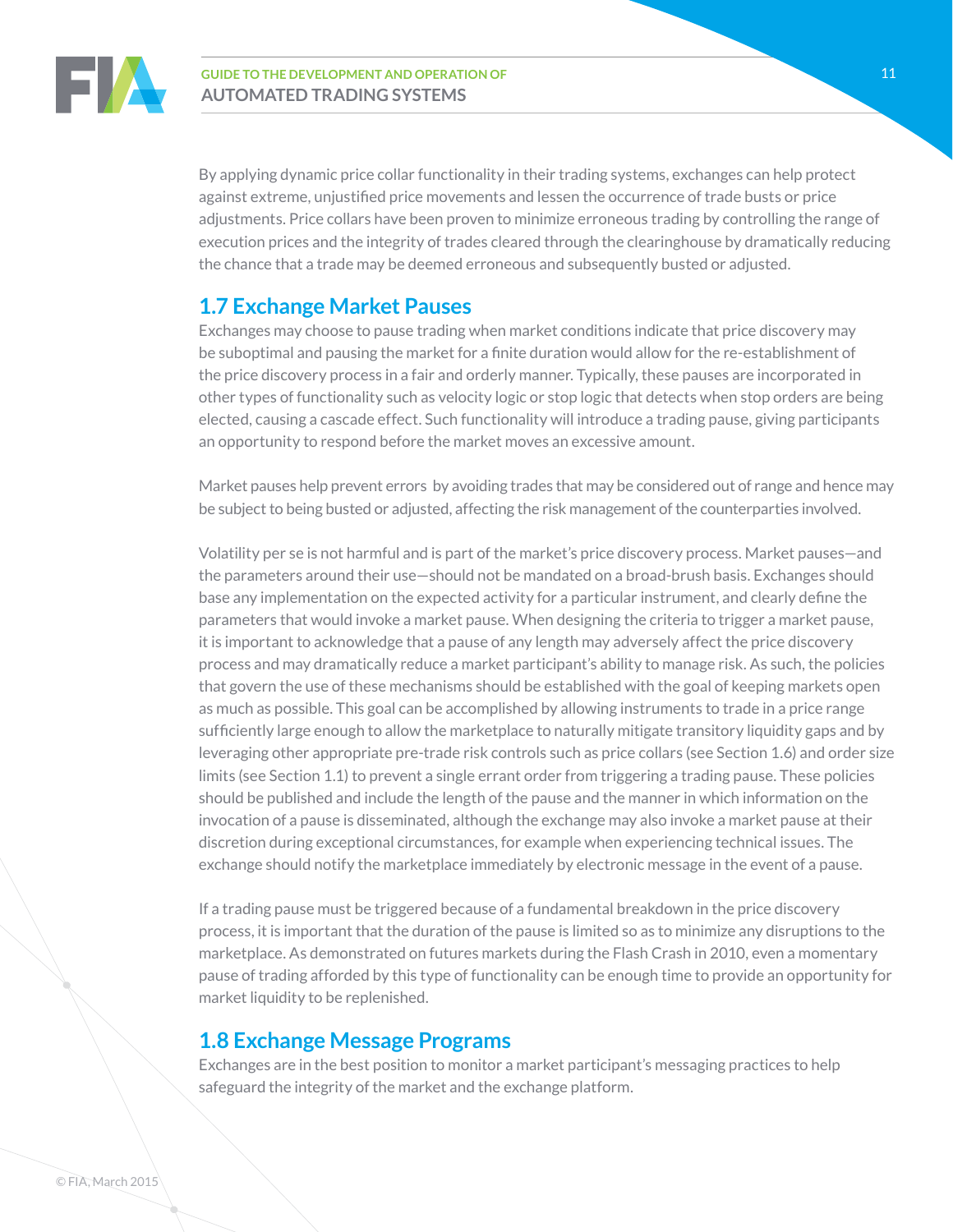By applying dynamic price collar functionality in their trading systems, exchanges can help protect against extreme, unjustified price movements and lessen the occurrence of trade busts or price adjustments. Price collars have been proven to minimize erroneous trading by controlling the range of execution prices and the integrity of trades cleared through the clearinghouse by dramatically reducing the chance that a trade may be deemed erroneous and subsequently busted or adjusted.

## 1.7 Exchange Market Pauses

Exchanges may choose to pause trading when market conditions indicate that price discovery may be suboptimal and pausing the market for a finite duration would allow for the re-establishment of the price discovery process in a fair and orderly manner. Typically, these pauses are incorporated in other types of functionality such as velocity logic or stop logic that detects when stop orders are being elected, causing a cascade effect. Such functionality will introduce a trading pause, giving participants an opportunity to respond before the market moves an excessive amount.

Market pauses help prevent errors by avoiding trades that may be considered out of range and hence may be subject to being busted or adjusted, affecting the risk management of the counterparties involved.

Volatility per se is not harmful and is part of the market's price discovery process. Market pauses—and the parameters around their use—should not be mandated on a broad-brush basis. Exchanges should base any implementation on the expected activity for a particular instrument, and clearly define the parameters that would invoke a market pause. When designing the criteria to trigger a market pause, it is important to acknowledge that a pause of any length may adversely affect the price discovery process and may dramatically reduce a market participant's ability to manage risk. As such, the policies that govern the use of these mechanisms should be established with the goal of keeping markets open as much as possible. This goal can be accomplished by allowing instruments to trade in a price range sufficiently large enough to allow the marketplace to naturally mitigate transitory liquidity gaps and by leveraging other appropriate pre-trade risk controls such as price collars (see Section 1.6) and order size limits (see Section 1.1) to prevent a single errant order from triggering a trading pause. These policies should be published and include the length of the pause and the manner in which information on the invocation of a pause is disseminated, although the exchange may also invoke a market pause at their discretion during exceptional circumstances, for example when experiencing technical issues. The exchange should notify the marketplace immediately by electronic message in the event of a pause.

If a trading pause must be triggered because of a fundamental breakdown in the price discovery process, it is important that the duration of the pause is limited so as to minimize any disruptions to the marketplace. As demonstrated on futures markets during the Flash Crash in 2010, even a momentary pause of trading afforded by this type of functionality can be enough time to provide an opportunity for market liquidity to be replenished.

## 1.8 Exchange Message Programs

Exchanges are in the best position to monitor a market participant's messaging practices to help safeguard the integrity of the market and the exchange platform.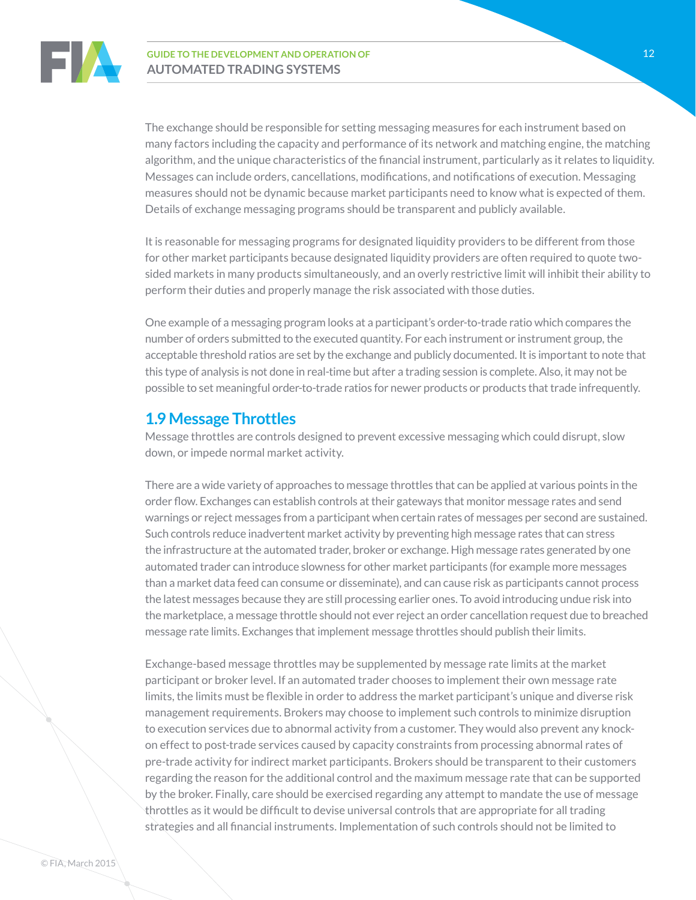The exchange should be responsible for setting messaging measures for each instrument based on many factors including the capacity and performance of its network and matching engine, the matching algorithm, and the unique characteristics of the financial instrument, particularly as it relates to liquidity. Messages can include orders, cancellations, modifications, and notifications of execution. Messaging measures should not be dynamic because market participants need to know what is expected of them. Details of exchange messaging programs should be transparent and publicly available.

It is reasonable for messaging programs for designated liquidity providers to be different from those for other market participants because designated liquidity providers are often required to quote two-sided markets in many products simultaneously, and an overly restrictive limit will inhibit their ability to perform their duties and properly manage the risk associated with those duties.

One example of a messaging program looks at a participant's order-to-trade ratio which compares the number of orders submitted to the executed quantity. For each instrument or instrument group, the acceptable threshold ratios are set by the exchange and publicly documented. It is important to note that this type of analysis is not done in real-time but after a trading session is complete. Also, it may not be possible to set meaningful order-to-trade ratios for newer products or products that trade infrequently.

## 1.9 Message Throttles

Message throttles are controls designed to prevent excessive messaging which could disrupt, slow down, or impede normal market activity.

There are a wide variety of approaches to message throttles that can be applied at various points in the order flow. Exchanges can establish controls at their gateways that monitor message rates and send warnings or reject messages from a participant when certain rates of messages per second are sustained. Such controls reduce inadvertent market activity by preventing high message rates that can stress the infrastructure at the automated trader, broker or exchange. High message rates generated by one automated trader can introduce slowness for other market participants (for example more messages than a market data feed can consume or disseminate), and can cause risk as participants cannot process the latest messages because they are still processing earlier ones. To avoid introducing undue risk into the marketplace, a message throttle should not ever reject an order cancellation request due to breached message rate limits. Exchanges that implement message throttles should publish their limits.

Exchange-based message throttles may be supplemented by message rate limits at the market participant or broker level. If an automated trader chooses to implement their own message rate limits, the limits must be flexible in order to address the market participant's unique and diverse risk management requirements. Brokers may choose to implement such controls to minimize disruption to execution services due to abnormal activity from a customer. They would also prevent any knock-on effect to post-trade services caused by capacity constraints from processing abnormal rates of pre-trade activity for indirect market participants. Brokers should be transparent to their customers regarding the reason for the additional control and the maximum message rate that can be supported by the broker. Finally, care should be exercised regarding any attempt to mandate the use of message throttles as it would be difficult to devise universal controls that are appropriate for all trading strategies and all financial instruments. Implementation of such controls should not be limited to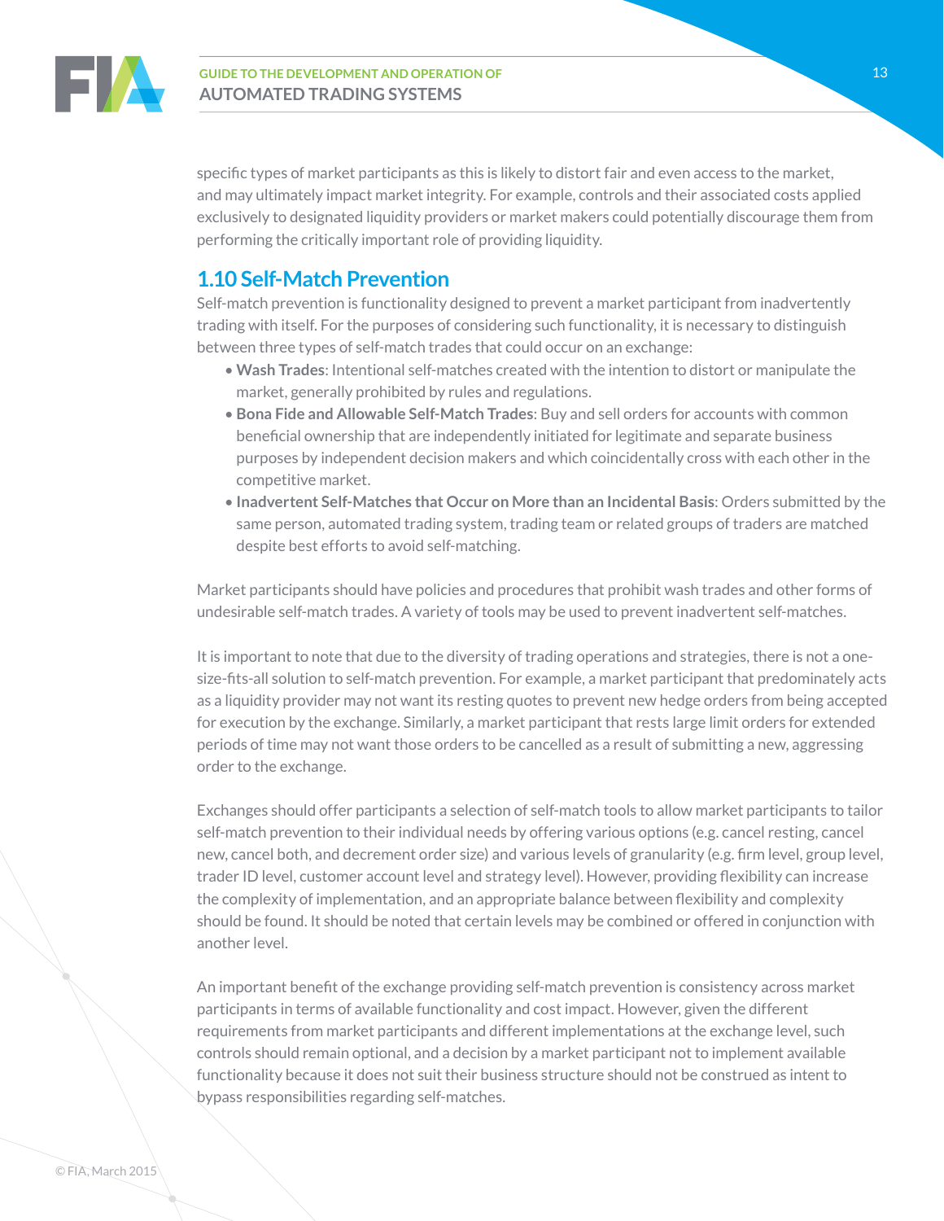specific types of market participants as this is likely to distort fair and even access to the market, and may ultimately impact market integrity. For example, controls and their associated costs applied exclusively to designated liquidity providers or market makers could potentially discourage them from performing the critically important role of providing liquidity.

## 1.10 Self-Match Prevention

Self-match prevention is functionality designed to prevent a market participant from inadvertently trading with itself. For the purposes of considering such functionality, it is necessary to distinguish between three types of self-match trades that could occur on an exchange:

- **Wash Trades**: Intentional self-matches created with the intention to distort or manipulate the market, generally prohibited by rules and regulations.
- **Bona Fide and Allowable Self-Match Trades**: Buy and sell orders for accounts with common beneficial ownership that are independently initiated for legitimate and separate business purposes by independent decision makers and which coincidentally cross with each other in the competitive market.
- **Inadvertent Self-Matches that Occur on More than an Incidental Basis**: Orders submitted by the same person, automated trading system, trading team or related groups of traders are matched despite best efforts to avoid self-matching.

Market participants should have policies and procedures that prohibit wash trades and other forms of undesirable self-match trades. A variety of tools may be used to prevent inadvertent self-matches.

It is important to note that due to the diversity of trading operations and strategies, there is not a one-size-fits-all solution to self-match prevention. For example, a market participant that predominately acts as a liquidity provider may not want its resting quotes to prevent new hedge orders from being accepted for execution by the exchange. Similarly, a market participant that rests large limit orders for extended periods of time may not want those orders to be cancelled as a result of submitting a new, aggressing order to the exchange.

Exchanges should offer participants a selection of self-match tools to allow market participants to tailor self-match prevention to their individual needs by offering various options (e.g. cancel resting, cancel new, cancel both, and decrement order size) and various levels of granularity (e.g. firm level, group level, trader ID level, customer account level and strategy level). However, providing flexibility can increase the complexity of implementation, and an appropriate balance between flexibility and complexity should be found. It should be noted that certain levels may be combined or offered in conjunction with another level.

An important benefit of the exchange providing self-match prevention is consistency across market participants in terms of available functionality and cost impact. However, given the different requirements from market participants and different implementations at the exchange level, such controls should remain optional, and a decision by a market participant not to implement available functionality because it does not suit their business structure should not be construed as intent to bypass responsibilities regarding self-matches.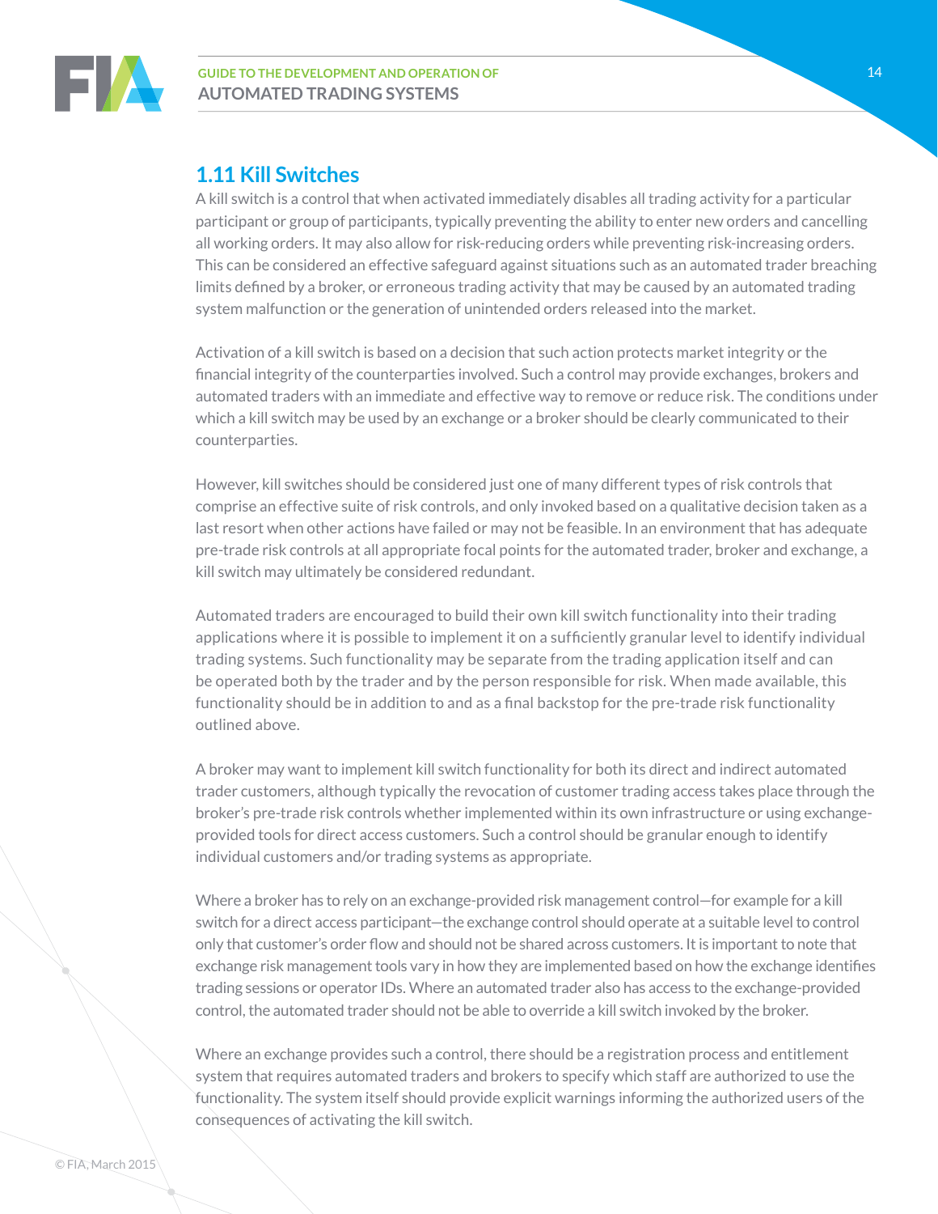## 1.11 Kill Switches

A kill switch is a control that when activated immediately disables all trading activity for a particular participant or group of participants, typically preventing the ability to enter new orders and cancelling all working orders. It may also allow for risk-reducing orders while preventing risk-increasing orders. This can be considered an effective safeguard against situations such as an automated trader breaching limits defined by a broker, or erroneous trading activity that may be caused by an automated trading system malfunction or the generation of unintended orders released into the market.

Activation of a kill switch is based on a decision that such action protects market integrity or the financial integrity of the counterparties involved. Such a control may provide exchanges, brokers and automated traders with an immediate and effective way to remove or reduce risk. The conditions under which a kill switch may be used by an exchange or a broker should be clearly communicated to their counterparties.

However, kill switches should be considered just one of many different types of risk controls that comprise an effective suite of risk controls, and only invoked based on a qualitative decision taken as a last resort when other actions have failed or may not be feasible. In an environment that has adequate pre-trade risk controls at all appropriate focal points for the automated trader, broker and exchange, a kill switch may ultimately be considered redundant.

Automated traders are encouraged to build their own kill switch functionality into their trading applications where it is possible to implement it on a sufficiently granular level to identify individual trading systems. Such functionality may be separate from the trading application itself and can be operated both by the trader and by the person responsible for risk. When made available, this functionality should be in addition to and as a final backstop for the pre-trade risk functionality outlined above.

A broker may want to implement kill switch functionality for both its direct and indirect automated trader customers, although typically the revocation of customer trading access takes place through the broker's pre-trade risk controls whether implemented within its own infrastructure or using exchange-provided tools for direct access customers. Such a control should be granular enough to identify individual customers and/or trading systems as appropriate.

Where a broker has to rely on an exchange-provided risk management control—for example for a kill switch for a direct access participant—the exchange control should operate at a suitable level to control only that customer's order flow and should not be shared across customers. It is important to note that exchange risk management tools vary in how they are implemented based on how the exchange identifies trading sessions or operator IDs. Where an automated trader also has access to the exchange-provided control, the automated trader should not be able to override a kill switch invoked by the broker.

Where an exchange provides such a control, there should be a registration process and entitlement system that requires automated traders and brokers to specify which staff are authorized to use the functionality. The system itself should provide explicit warnings informing the authorized users of the consequences of activating the kill switch.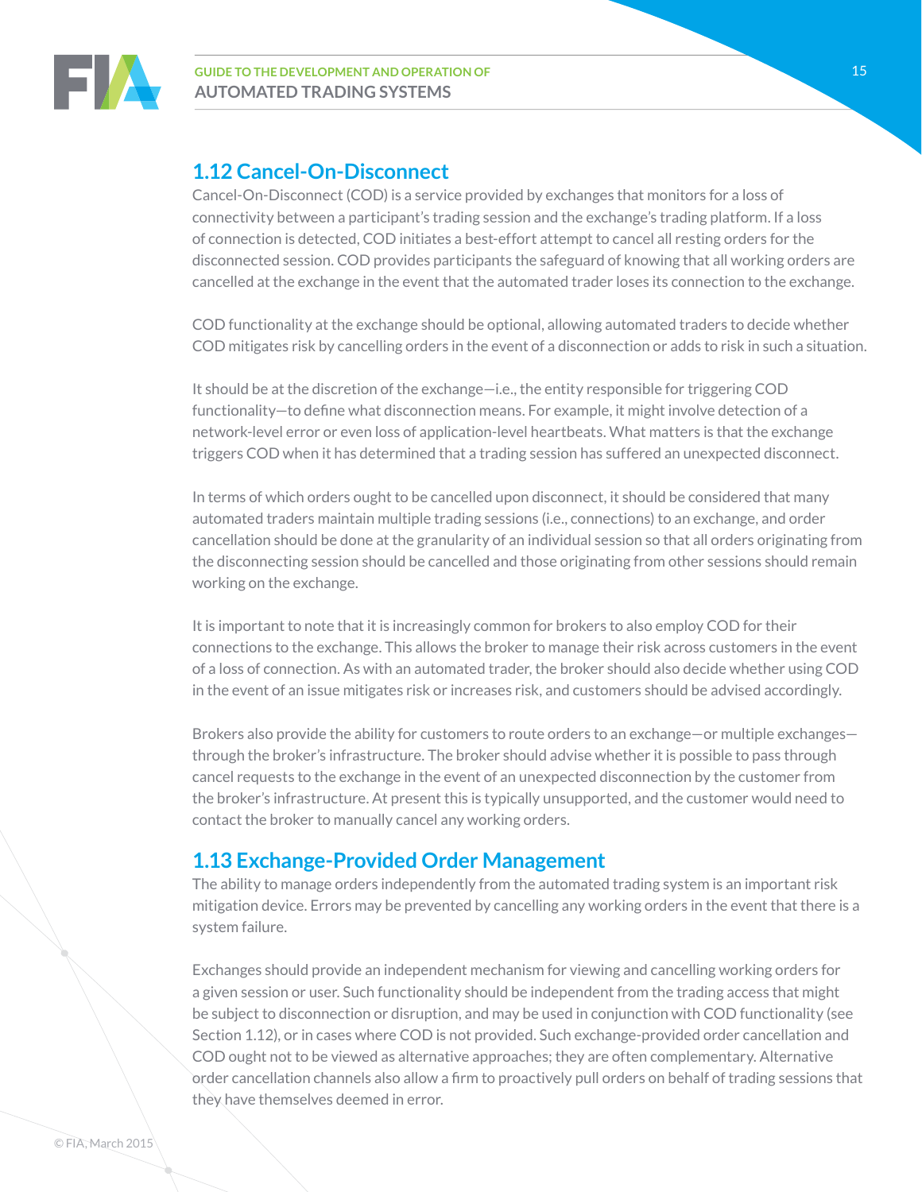## 1.12 Cancel-On-Disconnect

Cancel-On-Disconnect (COD) is a service provided by exchanges that monitors for a loss of connectivity between a participant's trading session and the exchange's trading platform. If a loss of connection is detected, COD initiates a best-effort attempt to cancel all resting orders for the disconnected session. COD provides participants the safeguard of knowing that all working orders are cancelled at the exchange in the event that the automated trader loses its connection to the exchange.

COD functionality at the exchange should be optional, allowing automated traders to decide whether COD mitigates risk by cancelling orders in the event of a disconnection or adds to risk in such a situation.

It should be at the discretion of the exchange—i.e., the entity responsible for triggering COD functionality—to define what disconnection means. For example, it might involve detection of a network-level error or even loss of application-level heartbeats. What matters is that the exchange triggers COD when it has determined that a trading session has suffered an unexpected disconnect.

In terms of which orders ought to be cancelled upon disconnect, it should be considered that many automated traders maintain multiple trading sessions (i.e., connections) to an exchange, and order cancellation should be done at the granularity of an individual session so that all orders originating from the disconnecting session should be cancelled and those originating from other sessions should remain working on the exchange.

It is important to note that it is increasingly common for brokers to also employ COD for their connections to the exchange. This allows the broker to manage their risk across customers in the event of a loss of connection. As with an automated trader, the broker should also decide whether using COD in the event of an issue mitigates risk or increases risk, and customers should be advised accordingly.

Brokers also provide the ability for customers to route orders to an exchange—or multiple exchanges—through the broker's infrastructure. The broker should advise whether it is possible to pass through cancel requests to the exchange in the event of an unexpected disconnection by the customer from the broker's infrastructure. At present this is typically unsupported, and the customer would need to contact the broker to manually cancel any working orders.

## 1.13 Exchange-Provided Order Management

The ability to manage orders independently from the automated trading system is an important risk mitigation device. Errors may be prevented by cancelling any working orders in the event that there is a system failure.

Exchanges should provide an independent mechanism for viewing and cancelling working orders for a given session or user. Such functionality should be independent from the trading access that might be subject to disconnection or disruption, and may be used in conjunction with COD functionality (see Section 1.12), or in cases where COD is not provided. Such exchange-provided order cancellation and COD ought not to be viewed as alternative approaches; they are often complementary. Alternative order cancellation channels also allow a firm to proactively pull orders on behalf of trading sessions that they have themselves deemed in error.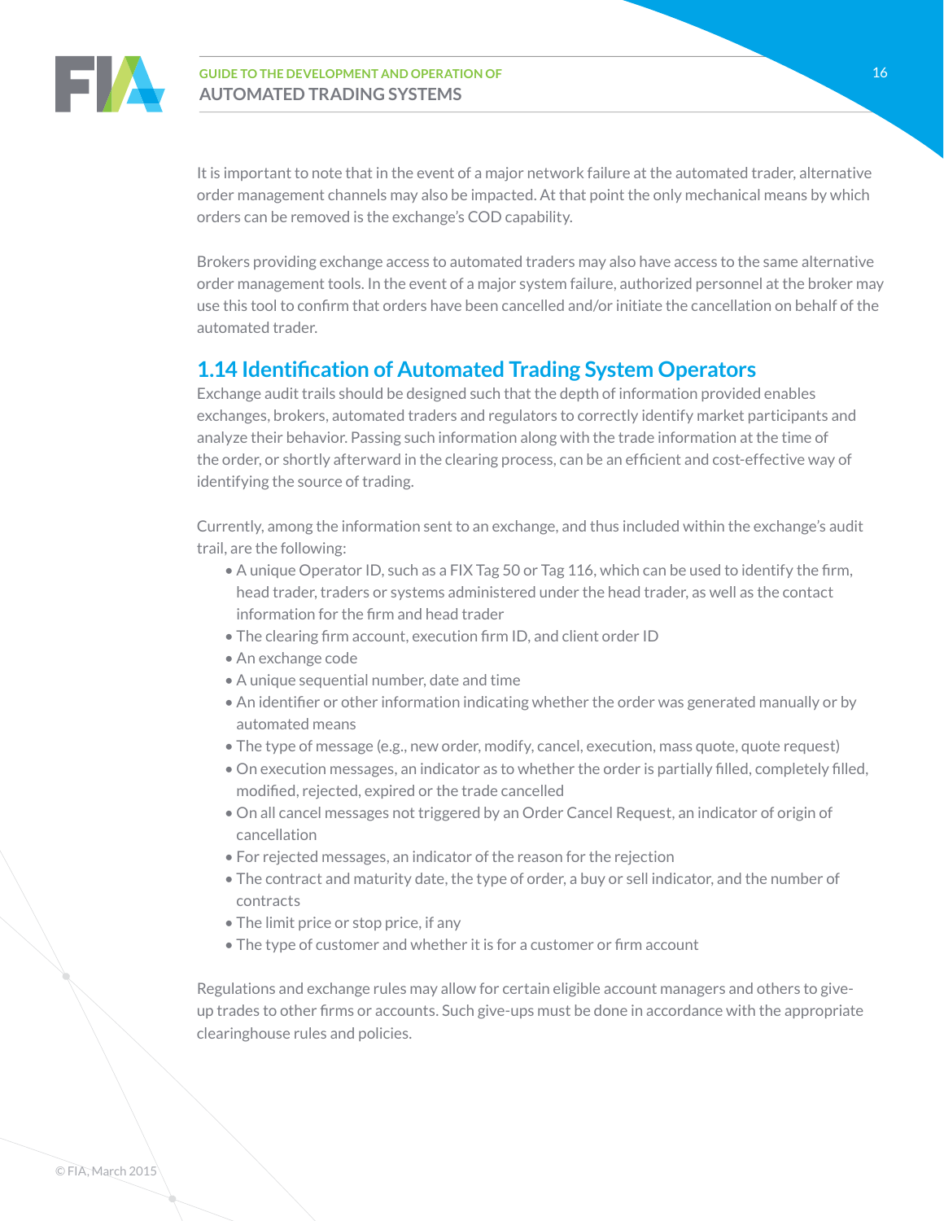It is important to note that in the event of a major network failure at the automated trader, alternative order management channels may also be impacted. At that point the only mechanical means by which orders can be removed is the exchange's COD capability.

Brokers providing exchange access to automated traders may also have access to the same alternative order management tools. In the event of a major system failure, authorized personnel at the broker may use this tool to confirm that orders have been cancelled and/or initiate the cancellation on behalf of the automated trader.

## 1.14 Identification of Automated Trading System Operators

Exchange audit trails should be designed such that the depth of information provided enables exchanges, brokers, automated traders and regulators to correctly identify market participants and analyze their behavior. Passing such information along with the trade information at the time of the order, or shortly afterward in the clearing process, can be an efficient and cost-effective way of identifying the source of trading.

Currently, among the information sent to an exchange, and thus included within the exchange's audit trail, are the following:

- A unique Operator ID, such as a FIX Tag 50 or Tag 116, which can be used to identify the firm, head trader, traders or systems administered under the head trader, as well as the contact information for the firm and head trader
- The clearing firm account, execution firm ID, and client order ID
- An exchange code
- A unique sequential number, date and time
- An identifier or other information indicating whether the order was generated manually or by automated means
- The type of message (e.g., new order, modify, cancel, execution, mass quote, quote request)
- On execution messages, an indicator as to whether the order is partially filled, completely filled, modified, rejected, expired or the trade cancelled
- On all cancel messages not triggered by an Order Cancel Request, an indicator of origin of cancellation
- For rejected messages, an indicator of the reason for the rejection
- The contract and maturity date, the type of order, a buy or sell indicator, and the number of contracts
- The limit price or stop price, if any
- The type of customer and whether it is for a customer or firm account

Regulations and exchange rules may allow for certain eligible account managers and others to give-up trades to other firms or accounts. Such give-ups must be done in accordance with the appropriate clearinghouse rules and policies.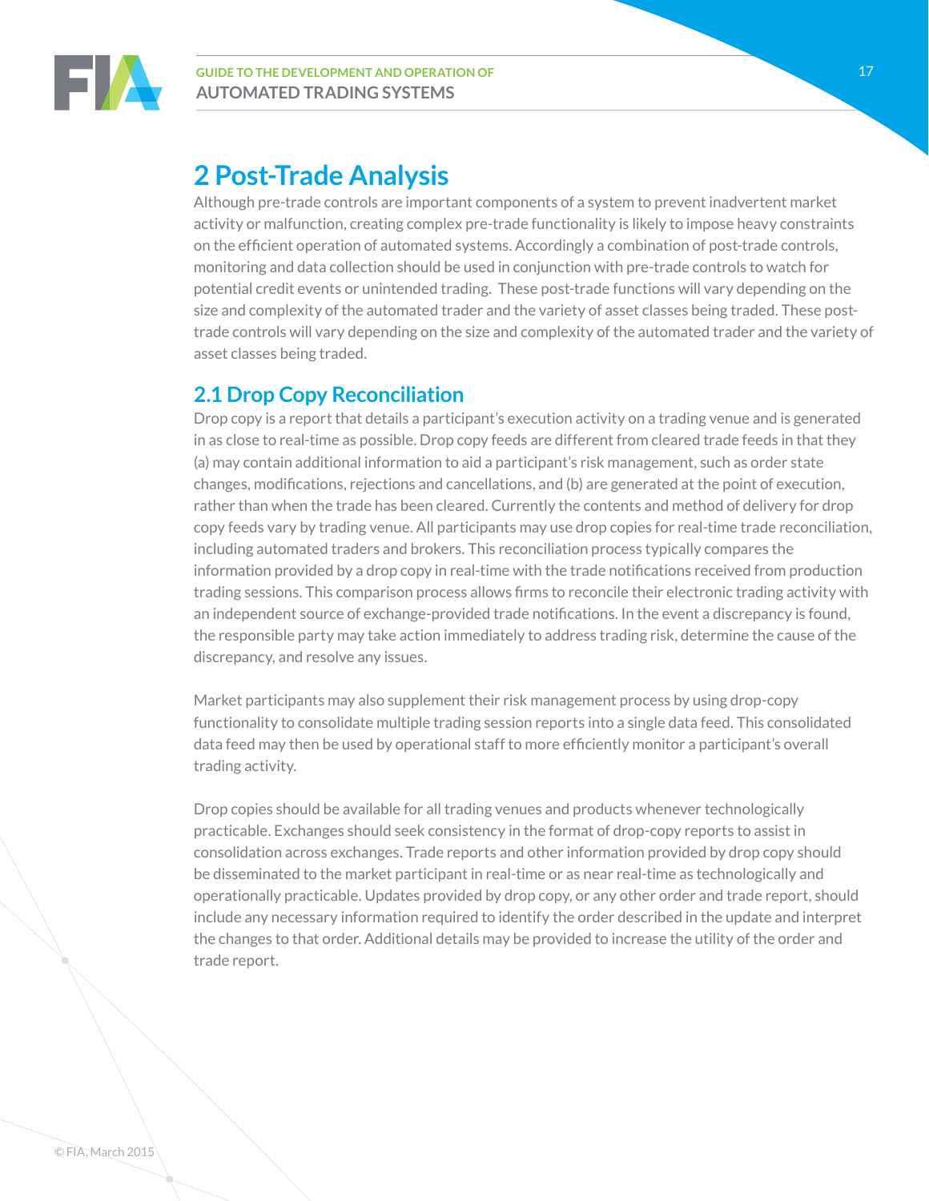# 2 Post-Trade Analysis

Although pre-trade controls are important components of a system to prevent inadvertent market activity or malfunction, creating complex pre-trade functionality is likely to impose heavy constraints on the efficient operation of automated systems. Accordingly a combination of post-trade controls, monitoring and data collection should be used in conjunction with pre-trade controls to watch for potential credit events or unintended trading. These post-trade functions will vary depending on the size and complexity of the automated trader and the variety of asset classes being traded. These post-trade controls will vary depending on the size and complexity of the automated trader and the variety of asset classes being traded.

## 2.1 Drop Copy Reconciliation

Drop copy is a report that details a participant's execution activity on a trading venue and is generated in as close to real-time as possible. Drop copy feeds are different from cleared trade feeds in that they (a) may contain additional information to aid a participant's risk management, such as order state changes, modifications, rejections and cancellations, and (b) are generated at the point of execution, rather than when the trade has been cleared. Currently the contents and method of delivery for drop copy feeds vary by trading venue. All participants may use drop copies for real-time trade reconciliation, including automated traders and brokers. This reconciliation process typically compares the information provided by a drop copy in real-time with the trade notifications received from production trading sessions. This comparison process allows firms to reconcile their electronic trading activity with an independent source of exchange-provided trade notifications. In the event a discrepancy is found, the responsible party may take action immediately to address trading risk, determine the cause of the discrepancy, and resolve any issues.

Market participants may also supplement their risk management process by using drop-copy functionality to consolidate multiple trading session reports into a single data feed. This consolidated data feed may then be used by operational staff to more efficiently monitor a participant's overall trading activity.

Drop copies should be available for all trading venues and products whenever technologically practicable. Exchanges should seek consistency in the format of drop-copy reports to assist in consolidation across exchanges. Trade reports and other information provided by drop copy should be disseminated to the market participant in real-time or as near real-time as technologically and operationally practicable. Updates provided by drop copy, or any other order and trade report, should include any necessary information required to identify the order described in the update and interpret the changes to that order. Additional details may be provided to increase the utility of the order and trade report.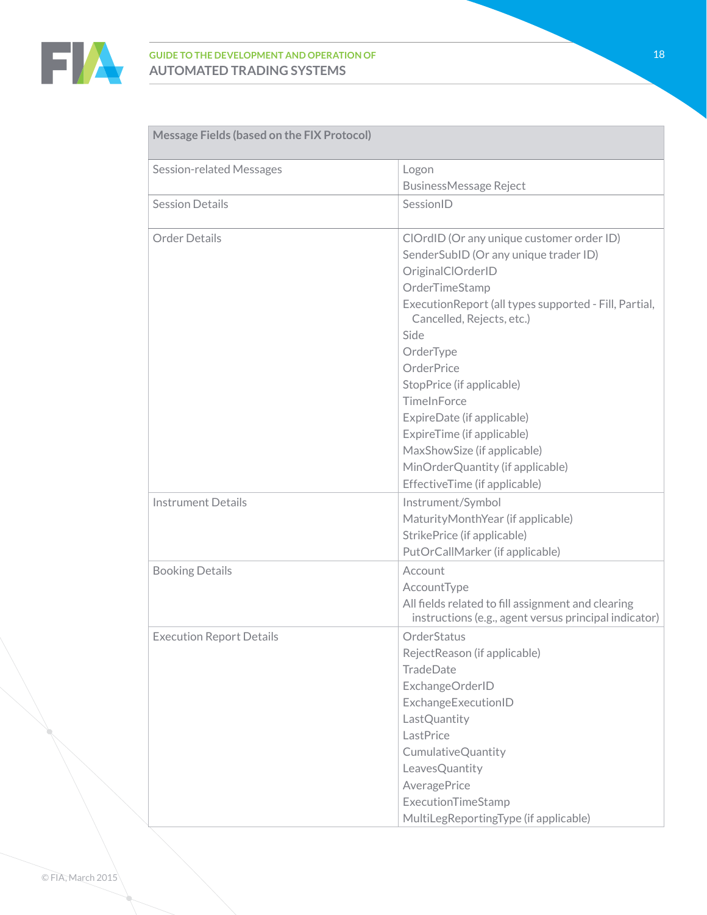| Message Fields (based on the FIX Protocol) | |
|---|---|
| Session-related Messages | Logon<br>BusinessMessage Reject |
| Session Details | SessionID |
| Order Details | ClOrdID (Or any unique customer order ID)<br>SenderSubID (Or any unique trader ID)<br>OriginalClOrderID<br>OrderTimeStamp<br>ExecutionReport (all types supported - Fill, Partial, Cancelled, Rejects, etc.)<br>Side<br>OrderType<br>OrderPrice<br>StopPrice (if applicable)<br>TimeInForce<br>ExpireDate (if applicable)<br>ExpireTime (if applicable)<br>MaxShowSize (if applicable)<br>MinOrderQuantity (if applicable)<br>EffectiveTime (if applicable) |
| Instrument Details | Instrument/Symbol<br>MaturityMonthYear (if applicable)<br>StrikePrice (if applicable)<br>PutOrCallMarker (if applicable) |
| Booking Details | Account<br>AccountType<br>All fields related to fill assignment and clearing instructions (e.g., agent versus principal indicator) |
| Execution Report Details | OrderStatus<br>RejectReason (if applicable)<br>TradeDate<br>ExchangeOrderID<br>ExchangeExecutionID<br>LastQuantity<br>LastPrice<br>CumulativeQuantity<br>LeavesQuantity<br>AveragePrice<br>ExecutionTimeStamp<br>MultiLegReportingType (if applicable) |

© FIA, March 2015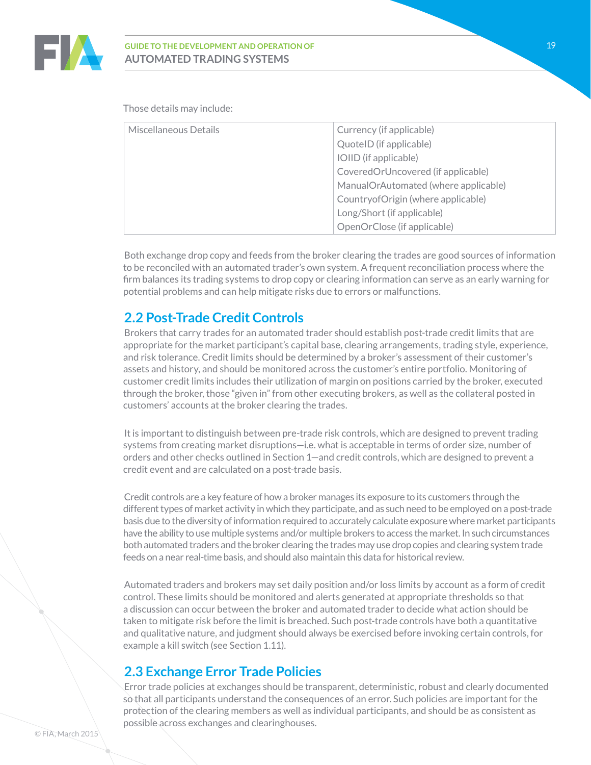Those details may include:

| Miscellaneous Details | Currency (if applicable)<br>QuoteID (if applicable)<br>IOIID (if applicable)<br>CoveredOrUncovered (if applicable)<br>ManualOrAutomated (where applicable)<br>CountryofOrigin (where applicable)<br>Long/Short (if applicable)<br>OpenOrClose (if applicable) |
|---|---|

Both exchange drop copy and feeds from the broker clearing the trades are good sources of information to be reconciled with an automated trader's own system. A frequent reconciliation process where the firm balances its trading systems to drop copy or clearing information can serve as an early warning for potential problems and can help mitigate risks due to errors or malfunctions.

## 2.2 Post-Trade Credit Controls

Brokers that carry trades for an automated trader should establish post-trade credit limits that are appropriate for the market participant's capital base, clearing arrangements, trading style, experience, and risk tolerance. Credit limits should be determined by a broker's assessment of their customer's assets and history, and should be monitored across the customer's entire portfolio. Monitoring of customer credit limits includes their utilization of margin on positions carried by the broker, executed through the broker, those "given in" from other executing brokers, as well as the collateral posted in customers' accounts at the broker clearing the trades.

It is important to distinguish between pre-trade risk controls, which are designed to prevent trading systems from creating market disruptions—i.e. what is acceptable in terms of order size, number of orders and other checks outlined in Section 1—and credit controls, which are designed to prevent a credit event and are calculated on a post-trade basis.

Credit controls are a key feature of how a broker manages its exposure to its customers through the different types of market activity in which they participate, and as such need to be employed on a post-trade basis due to the diversity of information required to accurately calculate exposure where market participants have the ability to use multiple systems and/or multiple brokers to access the market. In such circumstances both automated traders and the broker clearing the trades may use drop copies and clearing system trade feeds on a near real-time basis, and should also maintain this data for historical review.

Automated traders and brokers may set daily position and/or loss limits by account as a form of credit control. These limits should be monitored and alerts generated at appropriate thresholds so that a discussion can occur between the broker and automated trader to decide what action should be taken to mitigate risk before the limit is breached. Such post-trade controls have both a quantitative and qualitative nature, and judgment should always be exercised before invoking certain controls, for example a kill switch (see Section 1.11).

## 2.3 Exchange Error Trade Policies

Error trade policies at exchanges should be transparent, deterministic, robust and clearly documented so that all participants understand the consequences of an error. Such policies are important for the protection of the clearing members as well as individual participants, and should be as consistent as possible across exchanges and clearinghouses.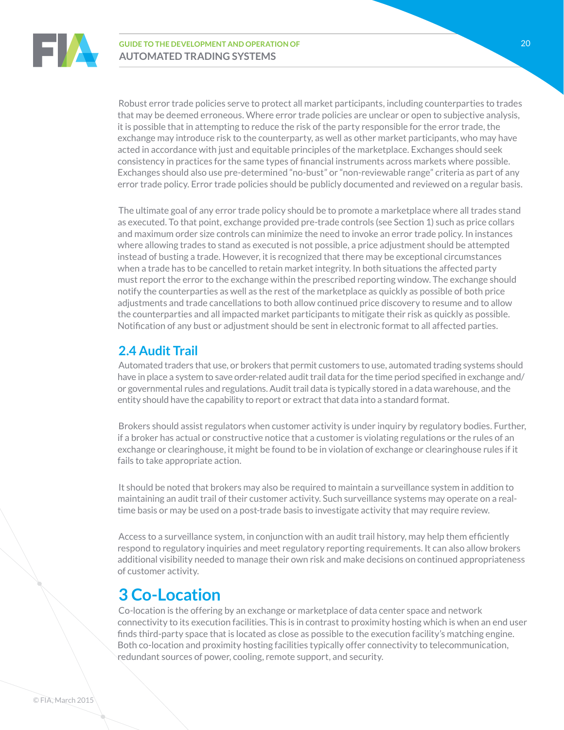Robust error trade policies serve to protect all market participants, including counterparties to trades that may be deemed erroneous. Where error trade policies are unclear or open to subjective analysis, it is possible that in attempting to reduce the risk of the party responsible for the error trade, the exchange may introduce risk to the counterparty, as well as other market participants, who may have acted in accordance with just and equitable principles of the marketplace. Exchanges should seek consistency in practices for the same types of financial instruments across markets where possible. Exchanges should also use pre-determined "no-bust" or "non-reviewable range" criteria as part of any error trade policy. Error trade policies should be publicly documented and reviewed on a regular basis.

The ultimate goal of any error trade policy should be to promote a marketplace where all trades stand as executed. To that point, exchange provided pre-trade controls (see Section 1) such as price collars and maximum order size controls can minimize the need to invoke an error trade policy. In instances where allowing trades to stand as executed is not possible, a price adjustment should be attempted instead of busting a trade. However, it is recognized that there may be exceptional circumstances when a trade has to be cancelled to retain market integrity. In both situations the affected party must report the error to the exchange within the prescribed reporting window. The exchange should notify the counterparties as well as the rest of the marketplace as quickly as possible of both price adjustments and trade cancellations to both allow continued price discovery to resume and to allow the counterparties and all impacted market participants to mitigate their risk as quickly as possible. Notification of any bust or adjustment should be sent in electronic format to all affected parties.

## 2.4 Audit Trail

Automated traders that use, or brokers that permit customers to use, automated trading systems should have in place a system to save order-related audit trail data for the time period specified in exchange and/or governmental rules and regulations. Audit trail data is typically stored in a data warehouse, and the entity should have the capability to report or extract that data into a standard format.

Brokers should assist regulators when customer activity is under inquiry by regulatory bodies. Further, if a broker has actual or constructive notice that a customer is violating regulations or the rules of an exchange or clearinghouse, it might be found to be in violation of exchange or clearinghouse rules if it fails to take appropriate action.

It should be noted that brokers may also be required to maintain a surveillance system in addition to maintaining an audit trail of their customer activity. Such surveillance systems may operate on a real-time basis or may be used on a post-trade basis to investigate activity that may require review.

Access to a surveillance system, in conjunction with an audit trail history, may help them efficiently respond to regulatory inquiries and meet regulatory reporting requirements. It can also allow brokers additional visibility needed to manage their own risk and make decisions on continued appropriateness of customer activity.

# 3 Co-Location

Co-location is the offering by an exchange or marketplace of data center space and network connectivity to its execution facilities. This is in contrast to proximity hosting which is when an end user finds third-party space that is located as close as possible to the execution facility's matching engine. Both co-location and proximity hosting facilities typically offer connectivity to telecommunication, redundant sources of power, cooling, remote support, and security.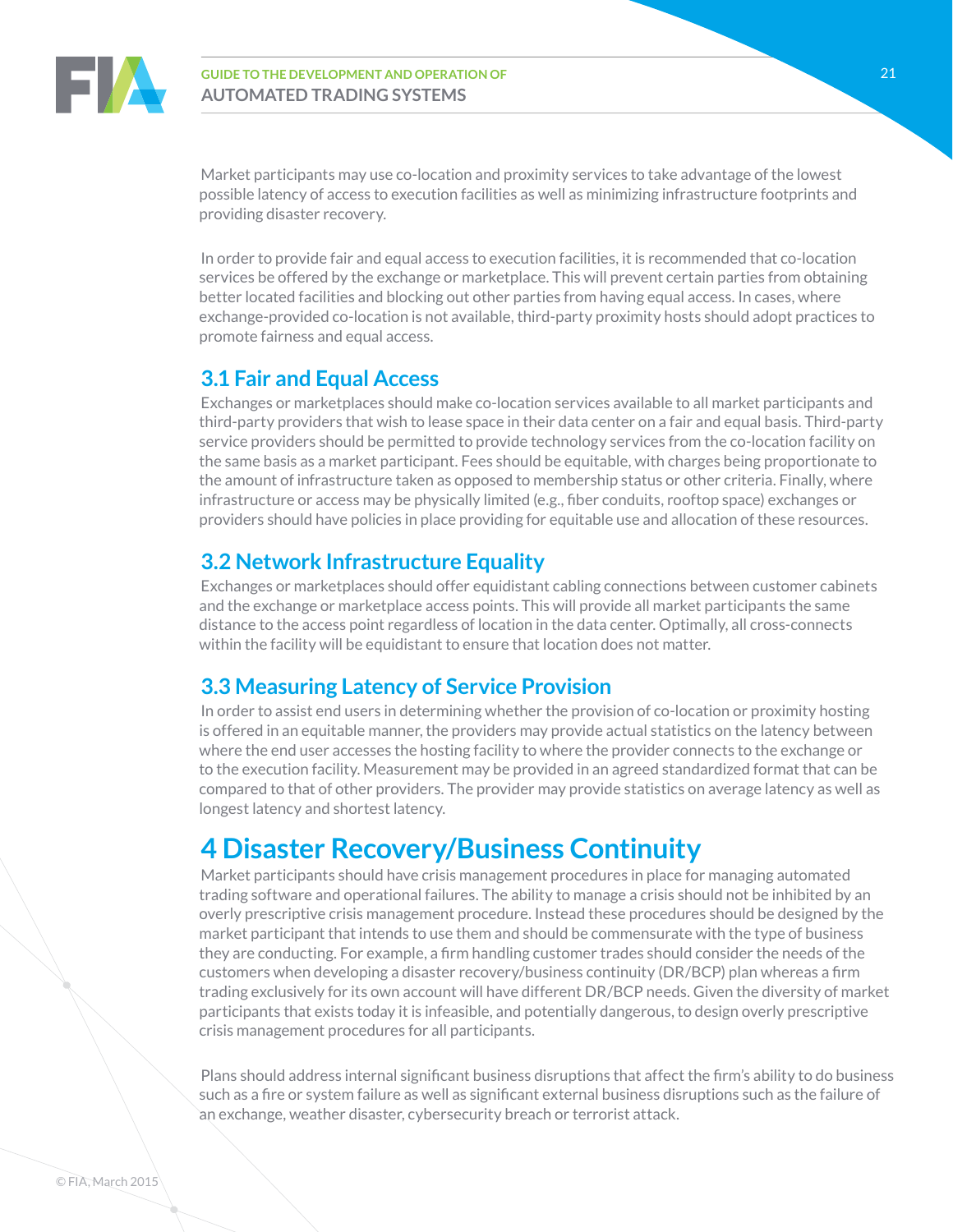Market participants may use co-location and proximity services to take advantage of the lowest possible latency of access to execution facilities as well as minimizing infrastructure footprints and providing disaster recovery.

In order to provide fair and equal access to execution facilities, it is recommended that co-location services be offered by the exchange or marketplace. This will prevent certain parties from obtaining better located facilities and blocking out other parties from having equal access. In cases, where exchange-provided co-location is not available, third-party proximity hosts should adopt practices to promote fairness and equal access.

## 3.1 Fair and Equal Access

Exchanges or marketplaces should make co-location services available to all market participants and third-party providers that wish to lease space in their data center on a fair and equal basis. Third-party service providers should be permitted to provide technology services from the co-location facility on the same basis as a market participant. Fees should be equitable, with charges being proportionate to the amount of infrastructure taken as opposed to membership status or other criteria. Finally, where infrastructure or access may be physically limited (e.g., fiber conduits, rooftop space) exchanges or providers should have policies in place providing for equitable use and allocation of these resources.

## 3.2 Network Infrastructure Equality

Exchanges or marketplaces should offer equidistant cabling connections between customer cabinets and the exchange or marketplace access points. This will provide all market participants the same distance to the access point regardless of location in the data center. Optimally, all cross-connects within the facility will be equidistant to ensure that location does not matter.

## 3.3 Measuring Latency of Service Provision

In order to assist end users in determining whether the provision of co-location or proximity hosting is offered in an equitable manner, the providers may provide actual statistics on the latency between where the end user accesses the hosting facility to where the provider connects to the exchange or to the execution facility. Measurement may be provided in an agreed standardized format that can be compared to that of other providers. The provider may provide statistics on average latency as well as longest latency and shortest latency.

# 4 Disaster Recovery/Business Continuity

Market participants should have crisis management procedures in place for managing automated trading software and operational failures. The ability to manage a crisis should not be inhibited by an overly prescriptive crisis management procedure. Instead these procedures should be designed by the market participant that intends to use them and should be commensurate with the type of business they are conducting. For example, a firm handling customer trades should consider the needs of the customers when developing a disaster recovery/business continuity (DR/BCP) plan whereas a firm trading exclusively for its own account will have different DR/BCP needs. Given the diversity of market participants that exists today it is infeasible, and potentially dangerous, to design overly prescriptive crisis management procedures for all participants.

Plans should address internal significant business disruptions that affect the firm's ability to do business such as a fire or system failure as well as significant external business disruptions such as the failure of an exchange, weather disaster, cybersecurity breach or terrorist attack.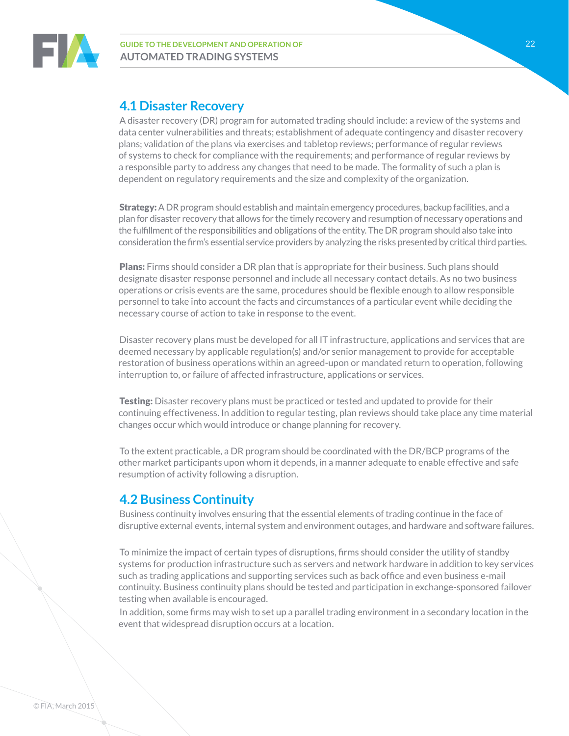## 4.1 Disaster Recovery

A disaster recovery (DR) program for automated trading should include: a review of the systems and data center vulnerabilities and threats; establishment of adequate contingency and disaster recovery plans; validation of the plans via exercises and tabletop reviews; performance of regular reviews of systems to check for compliance with the requirements; and performance of regular reviews by a responsible party to address any changes that need to be made. The formality of such a plan is dependent on regulatory requirements and the size and complexity of the organization.

**Strategy:** A DR program should establish and maintain emergency procedures, backup facilities, and a plan for disaster recovery that allows for the timely recovery and resumption of necessary operations and the fulfillment of the responsibilities and obligations of the entity. The DR program should also take into consideration the firm's essential service providers by analyzing the risks presented by critical third parties.

**Plans:** Firms should consider a DR plan that is appropriate for their business. Such plans should designate disaster response personnel and include all necessary contact details. As no two business operations or crisis events are the same, procedures should be flexible enough to allow responsible personnel to take into account the facts and circumstances of a particular event while deciding the necessary course of action to take in response to the event.

Disaster recovery plans must be developed for all IT infrastructure, applications and services that are deemed necessary by applicable regulation(s) and/or senior management to provide for acceptable restoration of business operations within an agreed-upon or mandated return to operation, following interruption to, or failure of affected infrastructure, applications or services.

**Testing:** Disaster recovery plans must be practiced or tested and updated to provide for their continuing effectiveness. In addition to regular testing, plan reviews should take place any time material changes occur which would introduce or change planning for recovery.

To the extent practicable, a DR program should be coordinated with the DR/BCP programs of the other market participants upon whom it depends, in a manner adequate to enable effective and safe resumption of activity following a disruption.

## 4.2 Business Continuity

Business continuity involves ensuring that the essential elements of trading continue in the face of disruptive external events, internal system and environment outages, and hardware and software failures.

To minimize the impact of certain types of disruptions, firms should consider the utility of standby systems for production infrastructure such as servers and network hardware in addition to key services such as trading applications and supporting services such as back office and even business e-mail continuity. Business continuity plans should be tested and participation in exchange-sponsored failover testing when available is encouraged.

In addition, some firms may wish to set up a parallel trading environment in a secondary location in the event that widespread disruption occurs at a location.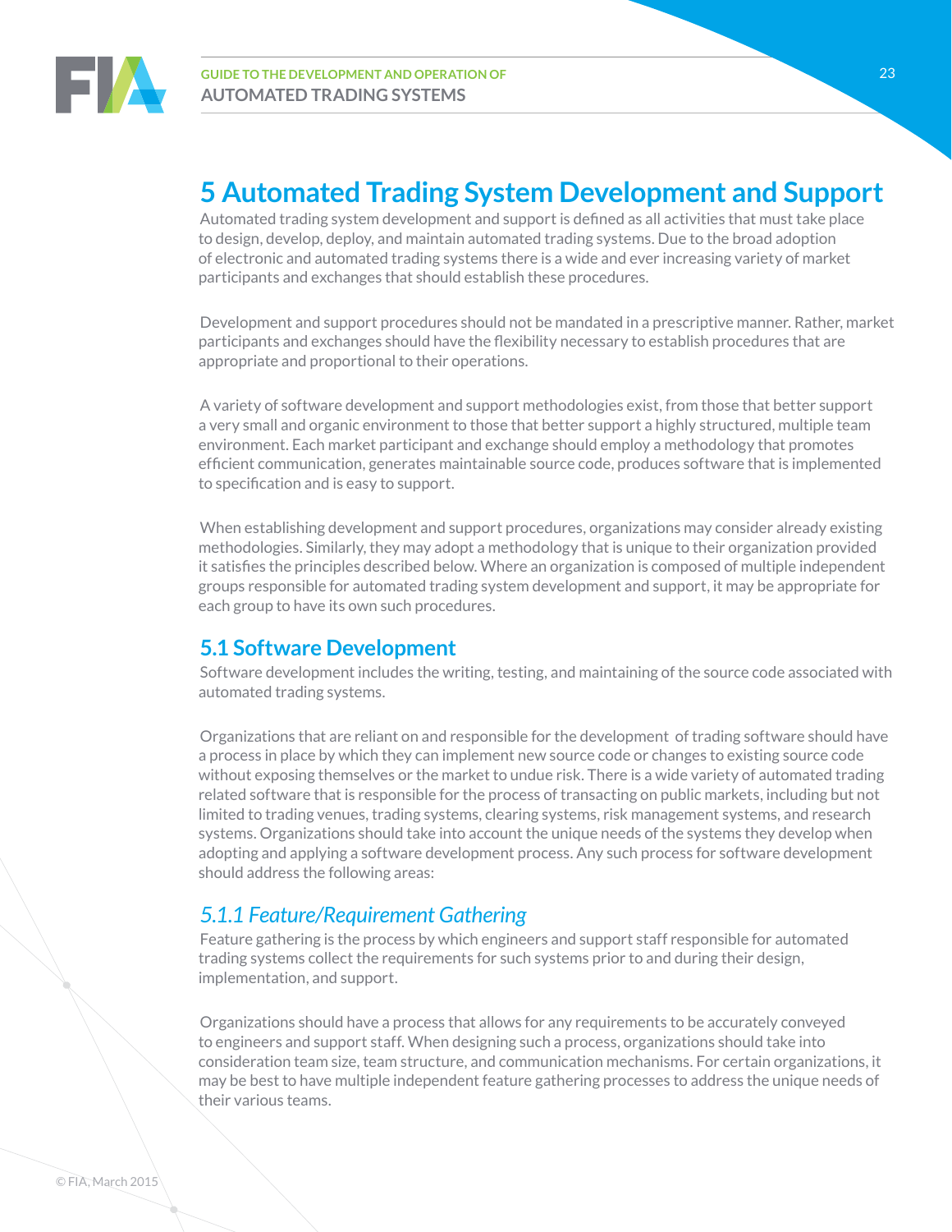# 5 Automated Trading System Development and Support

Automated trading system development and support is defined as all activities that must take place to design, develop, deploy, and maintain automated trading systems. Due to the broad adoption of electronic and automated trading systems there is a wide and ever increasing variety of market participants and exchanges that should establish these procedures.

Development and support procedures should not be mandated in a prescriptive manner. Rather, market participants and exchanges should have the flexibility necessary to establish procedures that are appropriate and proportional to their operations.

A variety of software development and support methodologies exist, from those that better support a very small and organic environment to those that better support a highly structured, multiple team environment. Each market participant and exchange should employ a methodology that promotes efficient communication, generates maintainable source code, produces software that is implemented to specification and is easy to support.

When establishing development and support procedures, organizations may consider already existing methodologies. Similarly, they may adopt a methodology that is unique to their organization provided it satisfies the principles described below. Where an organization is composed of multiple independent groups responsible for automated trading system development and support, it may be appropriate for each group to have its own such procedures.

## 5.1 Software Development

Software development includes the writing, testing, and maintaining of the source code associated with automated trading systems.

Organizations that are reliant on and responsible for the development of trading software should have a process in place by which they can implement new source code or changes to existing source code without exposing themselves or the market to undue risk. There is a wide variety of automated trading related software that is responsible for the process of transacting on public markets, including but not limited to trading venues, trading systems, clearing systems, risk management systems, and research systems. Organizations should take into account the unique needs of the systems they develop when adopting and applying a software development process. Any such process for software development should address the following areas:

### *5.1.1 Feature/Requirement Gathering*

Feature gathering is the process by which engineers and support staff responsible for automated trading systems collect the requirements for such systems prior to and during their design, implementation, and support.

Organizations should have a process that allows for any requirements to be accurately conveyed to engineers and support staff. When designing such a process, organizations should take into consideration team size, team structure, and communication mechanisms. For certain organizations, it may be best to have multiple independent feature gathering processes to address the unique needs of their various teams.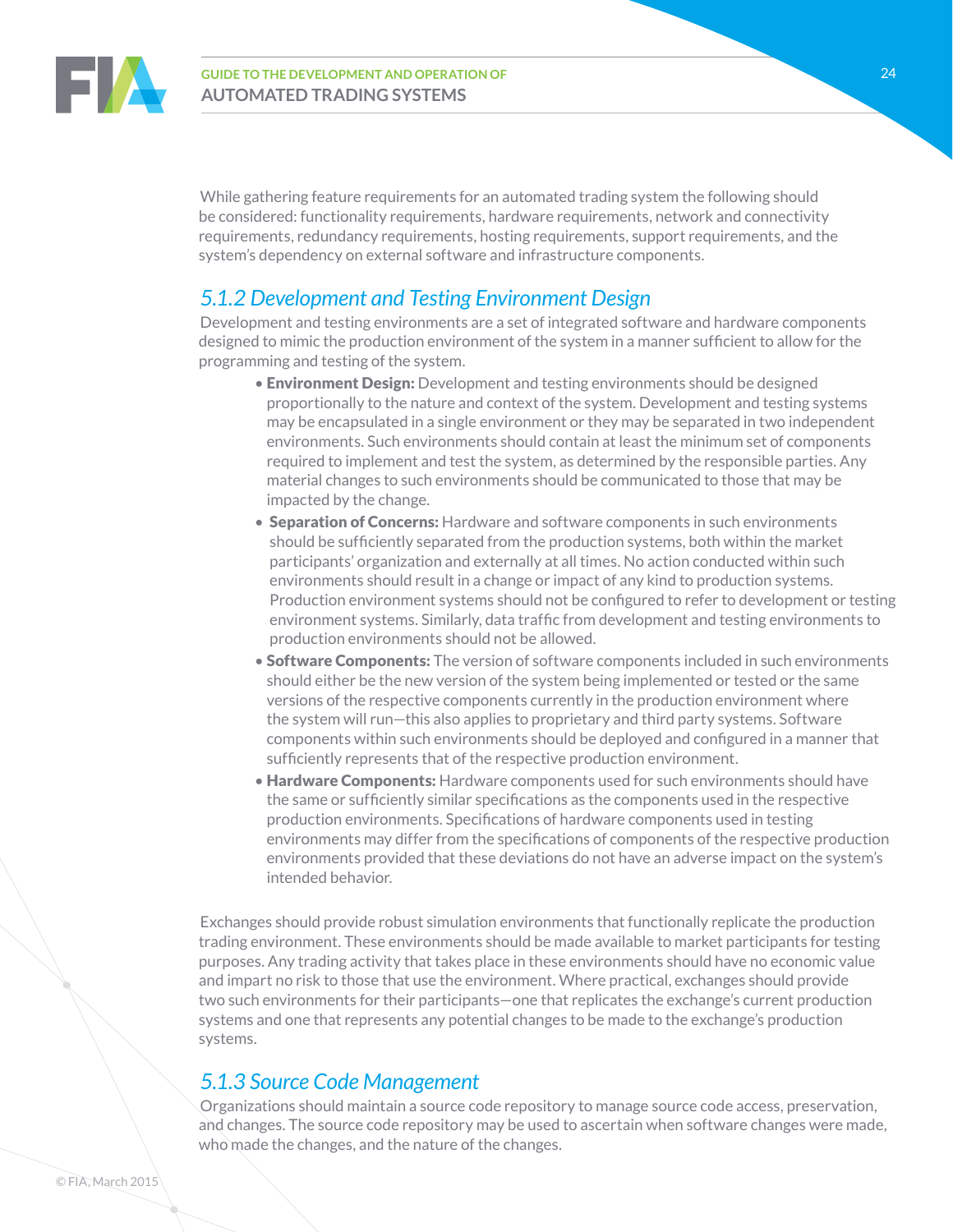While gathering feature requirements for an automated trading system the following should be considered: functionality requirements, hardware requirements, network and connectivity requirements, redundancy requirements, hosting requirements, support requirements, and the system's dependency on external software and infrastructure components.

### *5.1.2 Development and Testing Environment Design*

Development and testing environments are a set of integrated software and hardware components designed to mimic the production environment of the system in a manner sufficient to allow for the programming and testing of the system.

- **Environment Design:** Development and testing environments should be designed proportionally to the nature and context of the system. Development and testing systems may be encapsulated in a single environment or they may be separated in two independent environments. Such environments should contain at least the minimum set of components required to implement and test the system, as determined by the responsible parties. Any material changes to such environments should be communicated to those that may be impacted by the change.
- **Separation of Concerns:** Hardware and software components in such environments should be sufficiently separated from the production systems, both within the market participants' organization and externally at all times. No action conducted within such environments should result in a change or impact of any kind to production systems. Production environment systems should not be configured to refer to development or testing environment systems. Similarly, data traffic from development and testing environments to production environments should not be allowed.
- **Software Components:** The version of software components included in such environments should either be the new version of the system being implemented or tested or the same versions of the respective components currently in the production environment where the system will run—this also applies to proprietary and third party systems. Software components within such environments should be deployed and configured in a manner that sufficiently represents that of the respective production environment.
- **Hardware Components:** Hardware components used for such environments should have the same or sufficiently similar specifications as the components used in the respective production environments. Specifications of hardware components used in testing environments may differ from the specifications of components of the respective production environments provided that these deviations do not have an adverse impact on the system's intended behavior.

Exchanges should provide robust simulation environments that functionally replicate the production trading environment. These environments should be made available to market participants for testing purposes. Any trading activity that takes place in these environments should have no economic value and impart no risk to those that use the environment. Where practical, exchanges should provide two such environments for their participants—one that replicates the exchange's current production systems and one that represents any potential changes to be made to the exchange's production systems.

### *5.1.3 Source Code Management*

Organizations should maintain a source code repository to manage source code access, preservation, and changes. The source code repository may be used to ascertain when software changes were made, who made the changes, and the nature of the changes.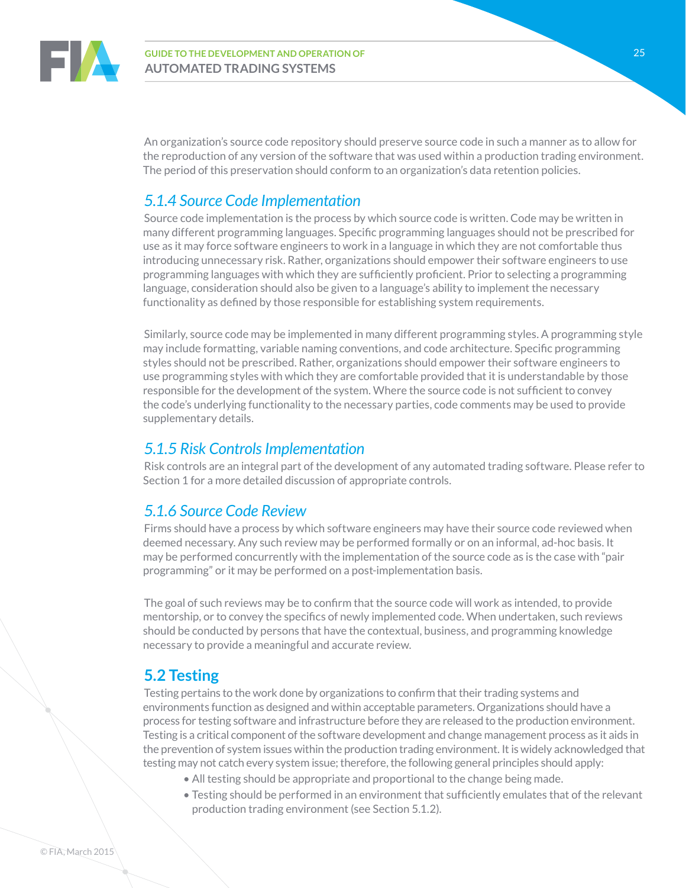An organization's source code repository should preserve source code in such a manner as to allow for the reproduction of any version of the software that was used within a production trading environment. The period of this preservation should conform to an organization's data retention policies.

### *5.1.4 Source Code Implementation*

Source code implementation is the process by which source code is written. Code may be written in many different programming languages. Specific programming languages should not be prescribed for use as it may force software engineers to work in a language in which they are not comfortable thus introducing unnecessary risk. Rather, organizations should empower their software engineers to use programming languages with which they are sufficiently proficient. Prior to selecting a programming language, consideration should also be given to a language's ability to implement the necessary functionality as defined by those responsible for establishing system requirements.

Similarly, source code may be implemented in many different programming styles. A programming style may include formatting, variable naming conventions, and code architecture. Specific programming styles should not be prescribed. Rather, organizations should empower their software engineers to use programming styles with which they are comfortable provided that it is understandable by those responsible for the development of the system. Where the source code is not sufficient to convey the code's underlying functionality to the necessary parties, code comments may be used to provide supplementary details.

### *5.1.5 Risk Controls Implementation*

Risk controls are an integral part of the development of any automated trading software. Please refer to Section 1 for a more detailed discussion of appropriate controls.

### *5.1.6 Source Code Review*

Firms should have a process by which software engineers may have their source code reviewed when deemed necessary. Any such review may be performed formally or on an informal, ad-hoc basis. It may be performed concurrently with the implementation of the source code as is the case with "pair programming" or it may be performed on a post-implementation basis.

The goal of such reviews may be to confirm that the source code will work as intended, to provide mentorship, or to convey the specifics of newly implemented code. When undertaken, such reviews should be conducted by persons that have the contextual, business, and programming knowledge necessary to provide a meaningful and accurate review.

## 5.2 Testing

Testing pertains to the work done by organizations to confirm that their trading systems and environments function as designed and within acceptable parameters. Organizations should have a process for testing software and infrastructure before they are released to the production environment. Testing is a critical component of the software development and change management process as it aids in the prevention of system issues within the production trading environment. It is widely acknowledged that testing may not catch every system issue; therefore, the following general principles should apply:

- All testing should be appropriate and proportional to the change being made.
- Testing should be performed in an environment that sufficiently emulates that of the relevant production trading environment (see Section 5.1.2).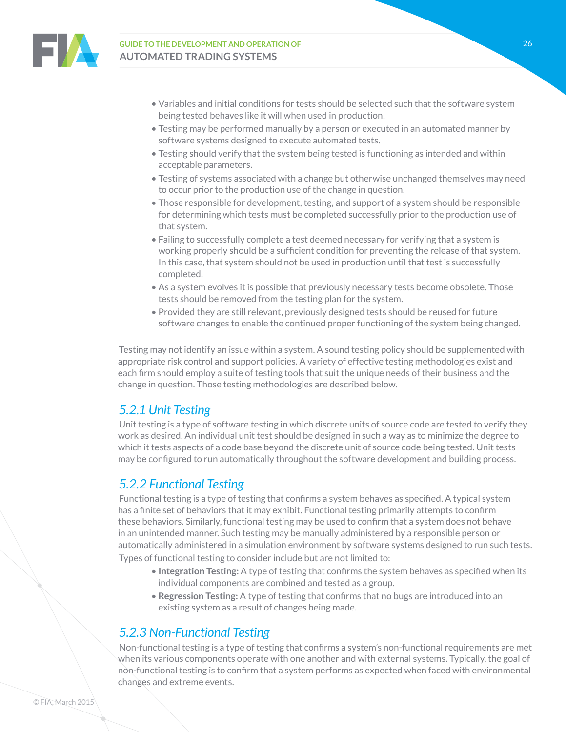- Variables and initial conditions for tests should be selected such that the software system being tested behaves like it will when used in production.
- Testing may be performed manually by a person or executed in an automated manner by software systems designed to execute automated tests.
- Testing should verify that the system being tested is functioning as intended and within acceptable parameters.
- Testing of systems associated with a change but otherwise unchanged themselves may need to occur prior to the production use of the change in question.
- Those responsible for development, testing, and support of a system should be responsible for determining which tests must be completed successfully prior to the production use of that system.
- Failing to successfully complete a test deemed necessary for verifying that a system is working properly should be a sufficient condition for preventing the release of that system. In this case, that system should not be used in production until that test is successfully completed.
- As a system evolves it is possible that previously necessary tests become obsolete. Those tests should be removed from the testing plan for the system.
- Provided they are still relevant, previously designed tests should be reused for future software changes to enable the continued proper functioning of the system being changed.

Testing may not identify an issue within a system. A sound testing policy should be supplemented with appropriate risk control and support policies. A variety of effective testing methodologies exist and each firm should employ a suite of testing tools that suit the unique needs of their business and the change in question. Those testing methodologies are described below.

### *5.2.1 Unit Testing*

Unit testing is a type of software testing in which discrete units of source code are tested to verify they work as desired. An individual unit test should be designed in such a way as to minimize the degree to which it tests aspects of a code base beyond the discrete unit of source code being tested. Unit tests may be configured to run automatically throughout the software development and building process.

### *5.2.2 Functional Testing*

Functional testing is a type of testing that confirms a system behaves as specified. A typical system has a finite set of behaviors that it may exhibit. Functional testing primarily attempts to confirm these behaviors. Similarly, functional testing may be used to confirm that a system does not behave in an unintended manner. Such testing may be manually administered by a responsible person or automatically administered in a simulation environment by software systems designed to run such tests.

Types of functional testing to consider include but are not limited to:

- **Integration Testing:** A type of testing that confirms the system behaves as specified when its individual components are combined and tested as a group.
- **Regression Testing:** A type of testing that confirms that no bugs are introduced into an existing system as a result of changes being made.

### *5.2.3 Non-Functional Testing*

Non-functional testing is a type of testing that confirms a system's non-functional requirements are met when its various components operate with one another and with external systems. Typically, the goal of non-functional testing is to confirm that a system performs as expected when faced with environmental changes and extreme events.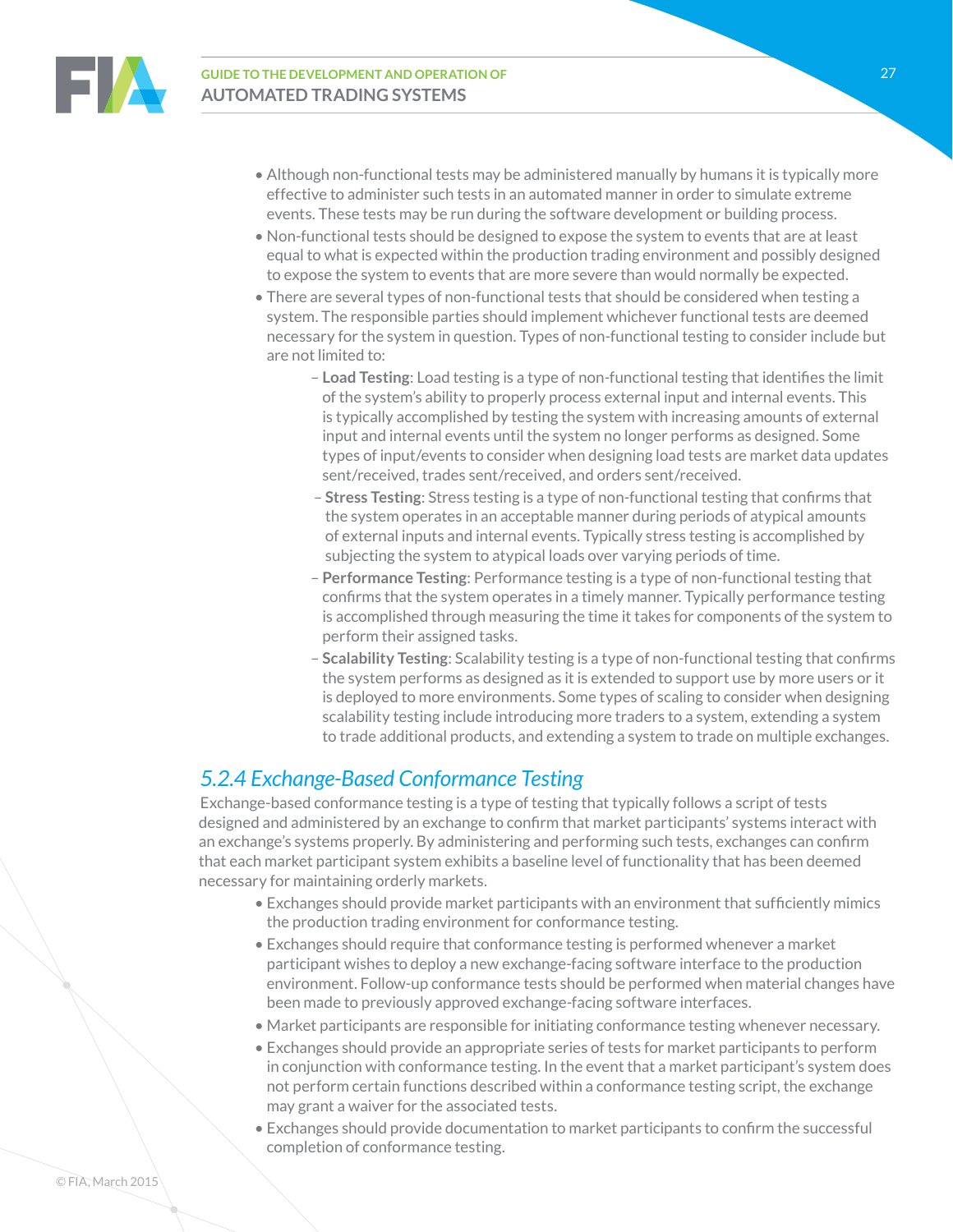- Although non-functional tests may be administered manually by humans it is typically more effective to administer such tests in an automated manner in order to simulate extreme events. These tests may be run during the software development or building process.
- Non-functional tests should be designed to expose the system to events that are at least equal to what is expected within the production trading environment and possibly designed to expose the system to events that are more severe than would normally be expected.
- There are several types of non-functional tests that should be considered when testing a system. The responsible parties should implement whichever functional tests are deemed necessary for the system in question. Types of non-functional testing to consider include but are not limited to:
  - **Load Testing**: Load testing is a type of non-functional testing that identifies the limit of the system's ability to properly process external input and internal events. This is typically accomplished by testing the system with increasing amounts of external input and internal events until the system no longer performs as designed. Some types of input/events to consider when designing load tests are market data updates sent/received, trades sent/received, and orders sent/received.
  - **Stress Testing**: Stress testing is a type of non-functional testing that confirms that the system operates in an acceptable manner during periods of atypical amounts of external inputs and internal events. Typically stress testing is accomplished by subjecting the system to atypical loads over varying periods of time.
  - **Performance Testing**: Performance testing is a type of non-functional testing that confirms that the system operates in a timely manner. Typically performance testing is accomplished through measuring the time it takes for components of the system to perform their assigned tasks.
  - **Scalability Testing**: Scalability testing is a type of non-functional testing that confirms the system performs as designed as it is extended to support use by more users or it is deployed to more environments. Some types of scaling to consider when designing scalability testing include introducing more traders to a system, extending a system to trade additional products, and extending a system to trade on multiple exchanges.

### *5.2.4 Exchange-Based Conformance Testing*

Exchange-based conformance testing is a type of testing that typically follows a script of tests designed and administered by an exchange to confirm that market participants' systems interact with an exchange's systems properly. By administering and performing such tests, exchanges can confirm that each market participant system exhibits a baseline level of functionality that has been deemed necessary for maintaining orderly markets.

- Exchanges should provide market participants with an environment that sufficiently mimics the production trading environment for conformance testing.
- Exchanges should require that conformance testing is performed whenever a market participant wishes to deploy a new exchange-facing software interface to the production environment. Follow-up conformance tests should be performed when material changes have been made to previously approved exchange-facing software interfaces.
- Market participants are responsible for initiating conformance testing whenever necessary.
- Exchanges should provide an appropriate series of tests for market participants to perform in conjunction with conformance testing. In the event that a market participant's system does not perform certain functions described within a conformance testing script, the exchange may grant a waiver for the associated tests.
- Exchanges should provide documentation to market participants to confirm the successful completion of conformance testing.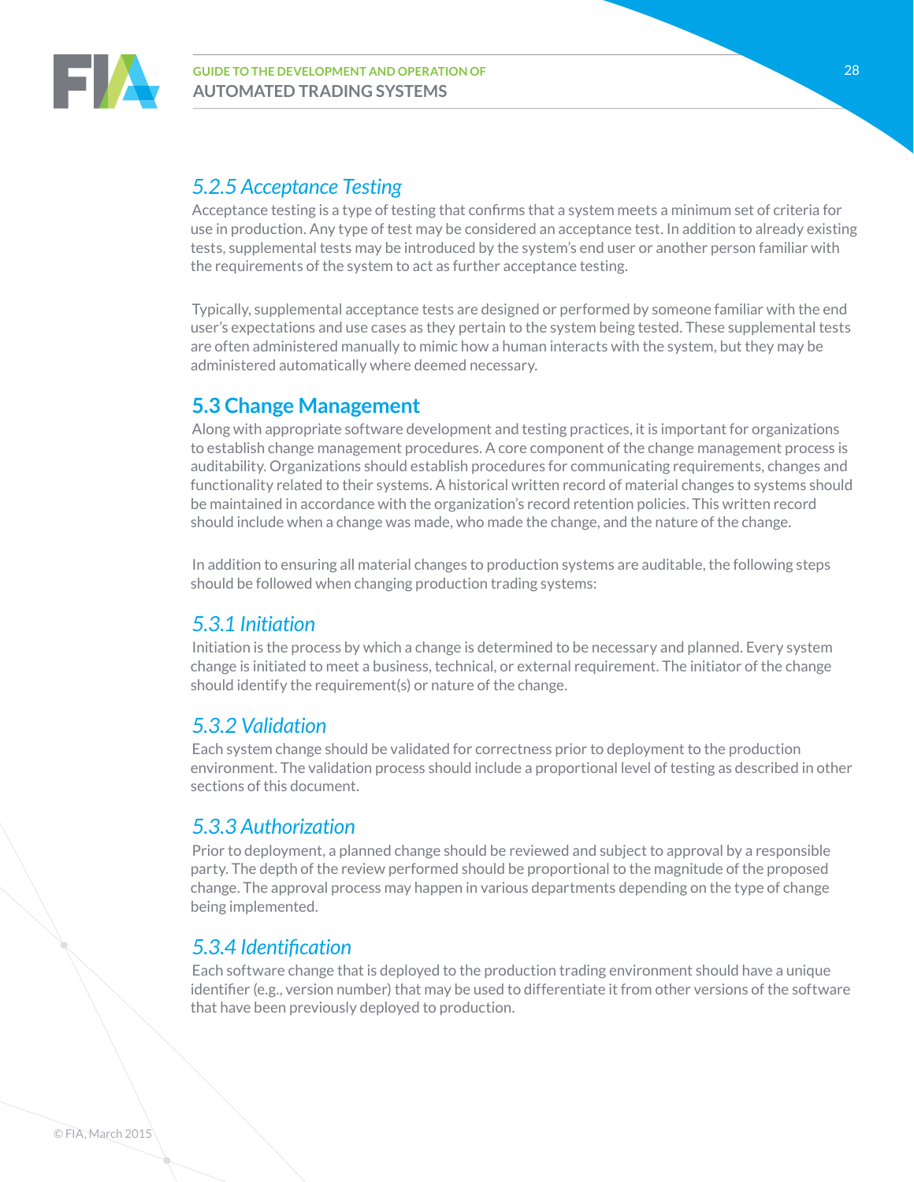### *5.2.5 Acceptance Testing*

Acceptance testing is a type of testing that confirms that a system meets a minimum set of criteria for use in production. Any type of test may be considered an acceptance test. In addition to already existing tests, supplemental tests may be introduced by the system's end user or another person familiar with the requirements of the system to act as further acceptance testing.

Typically, supplemental acceptance tests are designed or performed by someone familiar with the end user's expectations and use cases as they pertain to the system being tested. These supplemental tests are often administered manually to mimic how a human interacts with the system, but they may be administered automatically where deemed necessary.

## 5.3 Change Management

Along with appropriate software development and testing practices, it is important for organizations to establish change management procedures. A core component of the change management process is auditability. Organizations should establish procedures for communicating requirements, changes and functionality related to their systems. A historical written record of material changes to systems should be maintained in accordance with the organization's record retention policies. This written record should include when a change was made, who made the change, and the nature of the change.

In addition to ensuring all material changes to production systems are auditable, the following steps should be followed when changing production trading systems:

### *5.3.1 Initiation*

Initiation is the process by which a change is determined to be necessary and planned. Every system change is initiated to meet a business, technical, or external requirement. The initiator of the change should identify the requirement(s) or nature of the change.

### *5.3.2 Validation*

Each system change should be validated for correctness prior to deployment to the production environment. The validation process should include a proportional level of testing as described in other sections of this document.

### *5.3.3 Authorization*

Prior to deployment, a planned change should be reviewed and subject to approval by a responsible party. The depth of the review performed should be proportional to the magnitude of the proposed change. The approval process may happen in various departments depending on the type of change being implemented.

### *5.3.4 Identification*

Each software change that is deployed to the production trading environment should have a unique identifier (e.g., version number) that may be used to differentiate it from other versions of the software that have been previously deployed to production.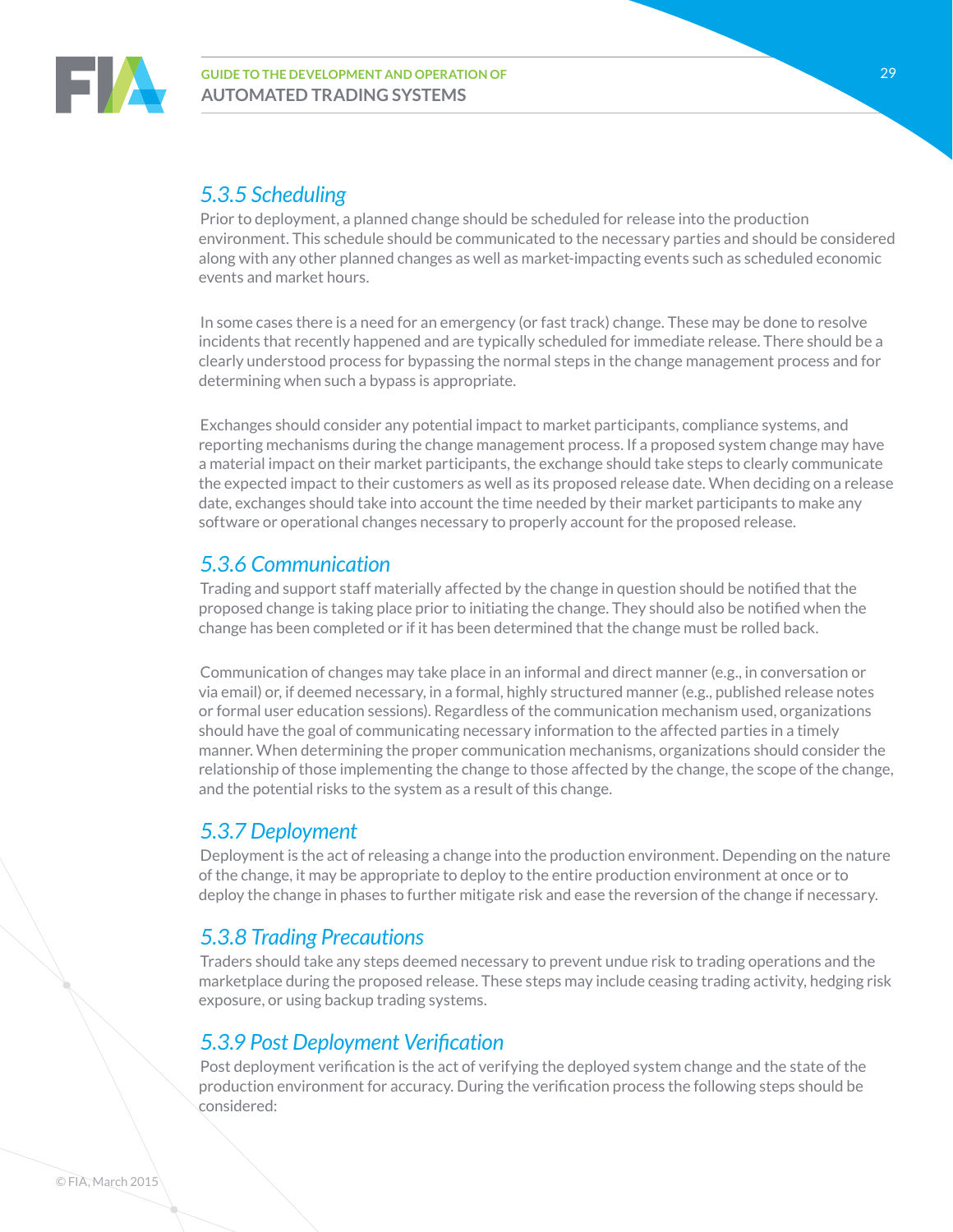### *5.3.5 Scheduling*

Prior to deployment, a planned change should be scheduled for release into the production environment. This schedule should be communicated to the necessary parties and should be considered along with any other planned changes as well as market-impacting events such as scheduled economic events and market hours.

In some cases there is a need for an emergency (or fast track) change. These may be done to resolve incidents that recently happened and are typically scheduled for immediate release. There should be a clearly understood process for bypassing the normal steps in the change management process and for determining when such a bypass is appropriate.

Exchanges should consider any potential impact to market participants, compliance systems, and reporting mechanisms during the change management process. If a proposed system change may have a material impact on their market participants, the exchange should take steps to clearly communicate the expected impact to their customers as well as its proposed release date. When deciding on a release date, exchanges should take into account the time needed by their market participants to make any software or operational changes necessary to properly account for the proposed release.

### *5.3.6 Communication*

Trading and support staff materially affected by the change in question should be notified that the proposed change is taking place prior to initiating the change. They should also be notified when the change has been completed or if it has been determined that the change must be rolled back.

Communication of changes may take place in an informal and direct manner (e.g., in conversation or via email) or, if deemed necessary, in a formal, highly structured manner (e.g., published release notes or formal user education sessions). Regardless of the communication mechanism used, organizations should have the goal of communicating necessary information to the affected parties in a timely manner. When determining the proper communication mechanisms, organizations should consider the relationship of those implementing the change to those affected by the change, the scope of the change, and the potential risks to the system as a result of this change.

### *5.3.7 Deployment*

Deployment is the act of releasing a change into the production environment. Depending on the nature of the change, it may be appropriate to deploy to the entire production environment at once or to deploy the change in phases to further mitigate risk and ease the reversion of the change if necessary.

### *5.3.8 Trading Precautions*

Traders should take any steps deemed necessary to prevent undue risk to trading operations and the marketplace during the proposed release. These steps may include ceasing trading activity, hedging risk exposure, or using backup trading systems.

### *5.3.9 Post Deployment Verification*

Post deployment verification is the act of verifying the deployed system change and the state of the production environment for accuracy. During the verification process the following steps should be considered: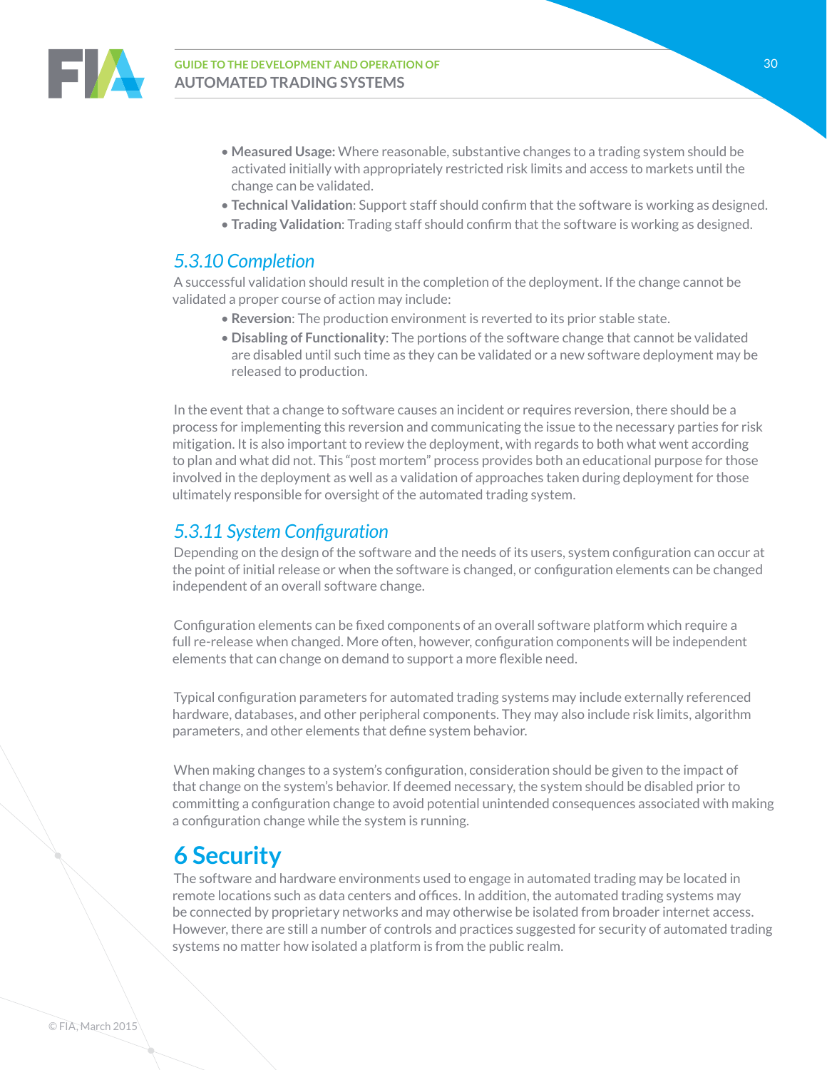- **Measured Usage:** Where reasonable, substantive changes to a trading system should be activated initially with appropriately restricted risk limits and access to markets until the change can be validated.
- **Technical Validation**: Support staff should confirm that the software is working as designed.
- **Trading Validation**: Trading staff should confirm that the software is working as designed.

### *5.3.10 Completion*

A successful validation should result in the completion of the deployment. If the change cannot be validated a proper course of action may include:

- **Reversion**: The production environment is reverted to its prior stable state.
- **Disabling of Functionality**: The portions of the software change that cannot be validated are disabled until such time as they can be validated or a new software deployment may be released to production.

In the event that a change to software causes an incident or requires reversion, there should be a process for implementing this reversion and communicating the issue to the necessary parties for risk mitigation. It is also important to review the deployment, with regards to both what went according to plan and what did not. This "post mortem" process provides both an educational purpose for those involved in the deployment as well as a validation of approaches taken during deployment for those ultimately responsible for oversight of the automated trading system.

### *5.3.11 System Configuration*

Depending on the design of the software and the needs of its users, system configuration can occur at the point of initial release or when the software is changed, or configuration elements can be changed independent of an overall software change.

Configuration elements can be fixed components of an overall software platform which require a full re-release when changed. More often, however, configuration components will be independent elements that can change on demand to support a more flexible need.

Typical configuration parameters for automated trading systems may include externally referenced hardware, databases, and other peripheral components. They may also include risk limits, algorithm parameters, and other elements that define system behavior.

When making changes to a system's configuration, consideration should be given to the impact of that change on the system's behavior. If deemed necessary, the system should be disabled prior to committing a configuration change to avoid potential unintended consequences associated with making a configuration change while the system is running.

# 6 Security

The software and hardware environments used to engage in automated trading may be located in remote locations such as data centers and offices. In addition, the automated trading systems may be connected by proprietary networks and may otherwise be isolated from broader internet access. However, there are still a number of controls and practices suggested for security of automated trading systems no matter how isolated a platform is from the public realm.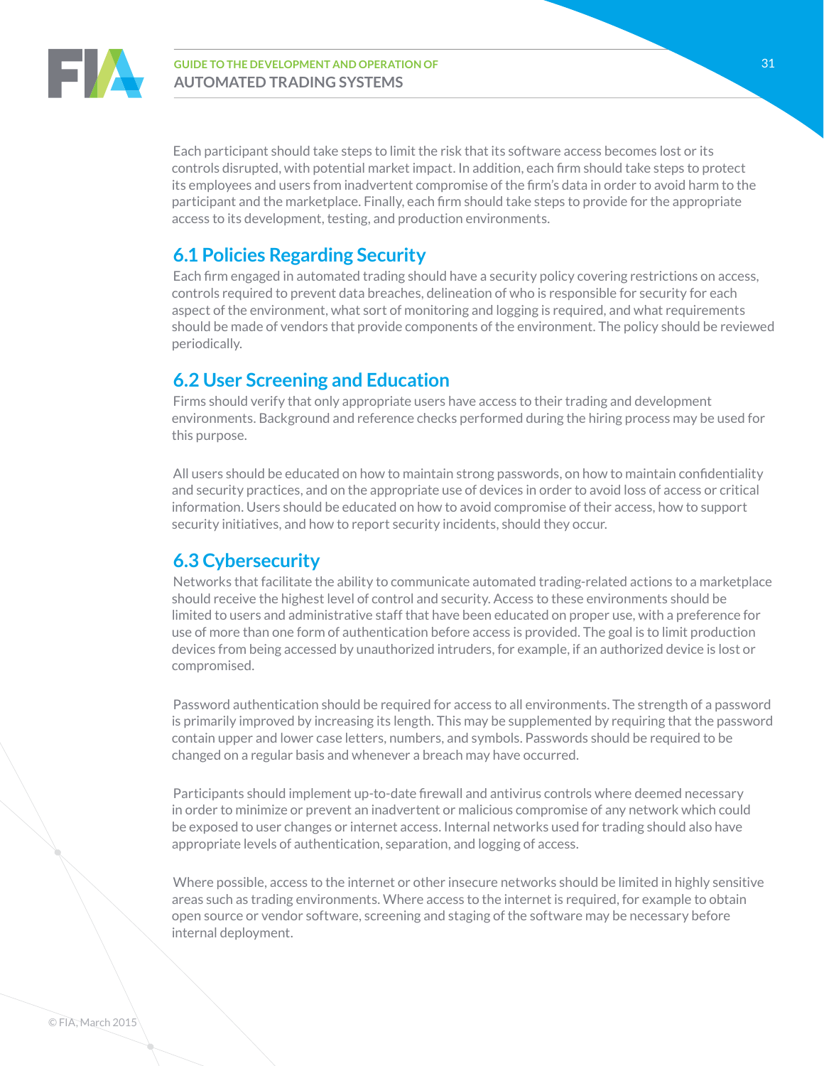Each participant should take steps to limit the risk that its software access becomes lost or its controls disrupted, with potential market impact. In addition, each firm should take steps to protect its employees and users from inadvertent compromise of the firm's data in order to avoid harm to the participant and the marketplace. Finally, each firm should take steps to provide for the appropriate access to its development, testing, and production environments.

## 6.1 Policies Regarding Security

Each firm engaged in automated trading should have a security policy covering restrictions on access, controls required to prevent data breaches, delineation of who is responsible for security for each aspect of the environment, what sort of monitoring and logging is required, and what requirements should be made of vendors that provide components of the environment. The policy should be reviewed periodically.

## 6.2 User Screening and Education

Firms should verify that only appropriate users have access to their trading and development environments. Background and reference checks performed during the hiring process may be used for this purpose.

All users should be educated on how to maintain strong passwords, on how to maintain confidentiality and security practices, and on the appropriate use of devices in order to avoid loss of access or critical information. Users should be educated on how to avoid compromise of their access, how to support security initiatives, and how to report security incidents, should they occur.

## 6.3 Cybersecurity

Networks that facilitate the ability to communicate automated trading-related actions to a marketplace should receive the highest level of control and security. Access to these environments should be limited to users and administrative staff that have been educated on proper use, with a preference for use of more than one form of authentication before access is provided. The goal is to limit production devices from being accessed by unauthorized intruders, for example, if an authorized device is lost or compromised.

Password authentication should be required for access to all environments. The strength of a password is primarily improved by increasing its length. This may be supplemented by requiring that the password contain upper and lower case letters, numbers, and symbols. Passwords should be required to be changed on a regular basis and whenever a breach may have occurred.

Participants should implement up-to-date firewall and antivirus controls where deemed necessary in order to minimize or prevent an inadvertent or malicious compromise of any network which could be exposed to user changes or internet access. Internal networks used for trading should also have appropriate levels of authentication, separation, and logging of access.

Where possible, access to the internet or other insecure networks should be limited in highly sensitive areas such as trading environments. Where access to the internet is required, for example to obtain open source or vendor software, screening and staging of the software may be necessary before internal deployment.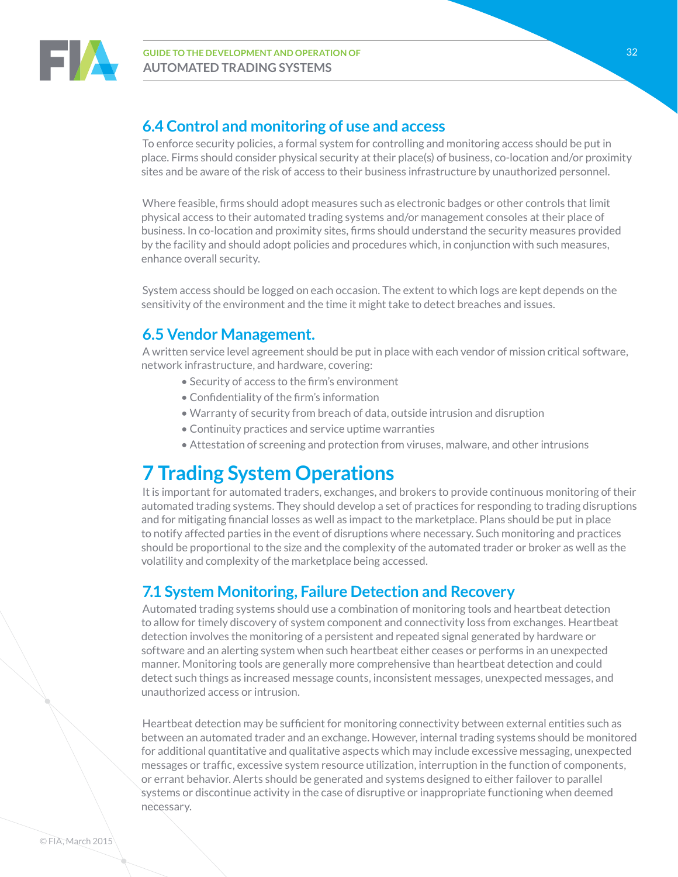## 6.4 Control and monitoring of use and access

To enforce security policies, a formal system for controlling and monitoring access should be put in place. Firms should consider physical security at their place(s) of business, co-location and/or proximity sites and be aware of the risk of access to their business infrastructure by unauthorized personnel.

Where feasible, firms should adopt measures such as electronic badges or other controls that limit physical access to their automated trading systems and/or management consoles at their place of business. In co-location and proximity sites, firms should understand the security measures provided by the facility and should adopt policies and procedures which, in conjunction with such measures, enhance overall security.

System access should be logged on each occasion. The extent to which logs are kept depends on the sensitivity of the environment and the time it might take to detect breaches and issues.

## 6.5 Vendor Management.

A written service level agreement should be put in place with each vendor of mission critical software, network infrastructure, and hardware, covering:

- Security of access to the firm's environment
- Confidentiality of the firm's information
- Warranty of security from breach of data, outside intrusion and disruption
- Continuity practices and service uptime warranties
- Attestation of screening and protection from viruses, malware, and other intrusions

# 7 Trading System Operations

It is important for automated traders, exchanges, and brokers to provide continuous monitoring of their automated trading systems. They should develop a set of practices for responding to trading disruptions and for mitigating financial losses as well as impact to the marketplace. Plans should be put in place to notify affected parties in the event of disruptions where necessary. Such monitoring and practices should be proportional to the size and the complexity of the automated trader or broker as well as the volatility and complexity of the marketplace being accessed.

## 7.1 System Monitoring, Failure Detection and Recovery

Automated trading systems should use a combination of monitoring tools and heartbeat detection to allow for timely discovery of system component and connectivity loss from exchanges. Heartbeat detection involves the monitoring of a persistent and repeated signal generated by hardware or software and an alerting system when such heartbeat either ceases or performs in an unexpected manner. Monitoring tools are generally more comprehensive than heartbeat detection and could detect such things as increased message counts, inconsistent messages, unexpected messages, and unauthorized access or intrusion.

Heartbeat detection may be sufficient for monitoring connectivity between external entities such as between an automated trader and an exchange. However, internal trading systems should be monitored for additional quantitative and qualitative aspects which may include excessive messaging, unexpected messages or traffic, excessive system resource utilization, interruption in the function of components, or errant behavior. Alerts should be generated and systems designed to either failover to parallel systems or discontinue activity in the case of disruptive or inappropriate functioning when deemed necessary.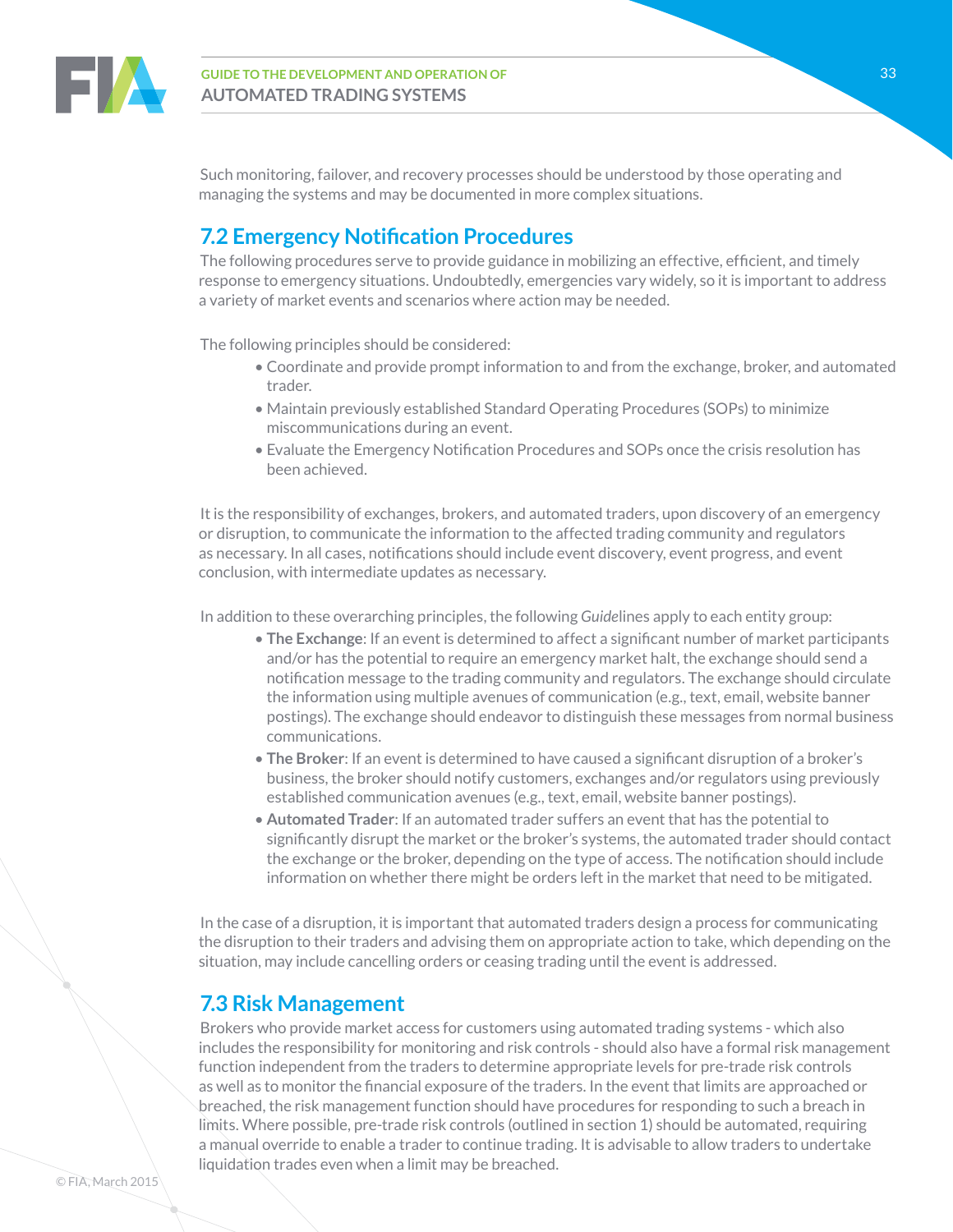Such monitoring, failover, and recovery processes should be understood by those operating and managing the systems and may be documented in more complex situations.

## 7.2 Emergency Notification Procedures

The following procedures serve to provide guidance in mobilizing an effective, efficient, and timely response to emergency situations. Undoubtedly, emergencies vary widely, so it is important to address a variety of market events and scenarios where action may be needed.

The following principles should be considered:

- Coordinate and provide prompt information to and from the exchange, broker, and automated trader.
- Maintain previously established Standard Operating Procedures (SOPs) to minimize miscommunications during an event.
- Evaluate the Emergency Notification Procedures and SOPs once the crisis resolution has been achieved.

It is the responsibility of exchanges, brokers, and automated traders, upon discovery of an emergency or disruption, to communicate the information to the affected trading community and regulators as necessary. In all cases, notifications should include event discovery, event progress, and event conclusion, with intermediate updates as necessary.

In addition to these overarching principles, the following *Guide*lines apply to each entity group:

- **The Exchange**: If an event is determined to affect a significant number of market participants and/or has the potential to require an emergency market halt, the exchange should send a notification message to the trading community and regulators. The exchange should circulate the information using multiple avenues of communication (e.g., text, email, website banner postings). The exchange should endeavor to distinguish these messages from normal business communications.
- **The Broker**: If an event is determined to have caused a significant disruption of a broker's business, the broker should notify customers, exchanges and/or regulators using previously established communication avenues (e.g., text, email, website banner postings).
- **Automated Trader**: If an automated trader suffers an event that has the potential to significantly disrupt the market or the broker's systems, the automated trader should contact the exchange or the broker, depending on the type of access. The notification should include information on whether there might be orders left in the market that need to be mitigated.

In the case of a disruption, it is important that automated traders design a process for communicating the disruption to their traders and advising them on appropriate action to take, which depending on the situation, may include cancelling orders or ceasing trading until the event is addressed.

## 7.3 Risk Management

Brokers who provide market access for customers using automated trading systems - which also includes the responsibility for monitoring and risk controls - should also have a formal risk management function independent from the traders to determine appropriate levels for pre-trade risk controls as well as to monitor the financial exposure of the traders. In the event that limits are approached or breached, the risk management function should have procedures for responding to such a breach in limits. Where possible, pre-trade risk controls (outlined in section 1) should be automated, requiring a manual override to enable a trader to continue trading. It is advisable to allow traders to undertake liquidation trades even when a limit may be breached.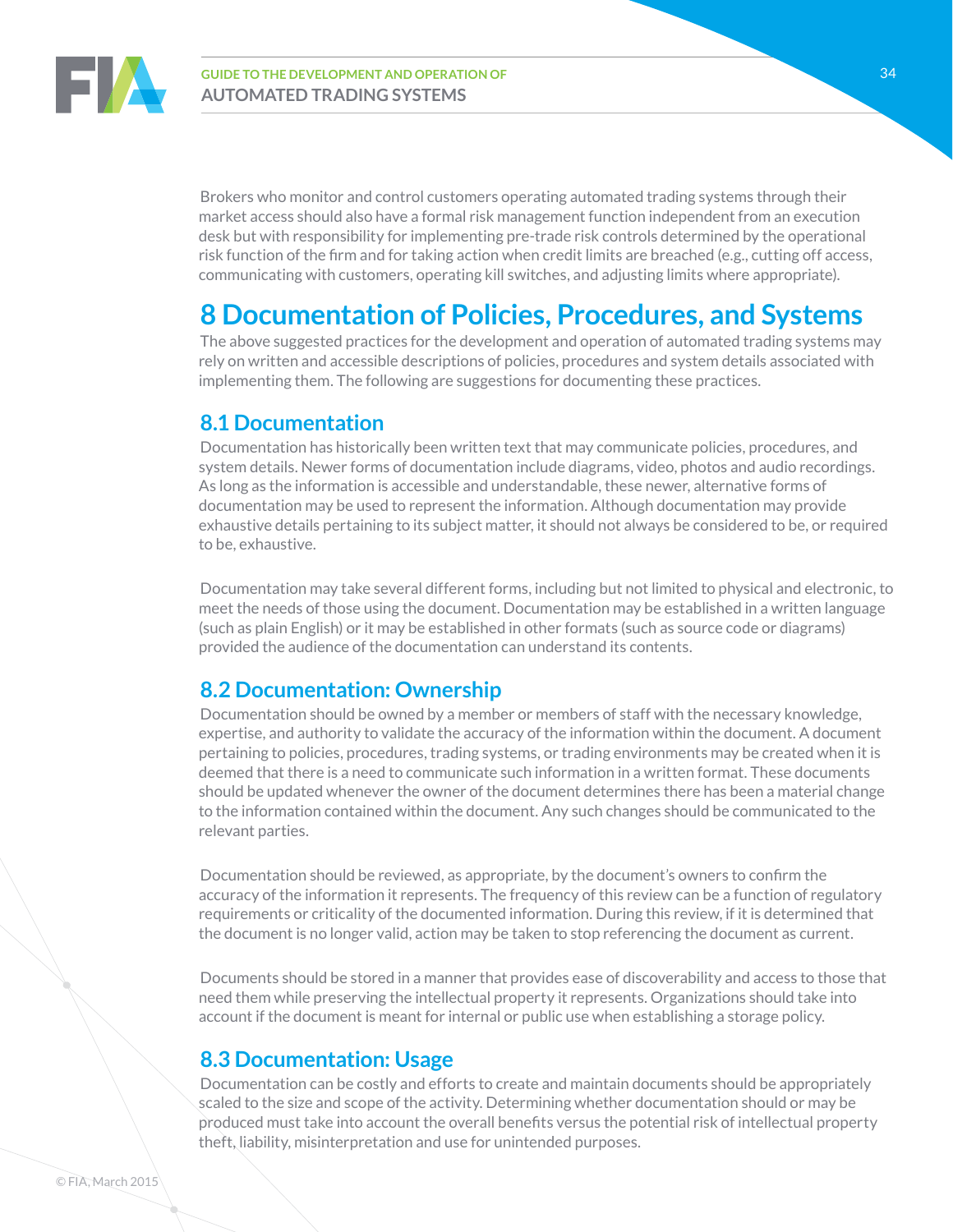Brokers who monitor and control customers operating automated trading systems through their market access should also have a formal risk management function independent from an execution desk but with responsibility for implementing pre-trade risk controls determined by the operational risk function of the firm and for taking action when credit limits are breached (e.g., cutting off access, communicating with customers, operating kill switches, and adjusting limits where appropriate).

# 8 Documentation of Policies, Procedures, and Systems

The above suggested practices for the development and operation of automated trading systems may rely on written and accessible descriptions of policies, procedures and system details associated with implementing them. The following are suggestions for documenting these practices.

## 8.1 Documentation

Documentation has historically been written text that may communicate policies, procedures, and system details. Newer forms of documentation include diagrams, video, photos and audio recordings. As long as the information is accessible and understandable, these newer, alternative forms of documentation may be used to represent the information. Although documentation may provide exhaustive details pertaining to its subject matter, it should not always be considered to be, or required to be, exhaustive.

Documentation may take several different forms, including but not limited to physical and electronic, to meet the needs of those using the document. Documentation may be established in a written language (such as plain English) or it may be established in other formats (such as source code or diagrams) provided the audience of the documentation can understand its contents.

## 8.2 Documentation: Ownership

Documentation should be owned by a member or members of staff with the necessary knowledge, expertise, and authority to validate the accuracy of the information within the document. A document pertaining to policies, procedures, trading systems, or trading environments may be created when it is deemed that there is a need to communicate such information in a written format. These documents should be updated whenever the owner of the document determines there has been a material change to the information contained within the document. Any such changes should be communicated to the relevant parties.

Documentation should be reviewed, as appropriate, by the document's owners to confirm the accuracy of the information it represents. The frequency of this review can be a function of regulatory requirements or criticality of the documented information. During this review, if it is determined that the document is no longer valid, action may be taken to stop referencing the document as current.

Documents should be stored in a manner that provides ease of discoverability and access to those that need them while preserving the intellectual property it represents. Organizations should take into account if the document is meant for internal or public use when establishing a storage policy.

## 8.3 Documentation: Usage

Documentation can be costly and efforts to create and maintain documents should be appropriately scaled to the size and scope of the activity. Determining whether documentation should or may be produced must take into account the overall benefits versus the potential risk of intellectual property theft, liability, misinterpretation and use for unintended purposes.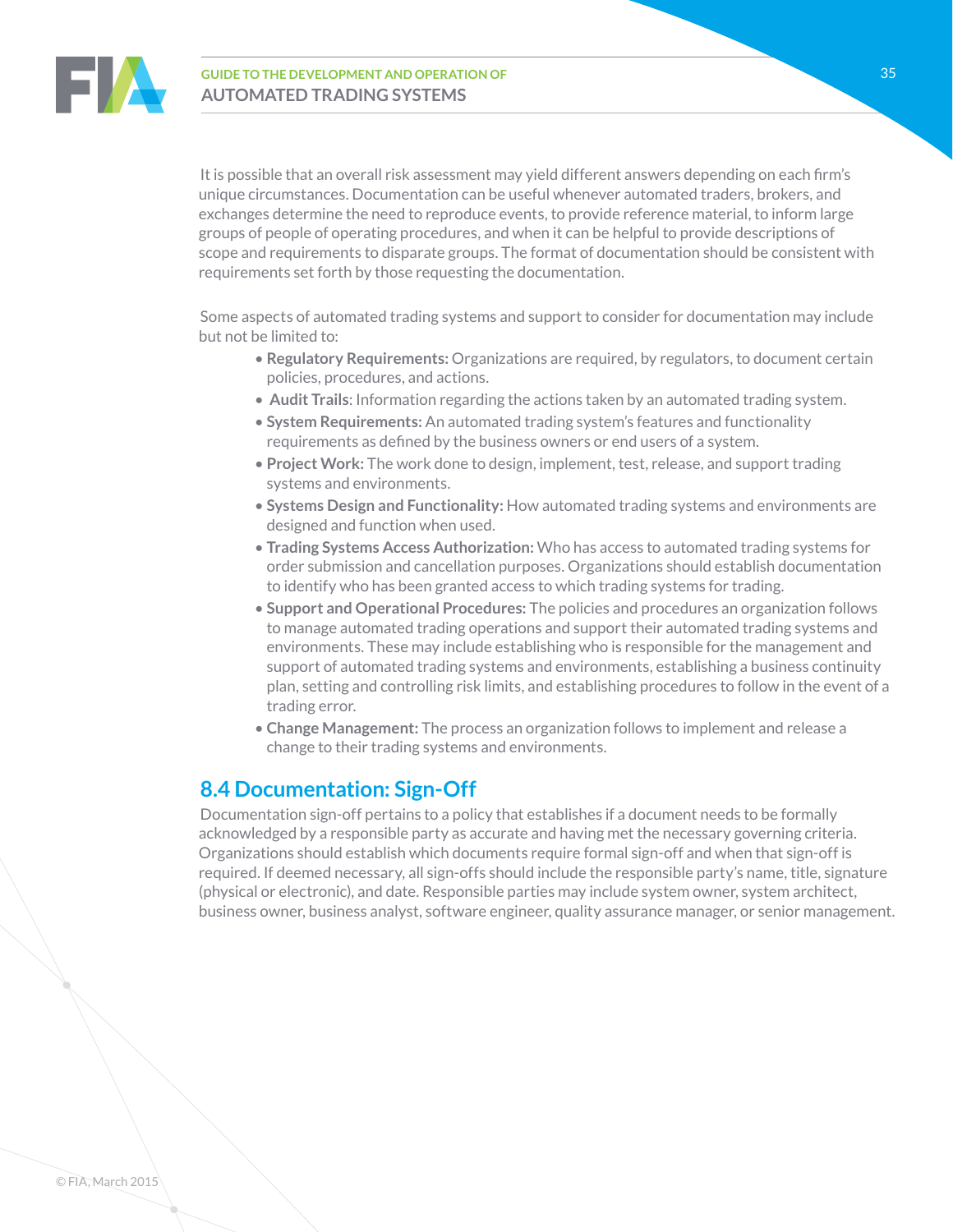It is possible that an overall risk assessment may yield different answers depending on each firm's unique circumstances. Documentation can be useful whenever automated traders, brokers, and exchanges determine the need to reproduce events, to provide reference material, to inform large groups of people of operating procedures, and when it can be helpful to provide descriptions of scope and requirements to disparate groups. The format of documentation should be consistent with requirements set forth by those requesting the documentation.

Some aspects of automated trading systems and support to consider for documentation may include but not be limited to:

- **Regulatory Requirements:** Organizations are required, by regulators, to document certain policies, procedures, and actions.
- **Audit Trails**: Information regarding the actions taken by an automated trading system.
- **System Requirements:** An automated trading system's features and functionality requirements as defined by the business owners or end users of a system.
- **Project Work:** The work done to design, implement, test, release, and support trading systems and environments.
- **Systems Design and Functionality:** How automated trading systems and environments are designed and function when used.
- **Trading Systems Access Authorization:** Who has access to automated trading systems for order submission and cancellation purposes. Organizations should establish documentation to identify who has been granted access to which trading systems for trading.
- **Support and Operational Procedures:** The policies and procedures an organization follows to manage automated trading operations and support their automated trading systems and environments. These may include establishing who is responsible for the management and support of automated trading systems and environments, establishing a business continuity plan, setting and controlling risk limits, and establishing procedures to follow in the event of a trading error.
- **Change Management:** The process an organization follows to implement and release a change to their trading systems and environments.

## 8.4 Documentation: Sign-Off

Documentation sign-off pertains to a policy that establishes if a document needs to be formally acknowledged by a responsible party as accurate and having met the necessary governing criteria. Organizations should establish which documents require formal sign-off and when that sign-off is required. If deemed necessary, all sign-offs should include the responsible party's name, title, signature (physical or electronic), and date. Responsible parties may include system owner, system architect, business owner, business analyst, software engineer, quality assurance manager, or senior management.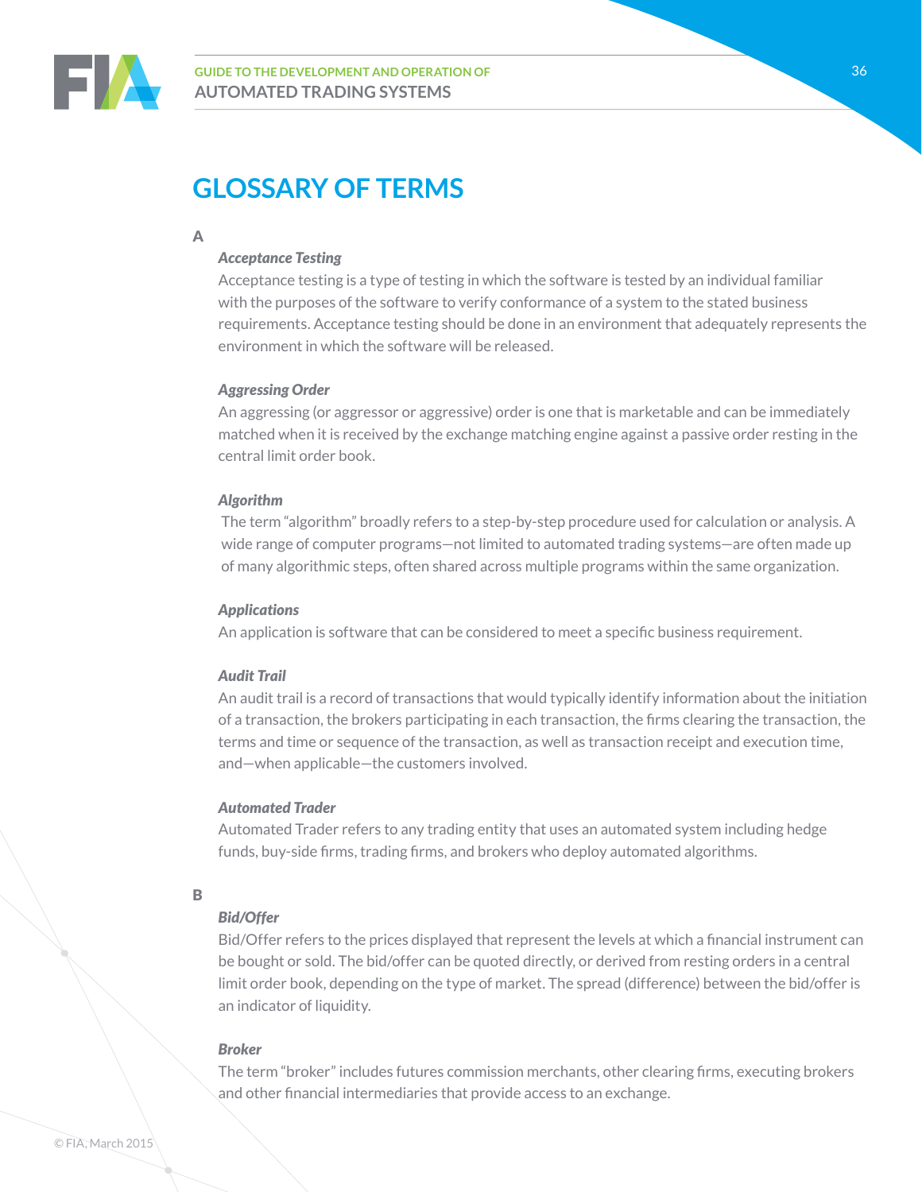# GLOSSARY OF TERMS

## A

### *Acceptance Testing*

Acceptance testing is a type of testing in which the software is tested by an individual familiar with the purposes of the software to verify conformance of a system to the stated business requirements. Acceptance testing should be done in an environment that adequately represents the environment in which the software will be released.

### *Aggressing Order*

An aggressing (or aggressor or aggressive) order is one that is marketable and can be immediately matched when it is received by the exchange matching engine against a passive order resting in the central limit order book.

### *Algorithm*

The term "algorithm" broadly refers to a step-by-step procedure used for calculation or analysis. A wide range of computer programs—not limited to automated trading systems—are often made up of many algorithmic steps, often shared across multiple programs within the same organization.

### *Applications*

An application is software that can be considered to meet a specific business requirement.

### *Audit Trail*

An audit trail is a record of transactions that would typically identify information about the initiation of a transaction, the brokers participating in each transaction, the firms clearing the transaction, the terms and time or sequence of the transaction, as well as transaction receipt and execution time, and—when applicable—the customers involved.

### *Automated Trader*

Automated Trader refers to any trading entity that uses an automated system including hedge funds, buy-side firms, trading firms, and brokers who deploy automated algorithms.

## B

### *Bid/Offer*

Bid/Offer refers to the prices displayed that represent the levels at which a financial instrument can be bought or sold. The bid/offer can be quoted directly, or derived from resting orders in a central limit order book, depending on the type of market. The spread (difference) between the bid/offer is an indicator of liquidity.

### *Broker*

The term "broker" includes futures commission merchants, other clearing firms, executing brokers and other financial intermediaries that provide access to an exchange.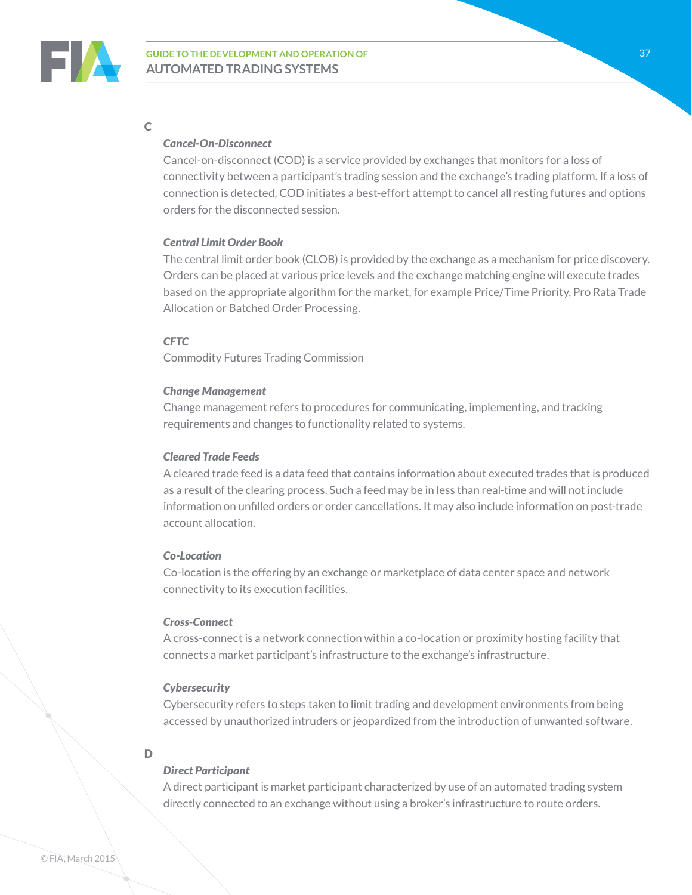## C

### *Cancel-On-Disconnect*

Cancel-on-disconnect (COD) is a service provided by exchanges that monitors for a loss of connectivity between a participant's trading session and the exchange's trading platform. If a loss of connection is detected, COD initiates a best-effort attempt to cancel all resting futures and options orders for the disconnected session.

### *Central Limit Order Book*

The central limit order book (CLOB) is provided by the exchange as a mechanism for price discovery. Orders can be placed at various price levels and the exchange matching engine will execute trades based on the appropriate algorithm for the market, for example Price/Time Priority, Pro Rata Trade Allocation or Batched Order Processing.

### *CFTC*

Commodity Futures Trading Commission

### *Change Management*

Change management refers to procedures for communicating, implementing, and tracking requirements and changes to functionality related to systems.

### *Cleared Trade Feeds*

A cleared trade feed is a data feed that contains information about executed trades that is produced as a result of the clearing process. Such a feed may be in less than real-time and will not include information on unfilled orders or order cancellations. It may also include information on post-trade account allocation.

### *Co-Location*

Co-location is the offering by an exchange or marketplace of data center space and network connectivity to its execution facilities.

### *Cross-Connect*

A cross-connect is a network connection within a co-location or proximity hosting facility that connects a market participant's infrastructure to the exchange's infrastructure.

### *Cybersecurity*

Cybersecurity refers to steps taken to limit trading and development environments from being accessed by unauthorized intruders or jeopardized from the introduction of unwanted software.

## D

### *Direct Participant*

A direct participant is market participant characterized by use of an automated trading system directly connected to an exchange without using a broker's infrastructure to route orders.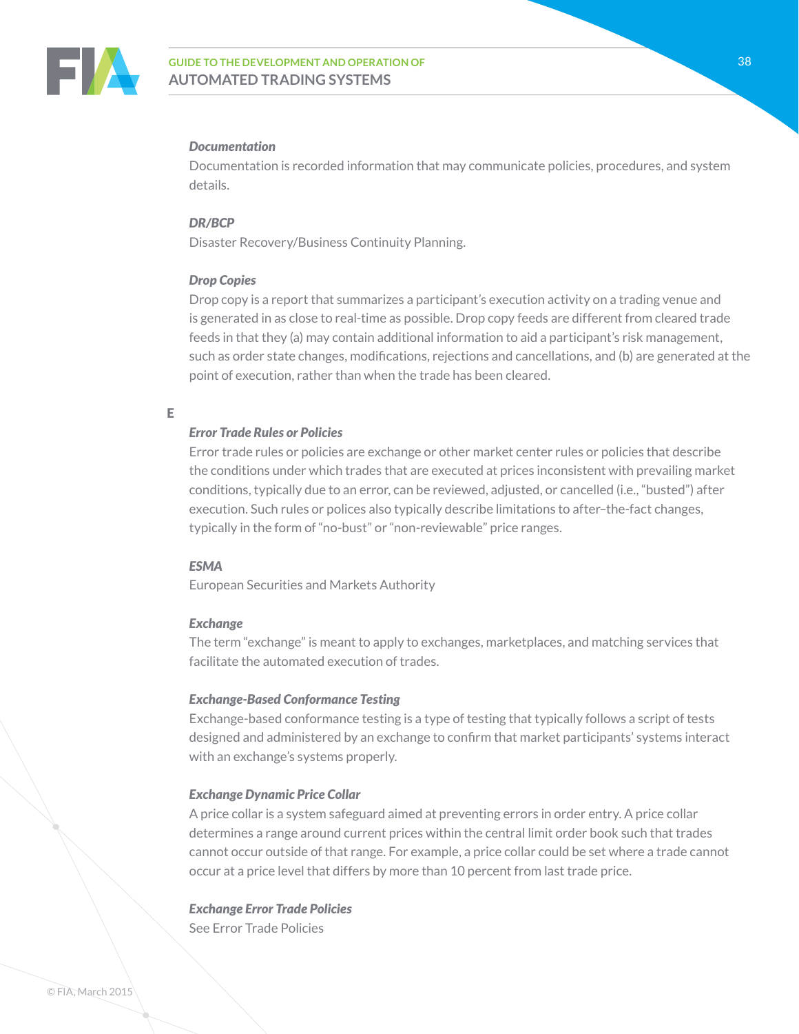***Documentation***

Documentation is recorded information that may communicate policies, procedures, and system details.

***DR/BCP***

Disaster Recovery/Business Continuity Planning.

***Drop Copies***

Drop copy is a report that summarizes a participant's execution activity on a trading venue and is generated in as close to real-time as possible. Drop copy feeds are different from cleared trade feeds in that they (a) may contain additional information to aid a participant's risk management, such as order state changes, modifications, rejections and cancellations, and (b) are generated at the point of execution, rather than when the trade has been cleared.

**E**

***Error Trade Rules or Policies***

Error trade rules or policies are exchange or other market center rules or policies that describe the conditions under which trades that are executed at prices inconsistent with prevailing market conditions, typically due to an error, can be reviewed, adjusted, or cancelled (i.e., "busted") after execution. Such rules or polices also typically describe limitations to after–the-fact changes, typically in the form of "no-bust" or "non-reviewable" price ranges.

***ESMA***

European Securities and Markets Authority

***Exchange***

The term "exchange" is meant to apply to exchanges, marketplaces, and matching services that facilitate the automated execution of trades.

***Exchange-Based Conformance Testing***

Exchange-based conformance testing is a type of testing that typically follows a script of tests designed and administered by an exchange to confirm that market participants' systems interact with an exchange's systems properly.

***Exchange Dynamic Price Collar***

A price collar is a system safeguard aimed at preventing errors in order entry. A price collar determines a range around current prices within the central limit order book such that trades cannot occur outside of that range. For example, a price collar could be set where a trade cannot occur at a price level that differs by more than 10 percent from last trade price.

***Exchange Error Trade Policies***

See Error Trade Policies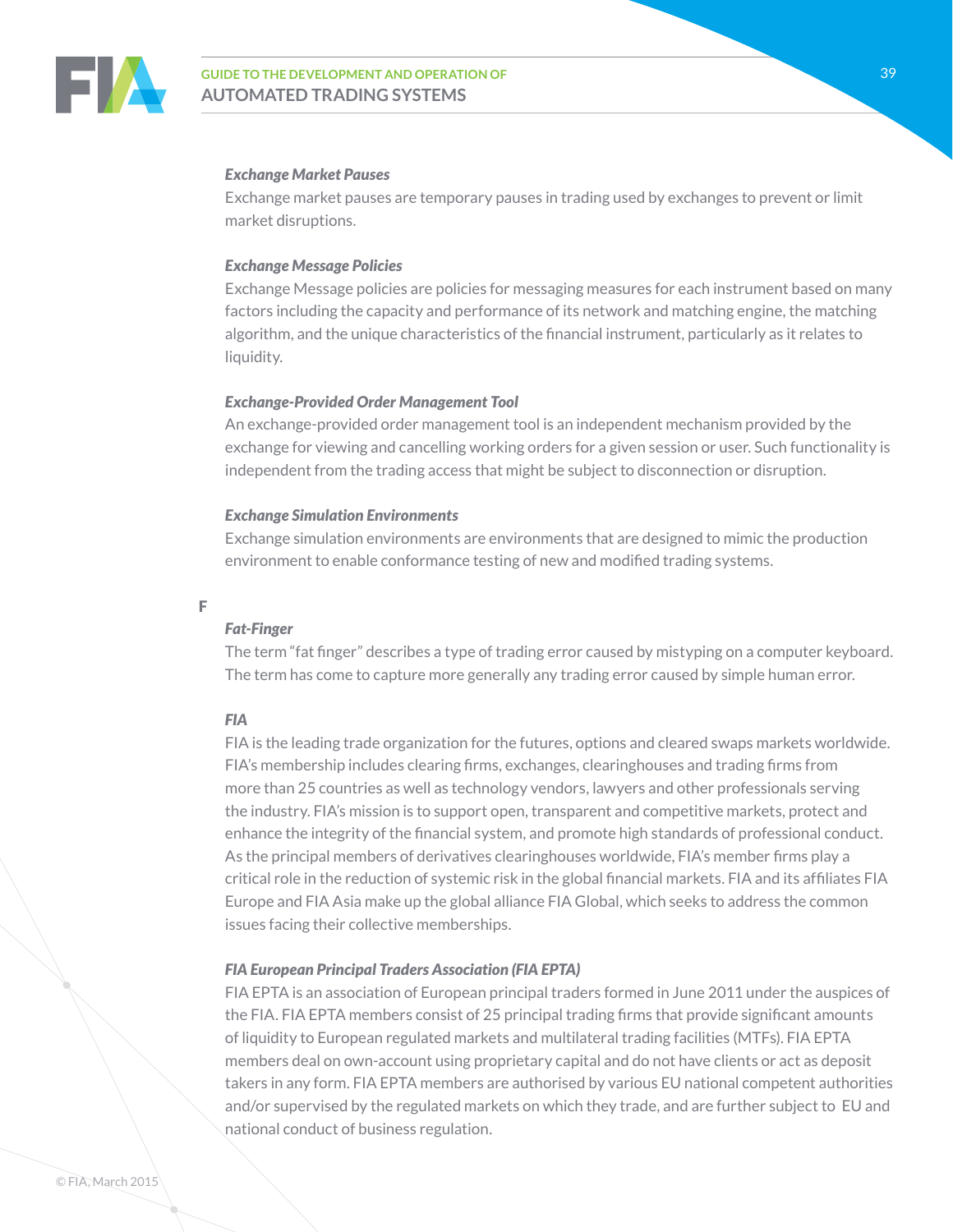***Exchange Market Pauses***

Exchange market pauses are temporary pauses in trading used by exchanges to prevent or limit market disruptions.

***Exchange Message Policies***

Exchange Message policies are policies for messaging measures for each instrument based on many factors including the capacity and performance of its network and matching engine, the matching algorithm, and the unique characteristics of the financial instrument, particularly as it relates to liquidity.

***Exchange-Provided Order Management Tool***

An exchange-provided order management tool is an independent mechanism provided by the exchange for viewing and cancelling working orders for a given session or user. Such functionality is independent from the trading access that might be subject to disconnection or disruption.

***Exchange Simulation Environments***

Exchange simulation environments are environments that are designed to mimic the production environment to enable conformance testing of new and modified trading systems.

## F

***Fat-Finger***

The term "fat finger" describes a type of trading error caused by mistyping on a computer keyboard. The term has come to capture more generally any trading error caused by simple human error.

***FIA***

FIA is the leading trade organization for the futures, options and cleared swaps markets worldwide. FIA's membership includes clearing firms, exchanges, clearinghouses and trading firms from more than 25 countries as well as technology vendors, lawyers and other professionals serving the industry. FIA's mission is to support open, transparent and competitive markets, protect and enhance the integrity of the financial system, and promote high standards of professional conduct. As the principal members of derivatives clearinghouses worldwide, FIA's member firms play a critical role in the reduction of systemic risk in the global financial markets. FIA and its affiliates FIA Europe and FIA Asia make up the global alliance FIA Global, which seeks to address the common issues facing their collective memberships.

***FIA European Principal Traders Association (FIA EPTA)***

FIA EPTA is an association of European principal traders formed in June 2011 under the auspices of the FIA. FIA EPTA members consist of 25 principal trading firms that provide significant amounts of liquidity to European regulated markets and multilateral trading facilities (MTFs). FIA EPTA members deal on own-account using proprietary capital and do not have clients or act as deposit takers in any form. FIA EPTA members are authorised by various EU national competent authorities and/or supervised by the regulated markets on which they trade, and are further subject to EU and national conduct of business regulation.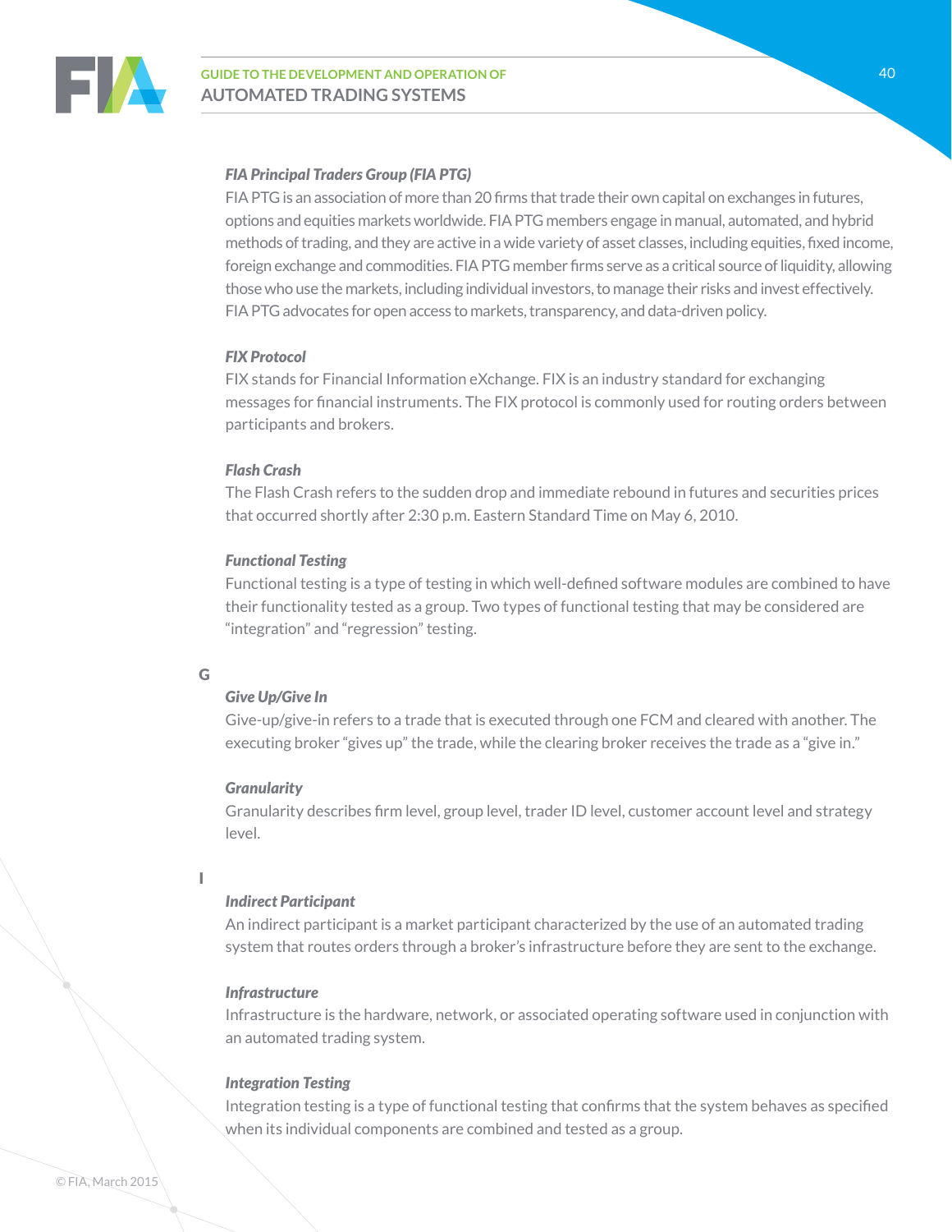***FIA Principal Traders Group (FIA PTG)***

FIA PTG is an association of more than 20 firms that trade their own capital on exchanges in futures, options and equities markets worldwide. FIA PTG members engage in manual, automated, and hybrid methods of trading, and they are active in a wide variety of asset classes, including equities, fixed income, foreign exchange and commodities. FIA PTG member firms serve as a critical source of liquidity, allowing those who use the markets, including individual investors, to manage their risks and invest effectively. FIA PTG advocates for open access to markets, transparency, and data-driven policy.

***FIX Protocol***

FIX stands for Financial Information eXchange. FIX is an industry standard for exchanging messages for financial instruments. The FIX protocol is commonly used for routing orders between participants and brokers.

***Flash Crash***

The Flash Crash refers to the sudden drop and immediate rebound in futures and securities prices that occurred shortly after 2:30 p.m. Eastern Standard Time on May 6, 2010.

***Functional Testing***

Functional testing is a type of testing in which well-defined software modules are combined to have their functionality tested as a group. Two types of functional testing that may be considered are “integration” and “regression” testing.

## G

***Give Up/Give In***

Give-up/give-in refers to a trade that is executed through one FCM and cleared with another. The executing broker “gives up” the trade, while the clearing broker receives the trade as a “give in.”

***Granularity***

Granularity describes firm level, group level, trader ID level, customer account level and strategy level.

## I

***Indirect Participant***

An indirect participant is a market participant characterized by the use of an automated trading system that routes orders through a broker’s infrastructure before they are sent to the exchange.

***Infrastructure***

Infrastructure is the hardware, network, or associated operating software used in conjunction with an automated trading system.

***Integration Testing***

Integration testing is a type of functional testing that confirms that the system behaves as specified when its individual components are combined and tested as a group.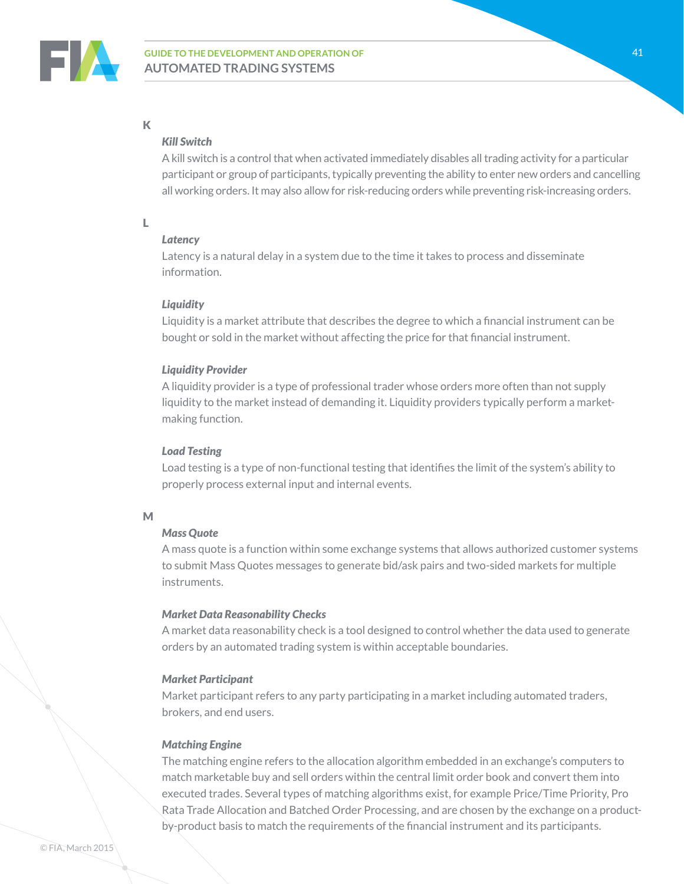## K

### *Kill Switch*

A kill switch is a control that when activated immediately disables all trading activity for a particular participant or group of participants, typically preventing the ability to enter new orders and cancelling all working orders. It may also allow for risk-reducing orders while preventing risk-increasing orders.

## L

### *Latency*

Latency is a natural delay in a system due to the time it takes to process and disseminate information.

### *Liquidity*

Liquidity is a market attribute that describes the degree to which a financial instrument can be bought or sold in the market without affecting the price for that financial instrument.

### *Liquidity Provider*

A liquidity provider is a type of professional trader whose orders more often than not supply liquidity to the market instead of demanding it. Liquidity providers typically perform a market-making function.

### *Load Testing*

Load testing is a type of non-functional testing that identifies the limit of the system's ability to properly process external input and internal events.

## M

### *Mass Quote*

A mass quote is a function within some exchange systems that allows authorized customer systems to submit Mass Quotes messages to generate bid/ask pairs and two-sided markets for multiple instruments.

### *Market Data Reasonability Checks*

A market data reasonability check is a tool designed to control whether the data used to generate orders by an automated trading system is within acceptable boundaries.

### *Market Participant*

Market participant refers to any party participating in a market including automated traders, brokers, and end users.

### *Matching Engine*

The matching engine refers to the allocation algorithm embedded in an exchange's computers to match marketable buy and sell orders within the central limit order book and convert them into executed trades. Several types of matching algorithms exist, for example Price/Time Priority, Pro Rata Trade Allocation and Batched Order Processing, and are chosen by the exchange on a product-by-product basis to match the requirements of the financial instrument and its participants.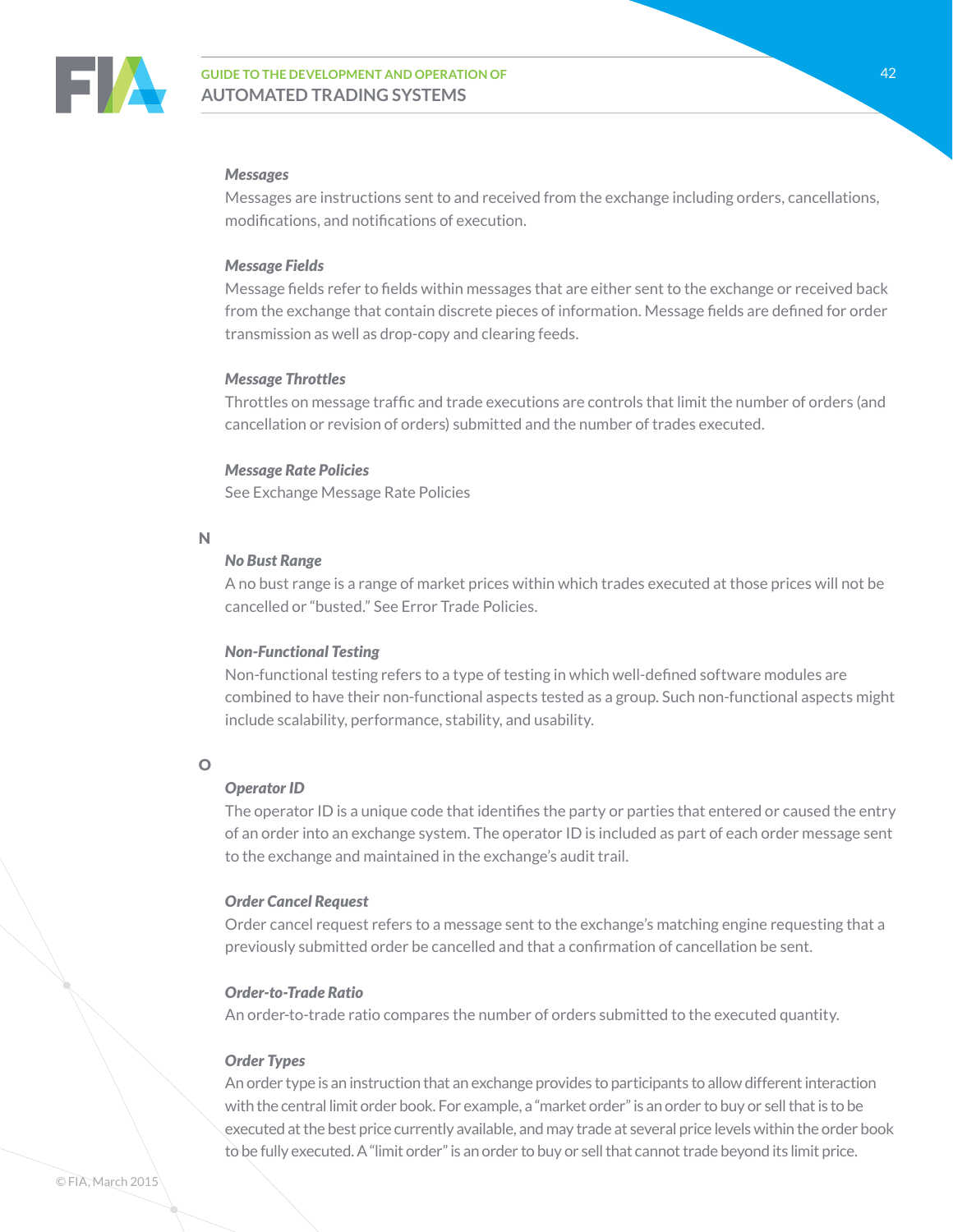### *Messages*

Messages are instructions sent to and received from the exchange including orders, cancellations, modifications, and notifications of execution.

### *Message Fields*

Message fields refer to fields within messages that are either sent to the exchange or received back from the exchange that contain discrete pieces of information. Message fields are defined for order transmission as well as drop-copy and clearing feeds.

### *Message Throttles*

Throttles on message traffic and trade executions are controls that limit the number of orders (and cancellation or revision of orders) submitted and the number of trades executed.

### *Message Rate Policies*

See Exchange Message Rate Policies

## N

### *No Bust Range*

A no bust range is a range of market prices within which trades executed at those prices will not be cancelled or "busted." See Error Trade Policies.

### *Non-Functional Testing*

Non-functional testing refers to a type of testing in which well-defined software modules are combined to have their non-functional aspects tested as a group. Such non-functional aspects might include scalability, performance, stability, and usability.

## O

### *Operator ID*

The operator ID is a unique code that identifies the party or parties that entered or caused the entry of an order into an exchange system. The operator ID is included as part of each order message sent to the exchange and maintained in the exchange's audit trail.

### *Order Cancel Request*

Order cancel request refers to a message sent to the exchange's matching engine requesting that a previously submitted order be cancelled and that a confirmation of cancellation be sent.

### *Order-to-Trade Ratio*

An order-to-trade ratio compares the number of orders submitted to the executed quantity.

### *Order Types*

An order type is an instruction that an exchange provides to participants to allow different interaction with the central limit order book. For example, a "market order" is an order to buy or sell that is to be executed at the best price currently available, and may trade at several price levels within the order book to be fully executed. A "limit order" is an order to buy or sell that cannot trade beyond its limit price.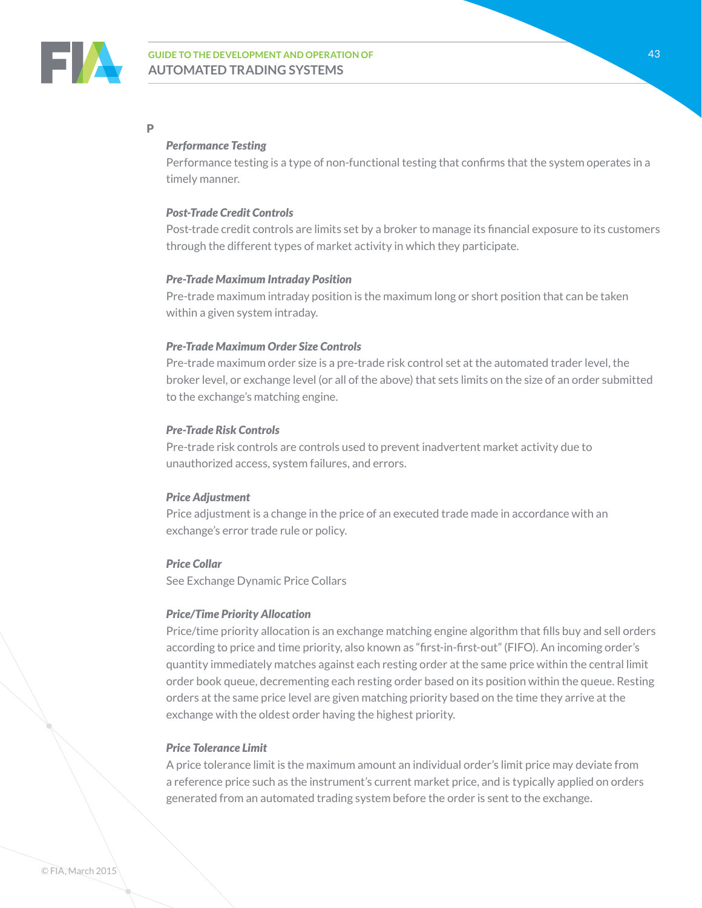## P

***Performance Testing***

Performance testing is a type of non-functional testing that confirms that the system operates in a timely manner.

***Post-Trade Credit Controls***

Post-trade credit controls are limits set by a broker to manage its financial exposure to its customers through the different types of market activity in which they participate.

***Pre-Trade Maximum Intraday Position***

Pre-trade maximum intraday position is the maximum long or short position that can be taken within a given system intraday.

***Pre-Trade Maximum Order Size Controls***

Pre-trade maximum order size is a pre-trade risk control set at the automated trader level, the broker level, or exchange level (or all of the above) that sets limits on the size of an order submitted to the exchange's matching engine.

***Pre-Trade Risk Controls***

Pre-trade risk controls are controls used to prevent inadvertent market activity due to unauthorized access, system failures, and errors.

***Price Adjustment***

Price adjustment is a change in the price of an executed trade made in accordance with an exchange's error trade rule or policy.

***Price Collar***

See Exchange Dynamic Price Collars

***Price/Time Priority Allocation***

Price/time priority allocation is an exchange matching engine algorithm that fills buy and sell orders according to price and time priority, also known as "first-in-first-out" (FIFO). An incoming order's quantity immediately matches against each resting order at the same price within the central limit order book queue, decrementing each resting order based on its position within the queue. Resting orders at the same price level are given matching priority based on the time they arrive at the exchange with the oldest order having the highest priority.

***Price Tolerance Limit***

A price tolerance limit is the maximum amount an individual order's limit price may deviate from a reference price such as the instrument's current market price, and is typically applied on orders generated from an automated trading system before the order is sent to the exchange.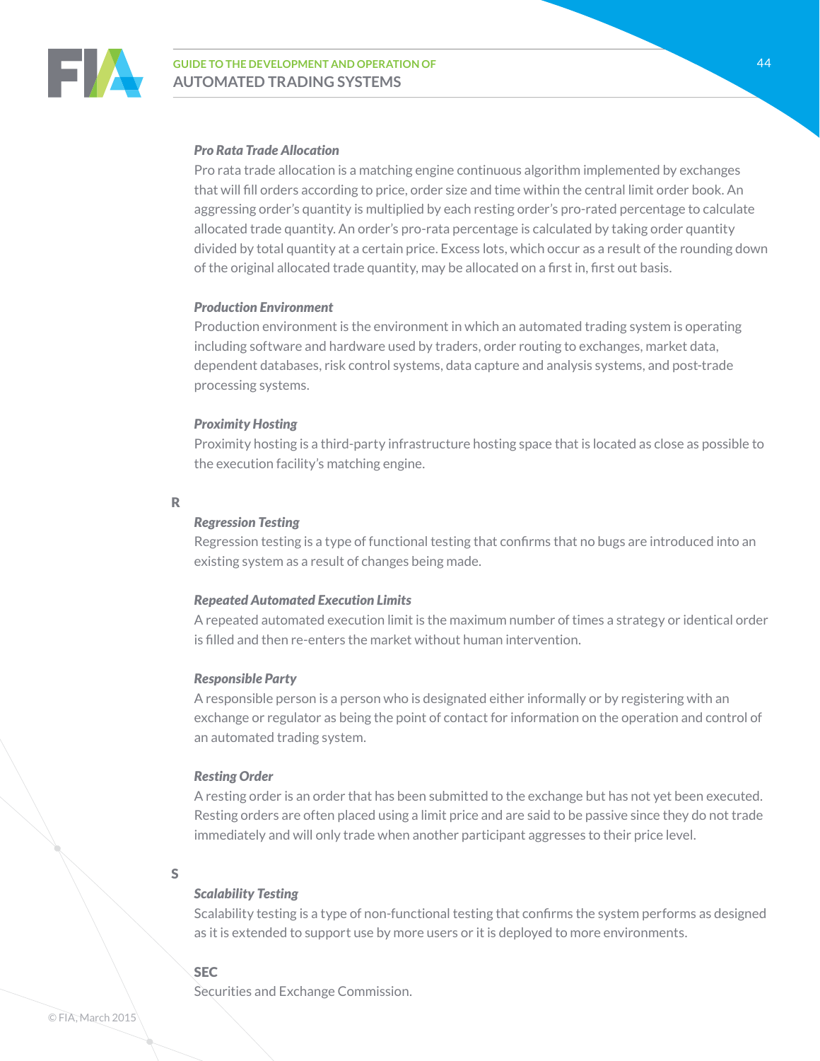***Pro Rata Trade Allocation***

Pro rata trade allocation is a matching engine continuous algorithm implemented by exchanges that will fill orders according to price, order size and time within the central limit order book. An aggressing order's quantity is multiplied by each resting order's pro-rated percentage to calculate allocated trade quantity. An order's pro-rata percentage is calculated by taking order quantity divided by total quantity at a certain price. Excess lots, which occur as a result of the rounding down of the original allocated trade quantity, may be allocated on a first in, first out basis.

***Production Environment***

Production environment is the environment in which an automated trading system is operating including software and hardware used by traders, order routing to exchanges, market data, dependent databases, risk control systems, data capture and analysis systems, and post-trade processing systems.

***Proximity Hosting***

Proximity hosting is a third-party infrastructure hosting space that is located as close as possible to the execution facility's matching engine.

## R

***Regression Testing***

Regression testing is a type of functional testing that confirms that no bugs are introduced into an existing system as a result of changes being made.

***Repeated Automated Execution Limits***

A repeated automated execution limit is the maximum number of times a strategy or identical order is filled and then re-enters the market without human intervention.

***Responsible Party***

A responsible person is a person who is designated either informally or by registering with an exchange or regulator as being the point of contact for information on the operation and control of an automated trading system.

***Resting Order***

A resting order is an order that has been submitted to the exchange but has not yet been executed. Resting orders are often placed using a limit price and are said to be passive since they do not trade immediately and will only trade when another participant aggresses to their price level.

## S

***Scalability Testing***

Scalability testing is a type of non-functional testing that confirms the system performs as designed as it is extended to support use by more users or it is deployed to more environments.

**SEC**

Securities and Exchange Commission.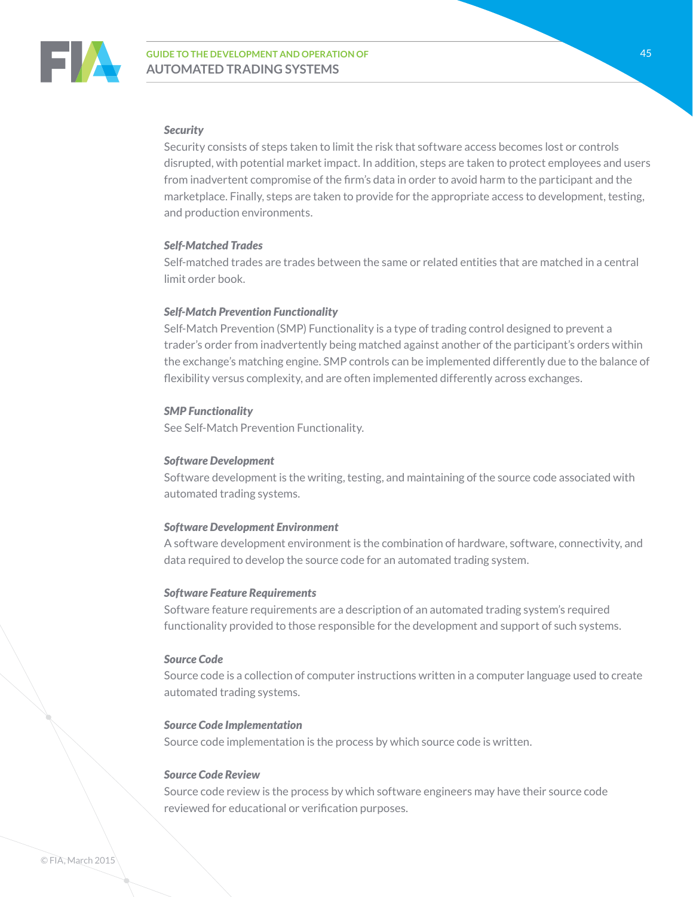***Security***

Security consists of steps taken to limit the risk that software access becomes lost or controls disrupted, with potential market impact. In addition, steps are taken to protect employees and users from inadvertent compromise of the firm's data in order to avoid harm to the participant and the marketplace. Finally, steps are taken to provide for the appropriate access to development, testing, and production environments.

***Self-Matched Trades***

Self-matched trades are trades between the same or related entities that are matched in a central limit order book.

***Self-Match Prevention Functionality***

Self-Match Prevention (SMP) Functionality is a type of trading control designed to prevent a trader's order from inadvertently being matched against another of the participant's orders within the exchange's matching engine. SMP controls can be implemented differently due to the balance of flexibility versus complexity, and are often implemented differently across exchanges.

***SMP Functionality***

See Self-Match Prevention Functionality.

***Software Development***

Software development is the writing, testing, and maintaining of the source code associated with automated trading systems.

***Software Development Environment***

A software development environment is the combination of hardware, software, connectivity, and data required to develop the source code for an automated trading system.

***Software Feature Requirements***

Software feature requirements are a description of an automated trading system's required functionality provided to those responsible for the development and support of such systems.

***Source Code***

Source code is a collection of computer instructions written in a computer language used to create automated trading systems.

***Source Code Implementation***

Source code implementation is the process by which source code is written.

***Source Code Review***

Source code review is the process by which software engineers may have their source code reviewed for educational or verification purposes.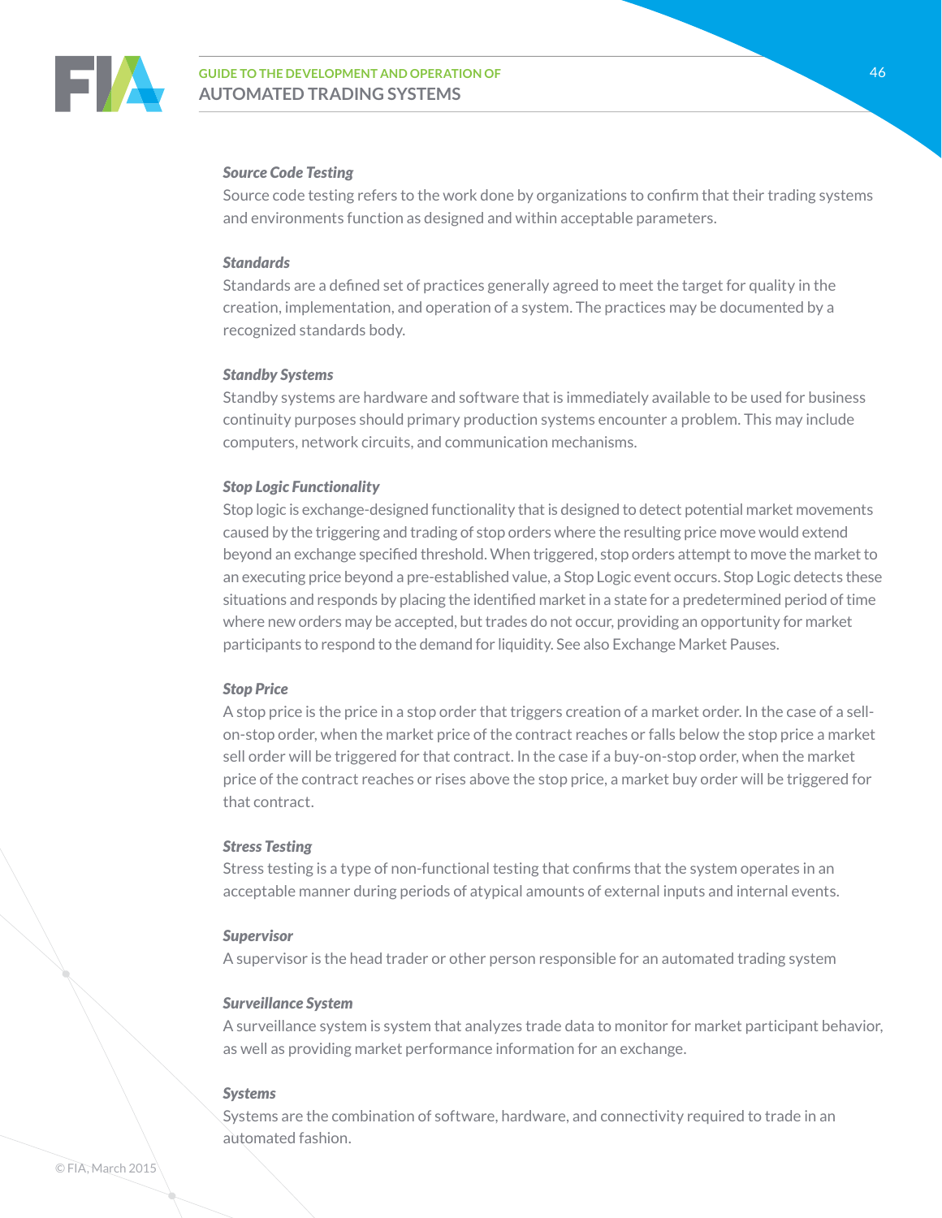***Source Code Testing***

Source code testing refers to the work done by organizations to confirm that their trading systems and environments function as designed and within acceptable parameters.

***Standards***

Standards are a defined set of practices generally agreed to meet the target for quality in the creation, implementation, and operation of a system. The practices may be documented by a recognized standards body.

***Standby Systems***

Standby systems are hardware and software that is immediately available to be used for business continuity purposes should primary production systems encounter a problem. This may include computers, network circuits, and communication mechanisms.

***Stop Logic Functionality***

Stop logic is exchange-designed functionality that is designed to detect potential market movements caused by the triggering and trading of stop orders where the resulting price move would extend beyond an exchange specified threshold. When triggered, stop orders attempt to move the market to an executing price beyond a pre-established value, a Stop Logic event occurs. Stop Logic detects these situations and responds by placing the identified market in a state for a predetermined period of time where new orders may be accepted, but trades do not occur, providing an opportunity for market participants to respond to the demand for liquidity. See also Exchange Market Pauses.

***Stop Price***

A stop price is the price in a stop order that triggers creation of a market order. In the case of a sell-on-stop order, when the market price of the contract reaches or falls below the stop price a market sell order will be triggered for that contract. In the case if a buy-on-stop order, when the market price of the contract reaches or rises above the stop price, a market buy order will be triggered for that contract.

***Stress Testing***

Stress testing is a type of non-functional testing that confirms that the system operates in an acceptable manner during periods of atypical amounts of external inputs and internal events.

***Supervisor***

A supervisor is the head trader or other person responsible for an automated trading system

***Surveillance System***

A surveillance system is system that analyzes trade data to monitor for market participant behavior, as well as providing market performance information for an exchange.

***Systems***

Systems are the combination of software, hardware, and connectivity required to trade in an automated fashion.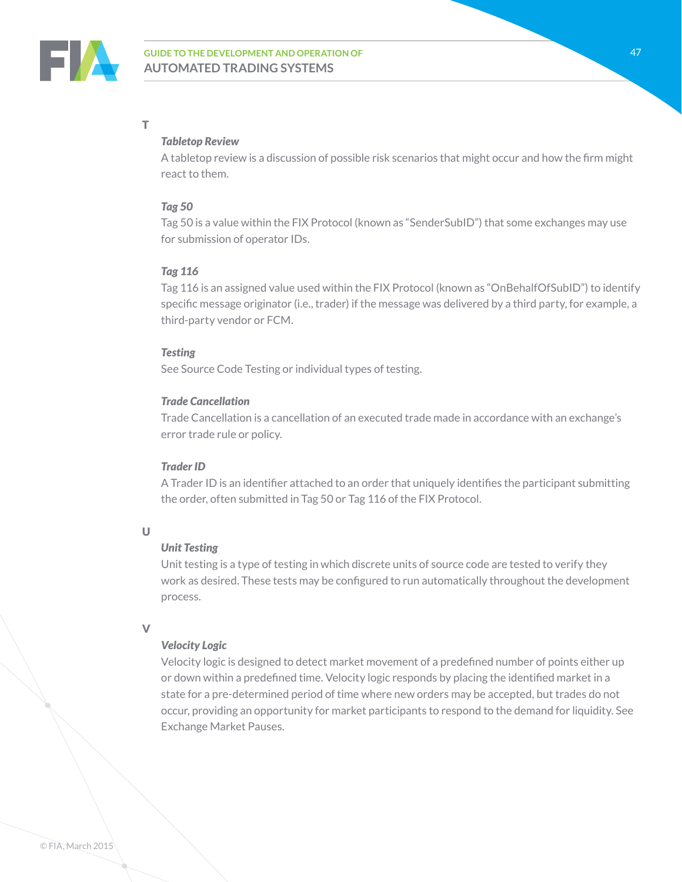## T

### *Tabletop Review*

A tabletop review is a discussion of possible risk scenarios that might occur and how the firm might react to them.

### *Tag 50*

Tag 50 is a value within the FIX Protocol (known as "SenderSubID") that some exchanges may use for submission of operator IDs.

### *Tag 116*

Tag 116 is an assigned value used within the FIX Protocol (known as "OnBehalfOfSubID") to identify specific message originator (i.e., trader) if the message was delivered by a third party, for example, a third-party vendor or FCM.

### *Testing*

See Source Code Testing or individual types of testing.

### *Trade Cancellation*

Trade Cancellation is a cancellation of an executed trade made in accordance with an exchange's error trade rule or policy.

### *Trader ID*

A Trader ID is an identifier attached to an order that uniquely identifies the participant submitting the order, often submitted in Tag 50 or Tag 116 of the FIX Protocol.

## U

### *Unit Testing*

Unit testing is a type of testing in which discrete units of source code are tested to verify they work as desired. These tests may be configured to run automatically throughout the development process.

## V

### *Velocity Logic*

Velocity logic is designed to detect market movement of a predefined number of points either up or down within a predefined time. Velocity logic responds by placing the identified market in a state for a pre-determined period of time where new orders may be accepted, but trades do not occur, providing an opportunity for market participants to respond to the demand for liquidity. See Exchange Market Pauses.

© FIA, March 2015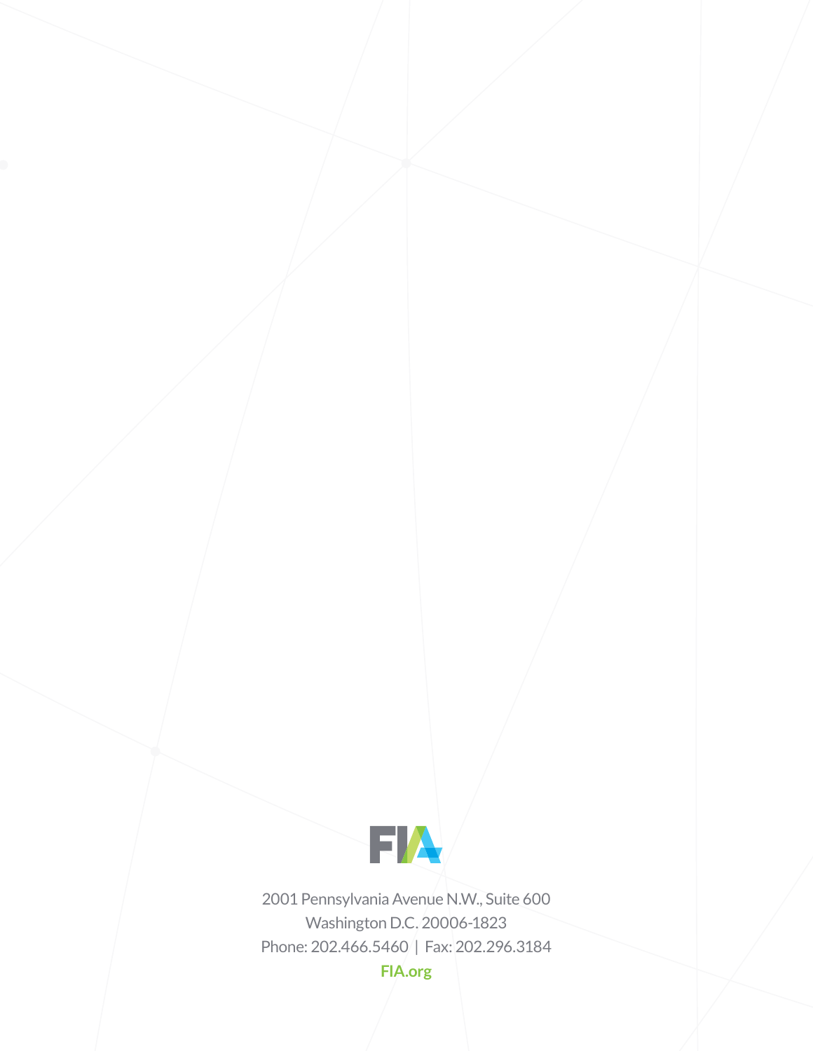FIA

2001 Pennsylvania Avenue N.W., Suite 600
Washington D.C. 20006-1823
Phone: 202.466.5460 | Fax: 202.296.3184
**FIA.org**